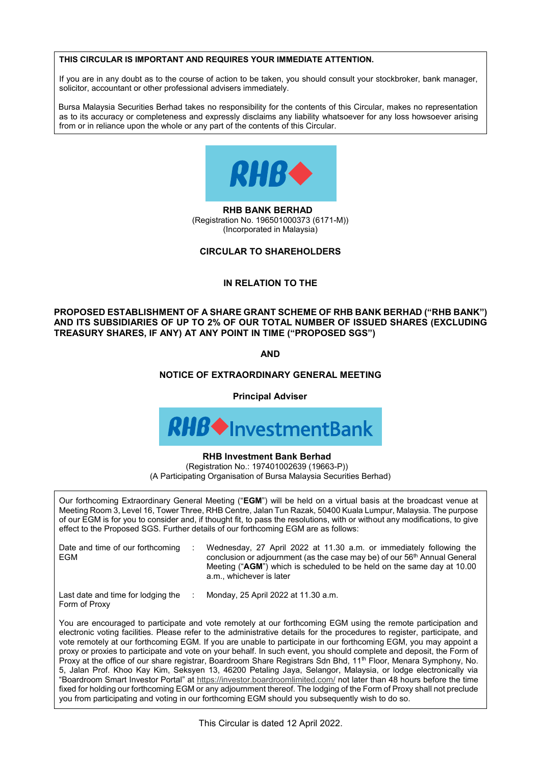**THIS CIRCULAR IS IMPORTANT AND REQUIRES YOUR IMMEDIATE ATTENTION.**

If you are in any doubt as to the course of action to be taken, you should consult your stockbroker, bank manager, solicitor, accountant or other professional advisers immediately.

Bursa Malaysia Securities Berhad takes no responsibility for the contents of this Circular, makes no representation as to its accuracy or completeness and expressly disclaims any liability whatsoever for any loss howsoever arising from or in reliance upon the whole or any part of the contents of this Circular.

**RHB BANK BERHAD**
(Registration No. 196501000373 (6171-M))
(Incorporated in Malaysia)

**CIRCULAR TO SHAREHOLDERS**

**IN RELATION TO THE**

**PROPOSED ESTABLISHMENT OF A SHARE GRANT SCHEME OF RHB BANK BERHAD ("RHB BANK") AND ITS SUBSIDIARIES OF UP TO 2% OF OUR TOTAL NUMBER OF ISSUED SHARES (EXCLUDING TREASURY SHARES, IF ANY) AT ANY POINT IN TIME ("PROPOSED SGS")**

**AND**

**NOTICE OF EXTRAORDINARY GENERAL MEETING**

**Principal Adviser**

**RHB Investment Bank Berhad**
(Registration No.: 197401002639 (19663-P))
(A Participating Organisation of Bursa Malaysia Securities Berhad)

Our forthcoming Extraordinary General Meeting ("**EGM**") will be held on a virtual basis at the broadcast venue at Meeting Room 3, Level 16, Tower Three, RHB Centre, Jalan Tun Razak, 50400 Kuala Lumpur, Malaysia. The purpose of our EGM is for you to consider and, if thought fit, to pass the resolutions, with or without any modifications, to give effect to the Proposed SGS. Further details of our forthcoming EGM are as follows:

| | | |
|---|---|---|
| Date and time of our forthcoming EGM | : | Wednesday, 27 April 2022 at 11.30 a.m. or immediately following the conclusion or adjournment (as the case may be) of our 56th Annual General Meeting ("**AGM**") which is scheduled to be held on the same day at 10.00 a.m., whichever is later |
| Last date and time for lodging the Form of Proxy | : | Monday, 25 April 2022 at 11.30 a.m. |

You are encouraged to participate and vote remotely at our forthcoming EGM using the remote participation and electronic voting facilities. Please refer to the administrative details for the procedures to register, participate, and vote remotely at our forthcoming EGM. If you are unable to participate in our forthcoming EGM, you may appoint a proxy or proxies to participate and vote on your behalf. In such event, you should complete and deposit, the Form of Proxy at the office of our share registrar, Boardroom Share Registrars Sdn Bhd, 11th Floor, Menara Symphony, No. 5, Jalan Prof. Khoo Kay Kim, Seksyen 13, 46200 Petaling Jaya, Selangor, Malaysia, or lodge electronically via "Boardroom Smart Investor Portal" at https://investor.boardroomlimited.com/ not later than 48 hours before the time fixed for holding our forthcoming EGM or any adjournment thereof. The lodging of the Form of Proxy shall not preclude you from participating and voting in our forthcoming EGM should you subsequently wish to do so.

This Circular is dated 12 April 2022.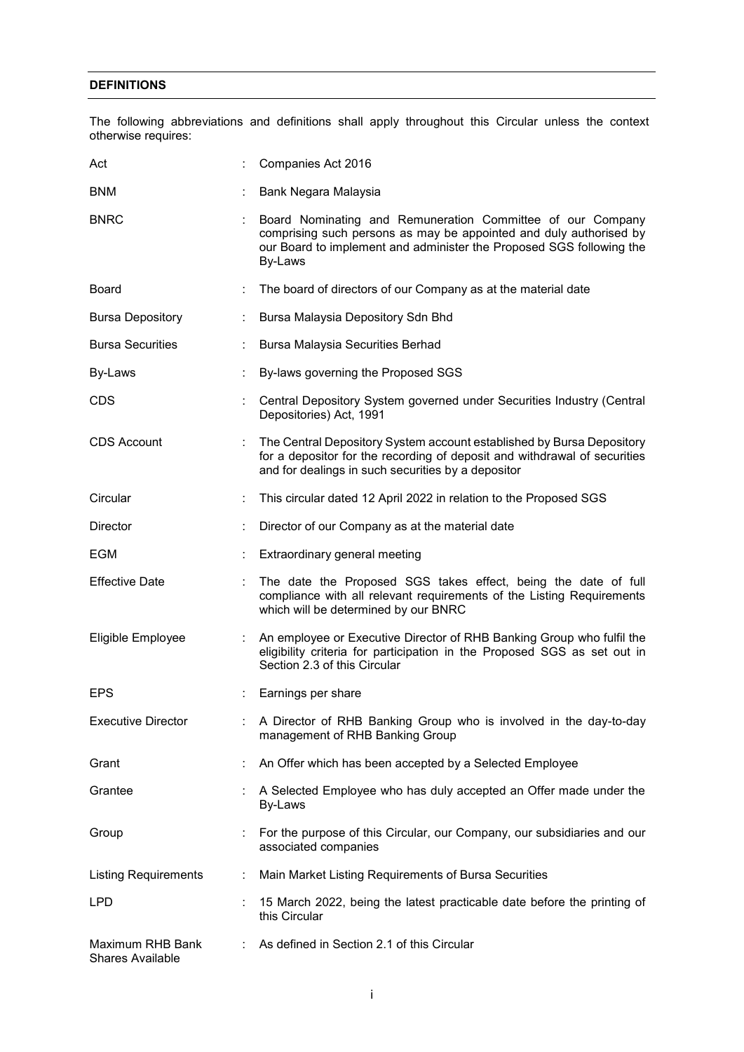## DEFINITIONS

The following abbreviations and definitions shall apply throughout this Circular unless the context otherwise requires:

| | | |
|---|---|---|
| Act | : | Companies Act 2016 |
| BNM | : | Bank Negara Malaysia |
| BNRC | : | Board Nominating and Remuneration Committee of our Company comprising such persons as may be appointed and duly authorised by our Board to implement and administer the Proposed SGS following the By-Laws |
| Board | : | The board of directors of our Company as at the material date |
| Bursa Depository | : | Bursa Malaysia Depository Sdn Bhd |
| Bursa Securities | : | Bursa Malaysia Securities Berhad |
| By-Laws | : | By-laws governing the Proposed SGS |
| CDS | : | Central Depository System governed under Securities Industry (Central Depositories) Act, 1991 |
| CDS Account | : | The Central Depository System account established by Bursa Depository for a depositor for the recording of deposit and withdrawal of securities and for dealings in such securities by a depositor |
| Circular | : | This circular dated 12 April 2022 in relation to the Proposed SGS |
| Director | : | Director of our Company as at the material date |
| EGM | : | Extraordinary general meeting |
| Effective Date | : | The date the Proposed SGS takes effect, being the date of full compliance with all relevant requirements of the Listing Requirements which will be determined by our BNRC |
| Eligible Employee | : | An employee or Executive Director of RHB Banking Group who fulfil the eligibility criteria for participation in the Proposed SGS as set out in Section 2.3 of this Circular |
| EPS | : | Earnings per share |
| Executive Director | : | A Director of RHB Banking Group who is involved in the day-to-day management of RHB Banking Group |
| Grant | : | An Offer which has been accepted by a Selected Employee |
| Grantee | : | A Selected Employee who has duly accepted an Offer made under the By-Laws |
| Group | : | For the purpose of this Circular, our Company, our subsidiaries and our associated companies |
| Listing Requirements | : | Main Market Listing Requirements of Bursa Securities |
| LPD | : | 15 March 2022, being the latest practicable date before the printing of this Circular |
| Maximum RHB Bank Shares Available | : | As defined in Section 2.1 of this Circular |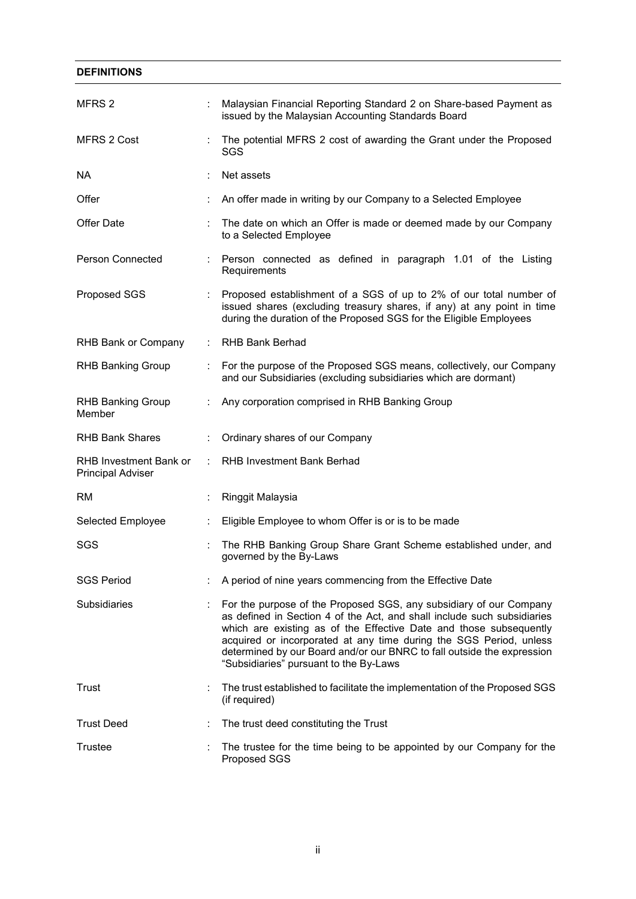## DEFINITIONS

| | | |
|---|---|---|
| MFRS 2 | : | Malaysian Financial Reporting Standard 2 on Share-based Payment as issued by the Malaysian Accounting Standards Board |
| MFRS 2 Cost | : | The potential MFRS 2 cost of awarding the Grant under the Proposed SGS |
| NA | : | Net assets |
| Offer | : | An offer made in writing by our Company to a Selected Employee |
| Offer Date | : | The date on which an Offer is made or deemed made by our Company to a Selected Employee |
| Person Connected | : | Person connected as defined in paragraph 1.01 of the Listing Requirements |
| Proposed SGS | : | Proposed establishment of a SGS of up to 2% of our total number of issued shares (excluding treasury shares, if any) at any point in time during the duration of the Proposed SGS for the Eligible Employees |
| RHB Bank or Company | : | RHB Bank Berhad |
| RHB Banking Group | : | For the purpose of the Proposed SGS means, collectively, our Company and our Subsidiaries (excluding subsidiaries which are dormant) |
| RHB Banking Group Member | : | Any corporation comprised in RHB Banking Group |
| RHB Bank Shares | : | Ordinary shares of our Company |
| RHB Investment Bank or Principal Adviser | : | RHB Investment Bank Berhad |
| RM | : | Ringgit Malaysia |
| Selected Employee | : | Eligible Employee to whom Offer is or is to be made |
| SGS | : | The RHB Banking Group Share Grant Scheme established under, and governed by the By-Laws |
| SGS Period | : | A period of nine years commencing from the Effective Date |
| Subsidiaries | : | For the purpose of the Proposed SGS, any subsidiary of our Company as defined in Section 4 of the Act, and shall include such subsidiaries which are existing as of the Effective Date and those subsequently acquired or incorporated at any time during the SGS Period, unless determined by our Board and/or our BNRC to fall outside the expression "Subsidiaries" pursuant to the By-Laws |
| Trust | : | The trust established to facilitate the implementation of the Proposed SGS (if required) |
| Trust Deed | : | The trust deed constituting the Trust |
| Trustee | : | The trustee for the time being to be appointed by our Company for the Proposed SGS |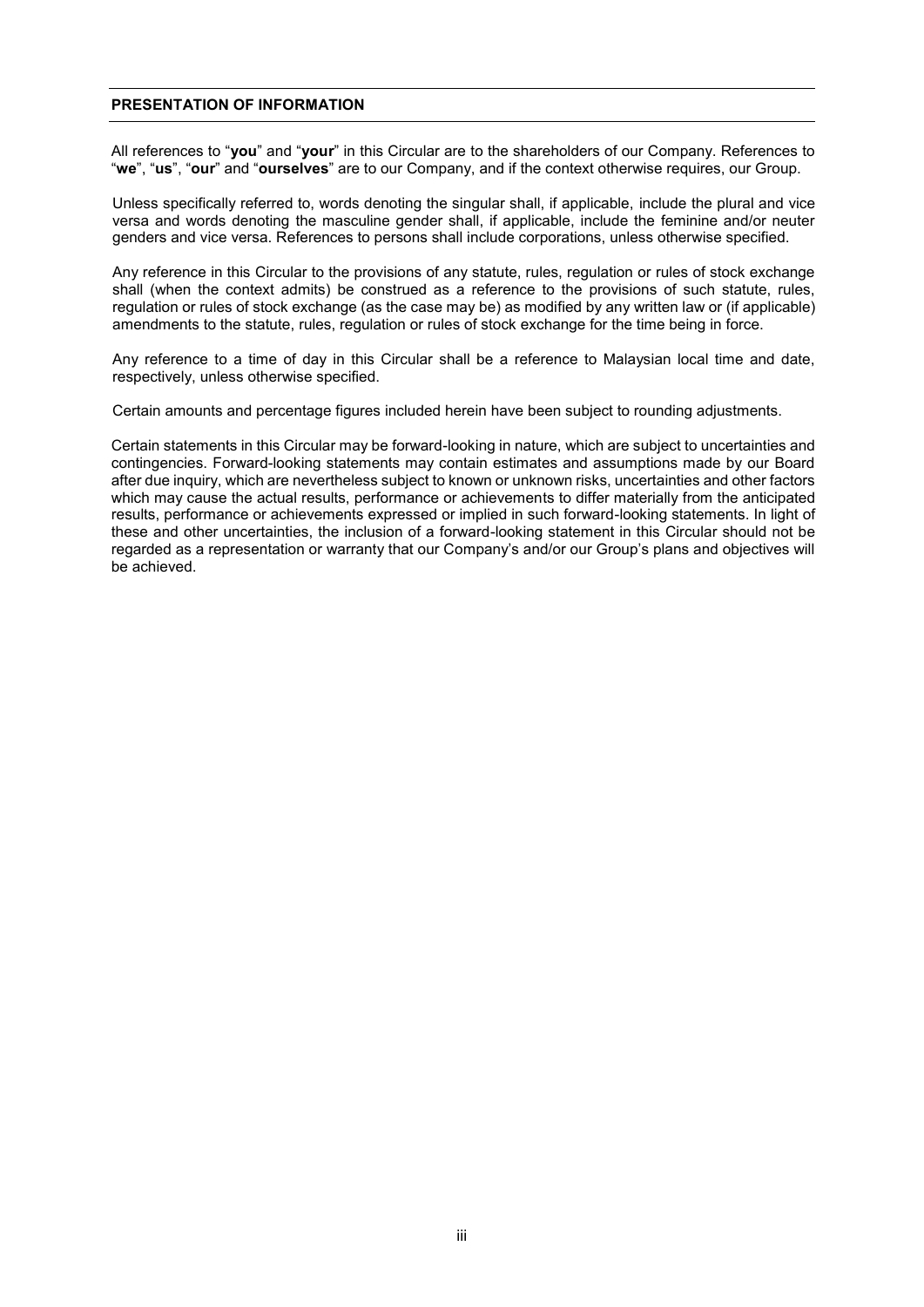## PRESENTATION OF INFORMATION

All references to "**you**" and "**your**" in this Circular are to the shareholders of our Company. References to "**we**", "**us**", "**our**" and "**ourselves**" are to our Company, and if the context otherwise requires, our Group.

Unless specifically referred to, words denoting the singular shall, if applicable, include the plural and vice versa and words denoting the masculine gender shall, if applicable, include the feminine and/or neuter genders and vice versa. References to persons shall include corporations, unless otherwise specified.

Any reference in this Circular to the provisions of any statute, rules, regulation or rules of stock exchange shall (when the context admits) be construed as a reference to the provisions of such statute, rules, regulation or rules of stock exchange (as the case may be) as modified by any written law or (if applicable) amendments to the statute, rules, regulation or rules of stock exchange for the time being in force.

Any reference to a time of day in this Circular shall be a reference to Malaysian local time and date, respectively, unless otherwise specified.

Certain amounts and percentage figures included herein have been subject to rounding adjustments.

Certain statements in this Circular may be forward-looking in nature, which are subject to uncertainties and contingencies. Forward-looking statements may contain estimates and assumptions made by our Board after due inquiry, which are nevertheless subject to known or unknown risks, uncertainties and other factors which may cause the actual results, performance or achievements to differ materially from the anticipated results, performance or achievements expressed or implied in such forward-looking statements. In light of these and other uncertainties, the inclusion of a forward-looking statement in this Circular should not be regarded as a representation or warranty that our Company's and/or our Group's plans and objectives will be achieved.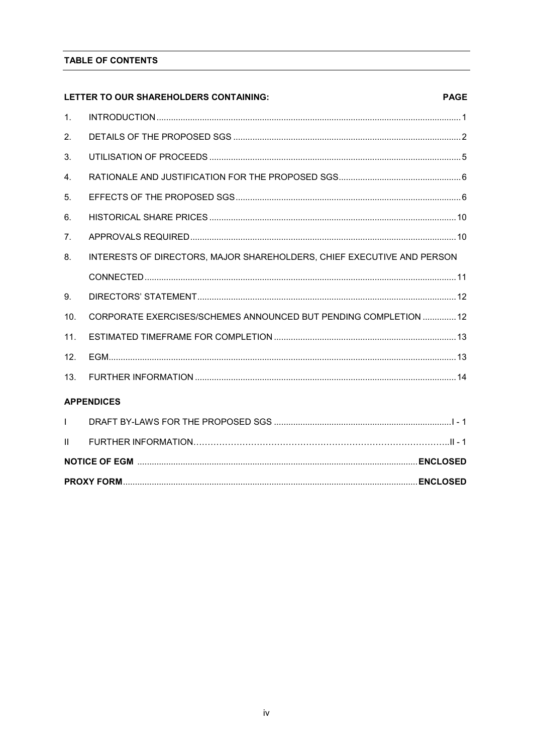## TABLE OF CONTENTS

| LETTER TO OUR SHAREHOLDERS CONTAINING: | | PAGE |
|---|---|---|
| 1. | INTRODUCTION | 1 |
| 2. | DETAILS OF THE PROPOSED SGS | 2 |
| 3. | UTILISATION OF PROCEEDS | 5 |
| 4. | RATIONALE AND JUSTIFICATION FOR THE PROPOSED SGS | 6 |
| 5. | EFFECTS OF THE PROPOSED SGS | 6 |
| 6. | HISTORICAL SHARE PRICES | 10 |
| 7. | APPROVALS REQUIRED | 10 |
| 8. | INTERESTS OF DIRECTORS, MAJOR SHAREHOLDERS, CHIEF EXECUTIVE AND PERSON CONNECTED | 11 |
| 9. | DIRECTORS' STATEMENT | 12 |
| 10. | CORPORATE EXERCISES/SCHEMES ANNOUNCED BUT PENDING COMPLETION | 12 |
| 11. | ESTIMATED TIMEFRAME FOR COMPLETION | 13 |
| 12. | EGM | 13 |
| 13. | FURTHER INFORMATION | 14 |
| **APPENDICES** | | |
| I | DRAFT BY-LAWS FOR THE PROPOSED SGS | I - 1 |
| II | FURTHER INFORMATION | II - 1 |
| **NOTICE OF EGM** | | **ENCLOSED** |
| **PROXY FORM** | | **ENCLOSED** |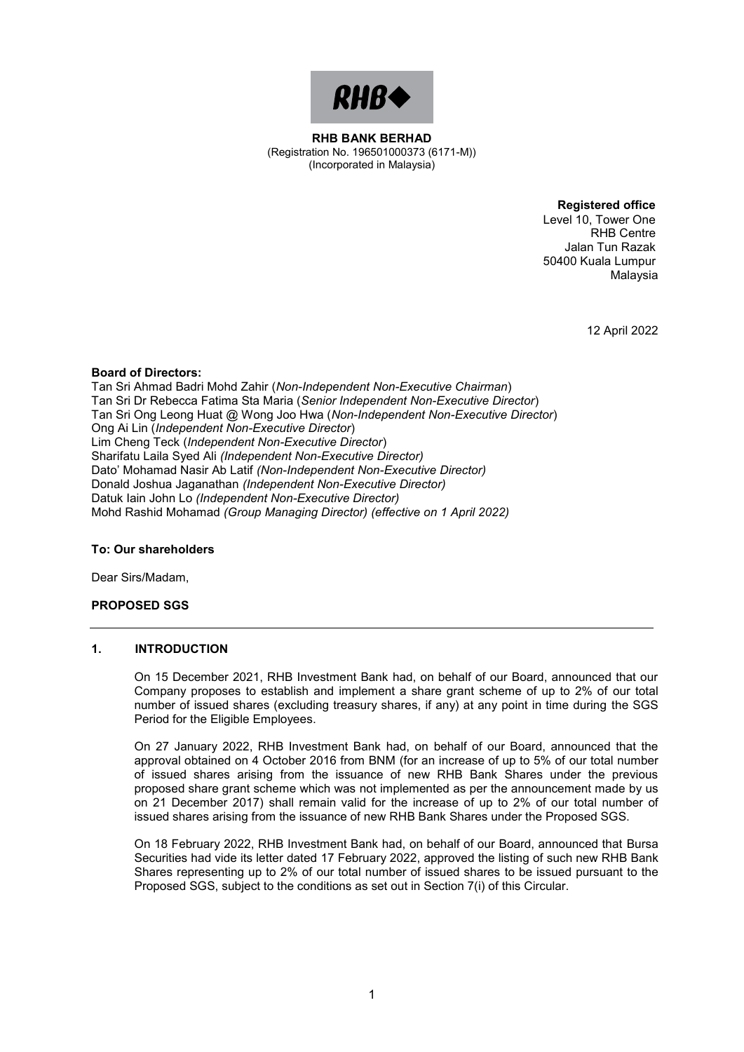**RHB BANK BERHAD**
(Registration No. 196501000373 (6171-M))
(Incorporated in Malaysia)

**Registered office**
Level 10, Tower One
RHB Centre
Jalan Tun Razak
50400 Kuala Lumpur
Malaysia

12 April 2022

**Board of Directors:**
Tan Sri Ahmad Badri Mohd Zahir (*Non-Independent Non-Executive Chairman*)
Tan Sri Dr Rebecca Fatima Sta Maria (*Senior Independent Non-Executive Director*)
Tan Sri Ong Leong Huat @ Wong Joo Hwa (*Non-Independent Non-Executive Director*)
Ong Ai Lin (*Independent Non-Executive Director*)
Lim Cheng Teck (*Independent Non-Executive Director*)
Sharifatu Laila Syed Ali *(Independent Non-Executive Director)*
Dato' Mohamad Nasir Ab Latif *(Non-Independent Non-Executive Director)*
Donald Joshua Jaganathan *(Independent Non-Executive Director)*
Datuk Iain John Lo *(Independent Non-Executive Director)*
Mohd Rashid Mohamad *(Group Managing Director) (effective on 1 April 2022)*

**To: Our shareholders**

Dear Sirs/Madam,

**PROPOSED SGS**

---

## 1. INTRODUCTION

On 15 December 2021, RHB Investment Bank had, on behalf of our Board, announced that our Company proposes to establish and implement a share grant scheme of up to 2% of our total number of issued shares (excluding treasury shares, if any) at any point in time during the SGS Period for the Eligible Employees.

On 27 January 2022, RHB Investment Bank had, on behalf of our Board, announced that the approval obtained on 4 October 2016 from BNM (for an increase of up to 5% of our total number of issued shares arising from the issuance of new RHB Bank Shares under the previous proposed share grant scheme which was not implemented as per the announcement made by us on 21 December 2017) shall remain valid for the increase of up to 2% of our total number of issued shares arising from the issuance of new RHB Bank Shares under the Proposed SGS.

On 18 February 2022, RHB Investment Bank had, on behalf of our Board, announced that Bursa Securities had vide its letter dated 17 February 2022, approved the listing of such new RHB Bank Shares representing up to 2% of our total number of issued shares to be issued pursuant to the Proposed SGS, subject to the conditions as set out in Section 7(i) of this Circular.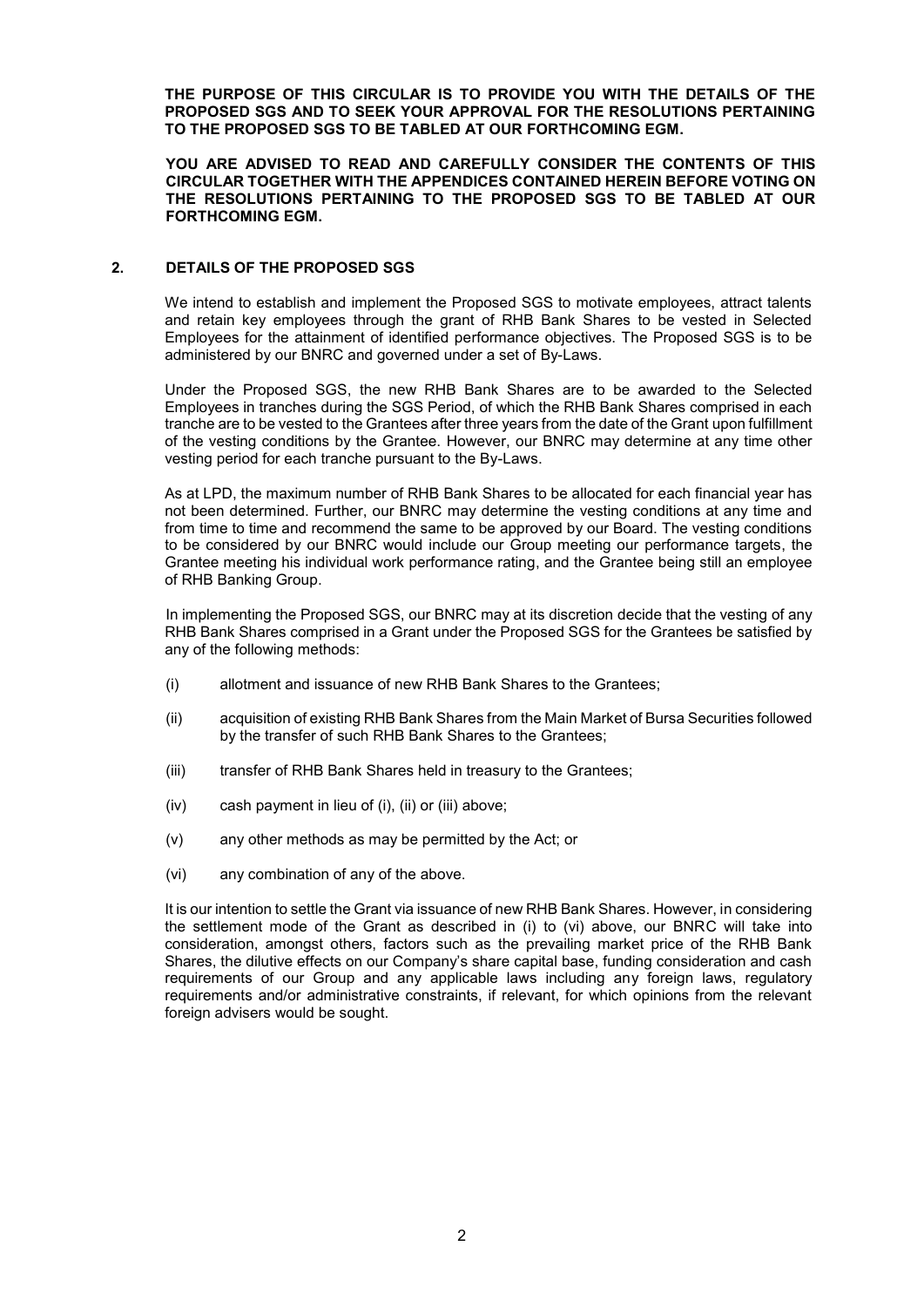**THE PURPOSE OF THIS CIRCULAR IS TO PROVIDE YOU WITH THE DETAILS OF THE PROPOSED SGS AND TO SEEK YOUR APPROVAL FOR THE RESOLUTIONS PERTAINING TO THE PROPOSED SGS TO BE TABLED AT OUR FORTHCOMING EGM.**

**YOU ARE ADVISED TO READ AND CAREFULLY CONSIDER THE CONTENTS OF THIS CIRCULAR TOGETHER WITH THE APPENDICES CONTAINED HEREIN BEFORE VOTING ON THE RESOLUTIONS PERTAINING TO THE PROPOSED SGS TO BE TABLED AT OUR FORTHCOMING EGM.**

## 2. DETAILS OF THE PROPOSED SGS

We intend to establish and implement the Proposed SGS to motivate employees, attract talents and retain key employees through the grant of RHB Bank Shares to be vested in Selected Employees for the attainment of identified performance objectives. The Proposed SGS is to be administered by our BNRC and governed under a set of By-Laws.

Under the Proposed SGS, the new RHB Bank Shares are to be awarded to the Selected Employees in tranches during the SGS Period, of which the RHB Bank Shares comprised in each tranche are to be vested to the Grantees after three years from the date of the Grant upon fulfillment of the vesting conditions by the Grantee. However, our BNRC may determine at any time other vesting period for each tranche pursuant to the By-Laws.

As at LPD, the maximum number of RHB Bank Shares to be allocated for each financial year has not been determined. Further, our BNRC may determine the vesting conditions at any time and from time to time and recommend the same to be approved by our Board. The vesting conditions to be considered by our BNRC would include our Group meeting our performance targets, the Grantee meeting his individual work performance rating, and the Grantee being still an employee of RHB Banking Group.

In implementing the Proposed SGS, our BNRC may at its discretion decide that the vesting of any RHB Bank Shares comprised in a Grant under the Proposed SGS for the Grantees be satisfied by any of the following methods:

(i) allotment and issuance of new RHB Bank Shares to the Grantees;

(ii) acquisition of existing RHB Bank Shares from the Main Market of Bursa Securities followed by the transfer of such RHB Bank Shares to the Grantees;

(iii) transfer of RHB Bank Shares held in treasury to the Grantees;

(iv) cash payment in lieu of (i), (ii) or (iii) above;

(v) any other methods as may be permitted by the Act; or

(vi) any combination of any of the above.

It is our intention to settle the Grant via issuance of new RHB Bank Shares. However, in considering the settlement mode of the Grant as described in (i) to (vi) above, our BNRC will take into consideration, amongst others, factors such as the prevailing market price of the RHB Bank Shares, the dilutive effects on our Company's share capital base, funding consideration and cash requirements of our Group and any applicable laws including any foreign laws, regulatory requirements and/or administrative constraints, if relevant, for which opinions from the relevant foreign advisers would be sought.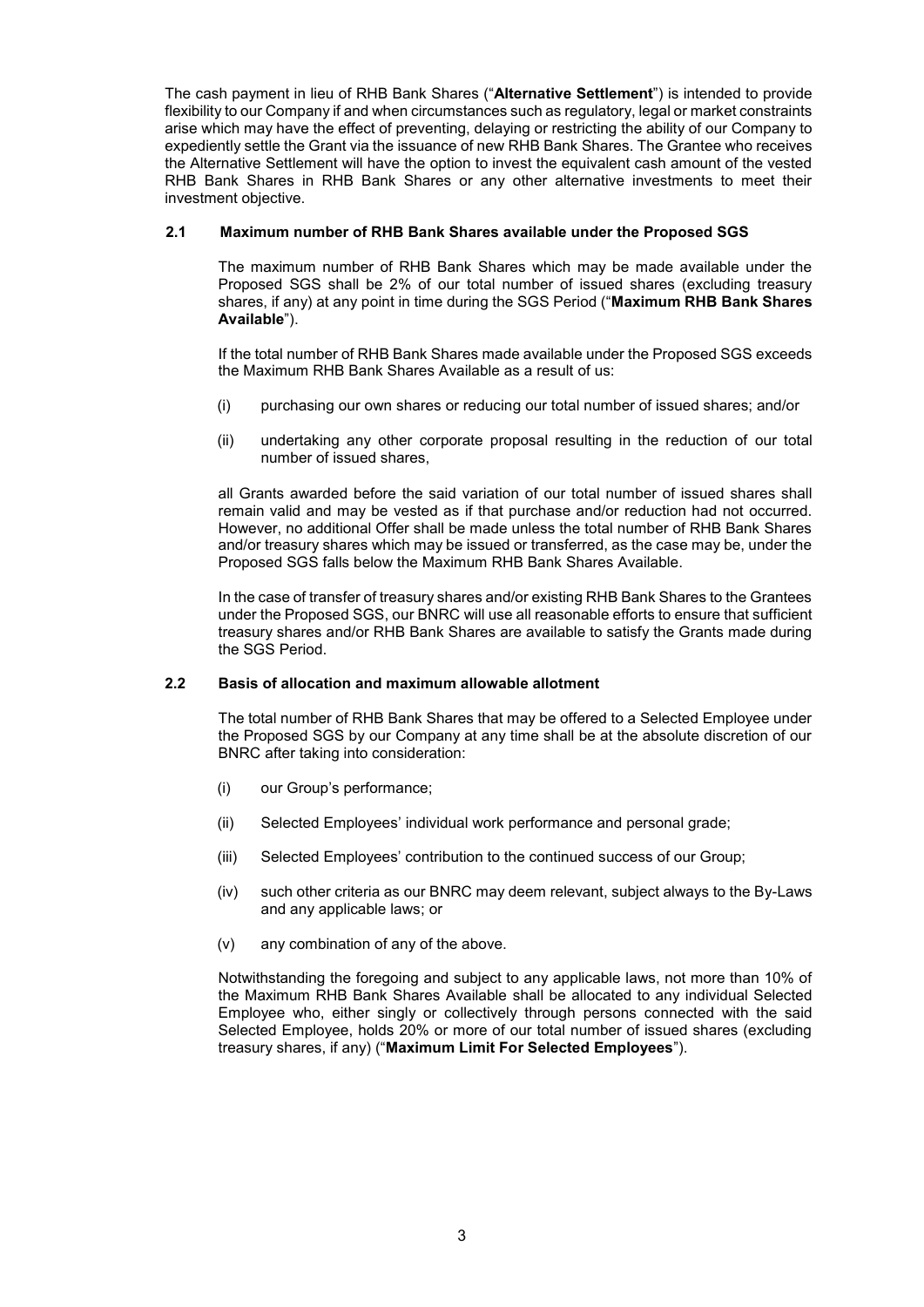The cash payment in lieu of RHB Bank Shares ("**Alternative Settlement**") is intended to provide flexibility to our Company if and when circumstances such as regulatory, legal or market constraints arise which may have the effect of preventing, delaying or restricting the ability of our Company to expediently settle the Grant via the issuance of new RHB Bank Shares. The Grantee who receives the Alternative Settlement will have the option to invest the equivalent cash amount of the vested RHB Bank Shares in RHB Bank Shares or any other alternative investments to meet their investment objective.

### 2.1 Maximum number of RHB Bank Shares available under the Proposed SGS

The maximum number of RHB Bank Shares which may be made available under the Proposed SGS shall be 2% of our total number of issued shares (excluding treasury shares, if any) at any point in time during the SGS Period ("**Maximum RHB Bank Shares Available**").

If the total number of RHB Bank Shares made available under the Proposed SGS exceeds the Maximum RHB Bank Shares Available as a result of us:

(i) purchasing our own shares or reducing our total number of issued shares; and/or

(ii) undertaking any other corporate proposal resulting in the reduction of our total number of issued shares,

all Grants awarded before the said variation of our total number of issued shares shall remain valid and may be vested as if that purchase and/or reduction had not occurred. However, no additional Offer shall be made unless the total number of RHB Bank Shares and/or treasury shares which may be issued or transferred, as the case may be, under the Proposed SGS falls below the Maximum RHB Bank Shares Available.

In the case of transfer of treasury shares and/or existing RHB Bank Shares to the Grantees under the Proposed SGS, our BNRC will use all reasonable efforts to ensure that sufficient treasury shares and/or RHB Bank Shares are available to satisfy the Grants made during the SGS Period.

### 2.2 Basis of allocation and maximum allowable allotment

The total number of RHB Bank Shares that may be offered to a Selected Employee under the Proposed SGS by our Company at any time shall be at the absolute discretion of our BNRC after taking into consideration:

(i) our Group's performance;

(ii) Selected Employees' individual work performance and personal grade;

(iii) Selected Employees' contribution to the continued success of our Group;

(iv) such other criteria as our BNRC may deem relevant, subject always to the By-Laws and any applicable laws; or

(v) any combination of any of the above.

Notwithstanding the foregoing and subject to any applicable laws, not more than 10% of the Maximum RHB Bank Shares Available shall be allocated to any individual Selected Employee who, either singly or collectively through persons connected with the said Selected Employee, holds 20% or more of our total number of issued shares (excluding treasury shares, if any) ("**Maximum Limit For Selected Employees**").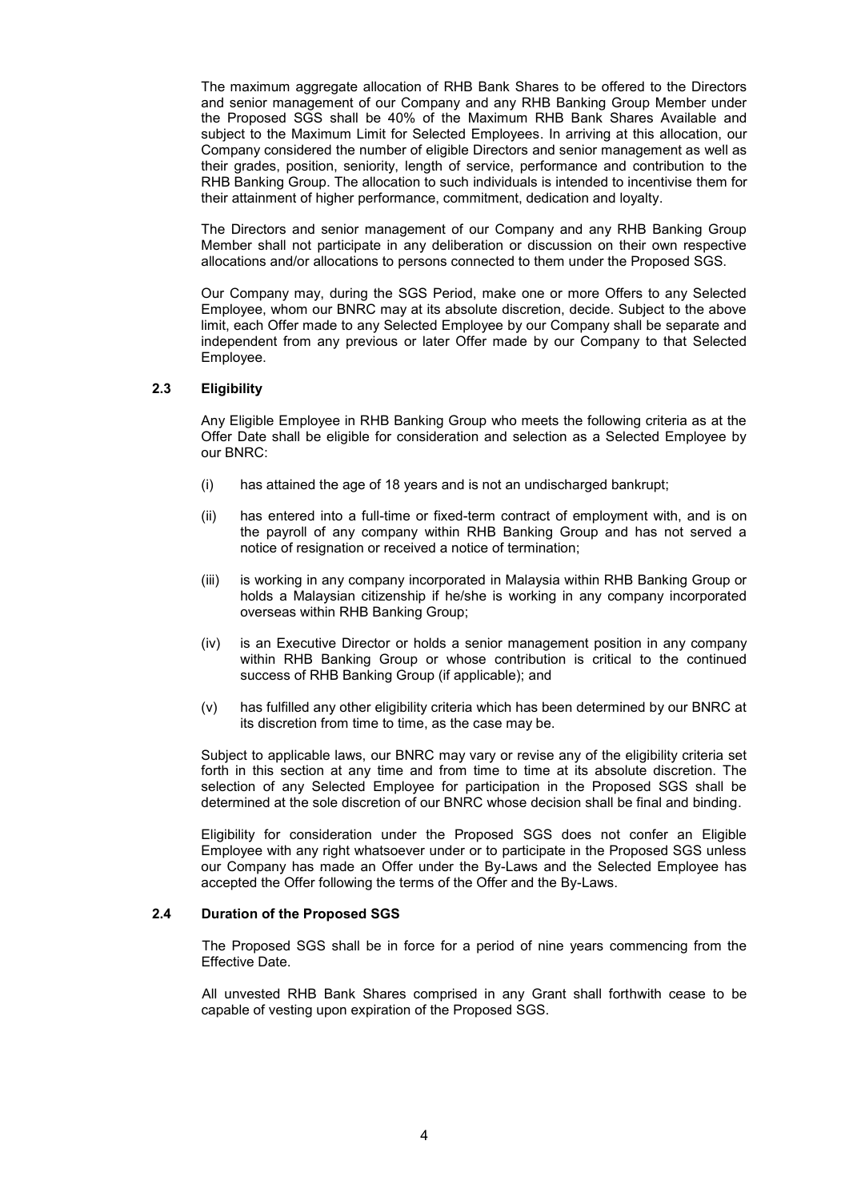The maximum aggregate allocation of RHB Bank Shares to be offered to the Directors and senior management of our Company and any RHB Banking Group Member under the Proposed SGS shall be 40% of the Maximum RHB Bank Shares Available and subject to the Maximum Limit for Selected Employees. In arriving at this allocation, our Company considered the number of eligible Directors and senior management as well as their grades, position, seniority, length of service, performance and contribution to the RHB Banking Group. The allocation to such individuals is intended to incentivise them for their attainment of higher performance, commitment, dedication and loyalty.

The Directors and senior management of our Company and any RHB Banking Group Member shall not participate in any deliberation or discussion on their own respective allocations and/or allocations to persons connected to them under the Proposed SGS.

Our Company may, during the SGS Period, make one or more Offers to any Selected Employee, whom our BNRC may at its absolute discretion, decide. Subject to the above limit, each Offer made to any Selected Employee by our Company shall be separate and independent from any previous or later Offer made by our Company to that Selected Employee.

### 2.3 Eligibility

Any Eligible Employee in RHB Banking Group who meets the following criteria as at the Offer Date shall be eligible for consideration and selection as a Selected Employee by our BNRC:

(i) has attained the age of 18 years and is not an undischarged bankrupt;

(ii) has entered into a full-time or fixed-term contract of employment with, and is on the payroll of any company within RHB Banking Group and has not served a notice of resignation or received a notice of termination;

(iii) is working in any company incorporated in Malaysia within RHB Banking Group or holds a Malaysian citizenship if he/she is working in any company incorporated overseas within RHB Banking Group;

(iv) is an Executive Director or holds a senior management position in any company within RHB Banking Group or whose contribution is critical to the continued success of RHB Banking Group (if applicable); and

(v) has fulfilled any other eligibility criteria which has been determined by our BNRC at its discretion from time to time, as the case may be.

Subject to applicable laws, our BNRC may vary or revise any of the eligibility criteria set forth in this section at any time and from time to time at its absolute discretion. The selection of any Selected Employee for participation in the Proposed SGS shall be determined at the sole discretion of our BNRC whose decision shall be final and binding.

Eligibility for consideration under the Proposed SGS does not confer an Eligible Employee with any right whatsoever under or to participate in the Proposed SGS unless our Company has made an Offer under the By-Laws and the Selected Employee has accepted the Offer following the terms of the Offer and the By-Laws.

### 2.4 Duration of the Proposed SGS

The Proposed SGS shall be in force for a period of nine years commencing from the Effective Date.

All unvested RHB Bank Shares comprised in any Grant shall forthwith cease to be capable of vesting upon expiration of the Proposed SGS.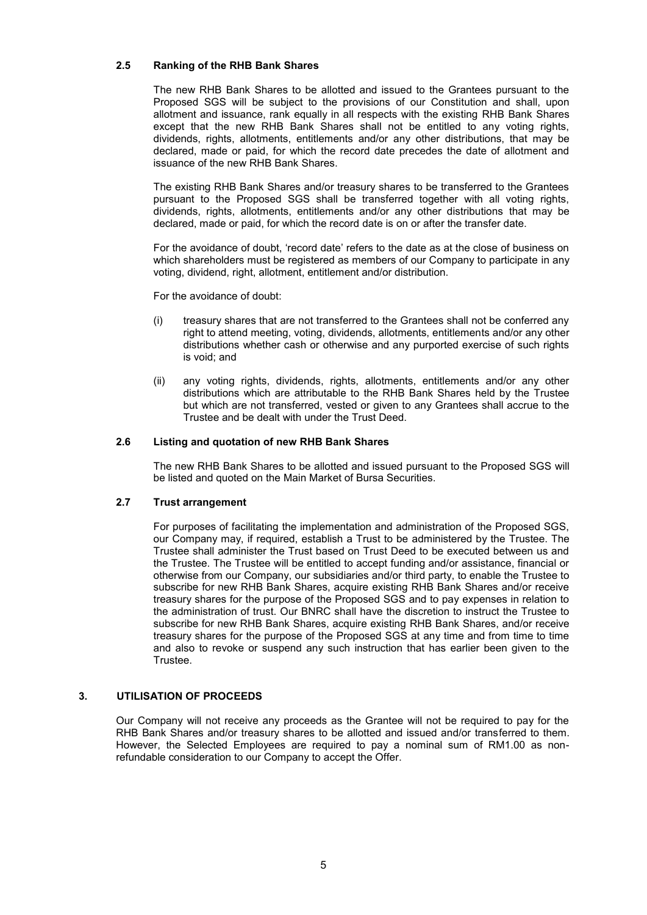### 2.5 Ranking of the RHB Bank Shares

The new RHB Bank Shares to be allotted and issued to the Grantees pursuant to the Proposed SGS will be subject to the provisions of our Constitution and shall, upon allotment and issuance, rank equally in all respects with the existing RHB Bank Shares except that the new RHB Bank Shares shall not be entitled to any voting rights, dividends, rights, allotments, entitlements and/or any other distributions, that may be declared, made or paid, for which the record date precedes the date of allotment and issuance of the new RHB Bank Shares.

The existing RHB Bank Shares and/or treasury shares to be transferred to the Grantees pursuant to the Proposed SGS shall be transferred together with all voting rights, dividends, rights, allotments, entitlements and/or any other distributions that may be declared, made or paid, for which the record date is on or after the transfer date.

For the avoidance of doubt, 'record date' refers to the date as at the close of business on which shareholders must be registered as members of our Company to participate in any voting, dividend, right, allotment, entitlement and/or distribution.

For the avoidance of doubt:

(i) treasury shares that are not transferred to the Grantees shall not be conferred any right to attend meeting, voting, dividends, allotments, entitlements and/or any other distributions whether cash or otherwise and any purported exercise of such rights is void; and

(ii) any voting rights, dividends, rights, allotments, entitlements and/or any other distributions which are attributable to the RHB Bank Shares held by the Trustee but which are not transferred, vested or given to any Grantees shall accrue to the Trustee and be dealt with under the Trust Deed.

### 2.6 Listing and quotation of new RHB Bank Shares

The new RHB Bank Shares to be allotted and issued pursuant to the Proposed SGS will be listed and quoted on the Main Market of Bursa Securities.

### 2.7 Trust arrangement

For purposes of facilitating the implementation and administration of the Proposed SGS, our Company may, if required, establish a Trust to be administered by the Trustee. The Trustee shall administer the Trust based on Trust Deed to be executed between us and the Trustee. The Trustee will be entitled to accept funding and/or assistance, financial or otherwise from our Company, our subsidiaries and/or third party, to enable the Trustee to subscribe for new RHB Bank Shares, acquire existing RHB Bank Shares and/or receive treasury shares for the purpose of the Proposed SGS and to pay expenses in relation to the administration of trust. Our BNRC shall have the discretion to instruct the Trustee to subscribe for new RHB Bank Shares, acquire existing RHB Bank Shares, and/or receive treasury shares for the purpose of the Proposed SGS at any time and from time to time and also to revoke or suspend any such instruction that has earlier been given to the Trustee.

## 3. UTILISATION OF PROCEEDS

Our Company will not receive any proceeds as the Grantee will not be required to pay for the RHB Bank Shares and/or treasury shares to be allotted and issued and/or transferred to them. However, the Selected Employees are required to pay a nominal sum of RM1.00 as non-refundable consideration to our Company to accept the Offer.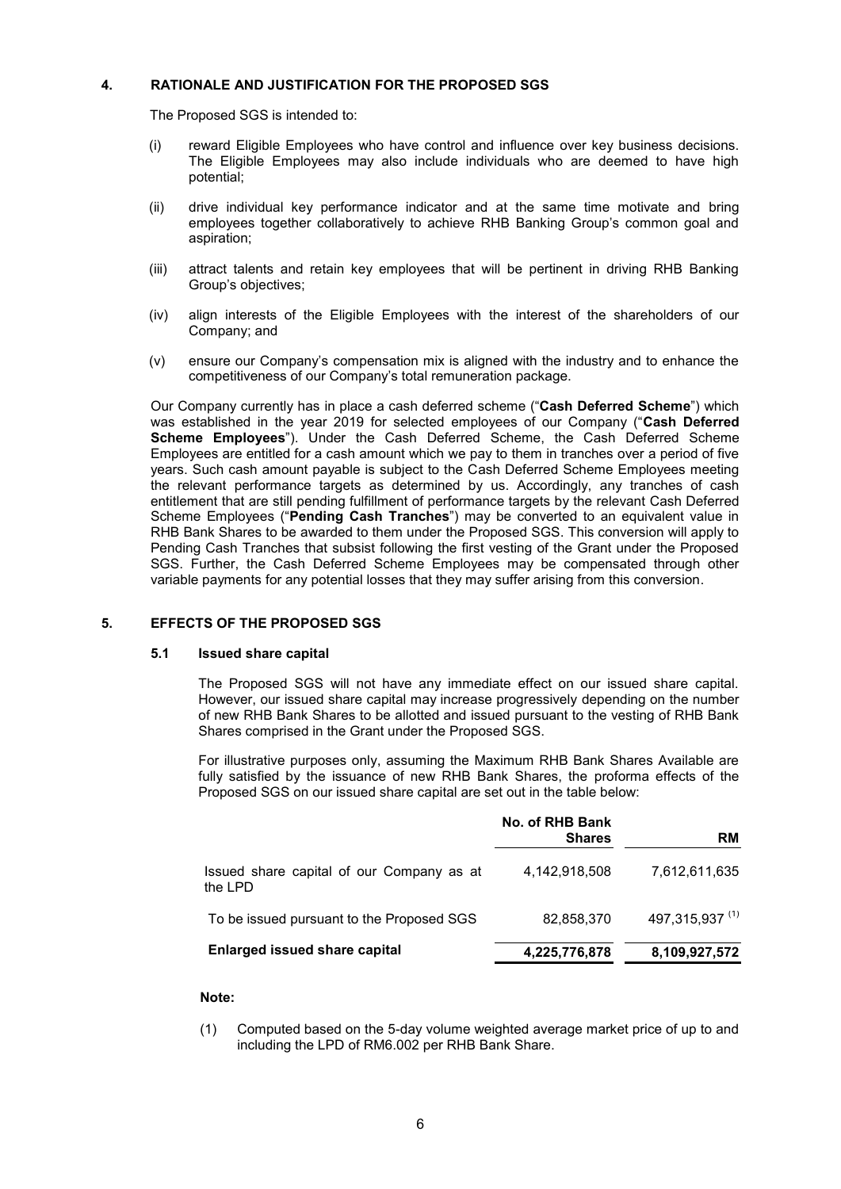## 4. RATIONALE AND JUSTIFICATION FOR THE PROPOSED SGS

The Proposed SGS is intended to:

(i) reward Eligible Employees who have control and influence over key business decisions. The Eligible Employees may also include individuals who are deemed to have high potential;

(ii) drive individual key performance indicator and at the same time motivate and bring employees together collaboratively to achieve RHB Banking Group's common goal and aspiration;

(iii) attract talents and retain key employees that will be pertinent in driving RHB Banking Group's objectives;

(iv) align interests of the Eligible Employees with the interest of the shareholders of our Company; and

(v) ensure our Company's compensation mix is aligned with the industry and to enhance the competitiveness of our Company's total remuneration package.

Our Company currently has in place a cash deferred scheme ("**Cash Deferred Scheme**") which was established in the year 2019 for selected employees of our Company ("**Cash Deferred Scheme Employees**"). Under the Cash Deferred Scheme, the Cash Deferred Scheme Employees are entitled for a cash amount which we pay to them in tranches over a period of five years. Such cash amount payable is subject to the Cash Deferred Scheme Employees meeting the relevant performance targets as determined by us. Accordingly, any tranches of cash entitlement that are still pending fulfillment of performance targets by the relevant Cash Deferred Scheme Employees ("**Pending Cash Tranches**") may be converted to an equivalent value in RHB Bank Shares to be awarded to them under the Proposed SGS. This conversion will apply to Pending Cash Tranches that subsist following the first vesting of the Grant under the Proposed SGS. Further, the Cash Deferred Scheme Employees may be compensated through other variable payments for any potential losses that they may suffer arising from this conversion.

## 5. EFFECTS OF THE PROPOSED SGS

### 5.1 Issued share capital

The Proposed SGS will not have any immediate effect on our issued share capital. However, our issued share capital may increase progressively depending on the number of new RHB Bank Shares to be allotted and issued pursuant to the vesting of RHB Bank Shares comprised in the Grant under the Proposed SGS.

For illustrative purposes only, assuming the Maximum RHB Bank Shares Available are fully satisfied by the issuance of new RHB Bank Shares, the proforma effects of the Proposed SGS on our issued share capital are set out in the table below:

| | No. of RHB Bank Shares | RM |
|---|---|---|
| Issued share capital of our Company as at the LPD | 4,142,918,508 | 7,612,611,635 |
| To be issued pursuant to the Proposed SGS | 82,858,370 | 497,315,937 [(1)] |
| **Enlarged issued share capital** | **4,225,776,878** | **8,109,927,572** |

**Note:**

(1) Computed based on the 5-day volume weighted average market price of up to and including the LPD of RM6.002 per RHB Bank Share.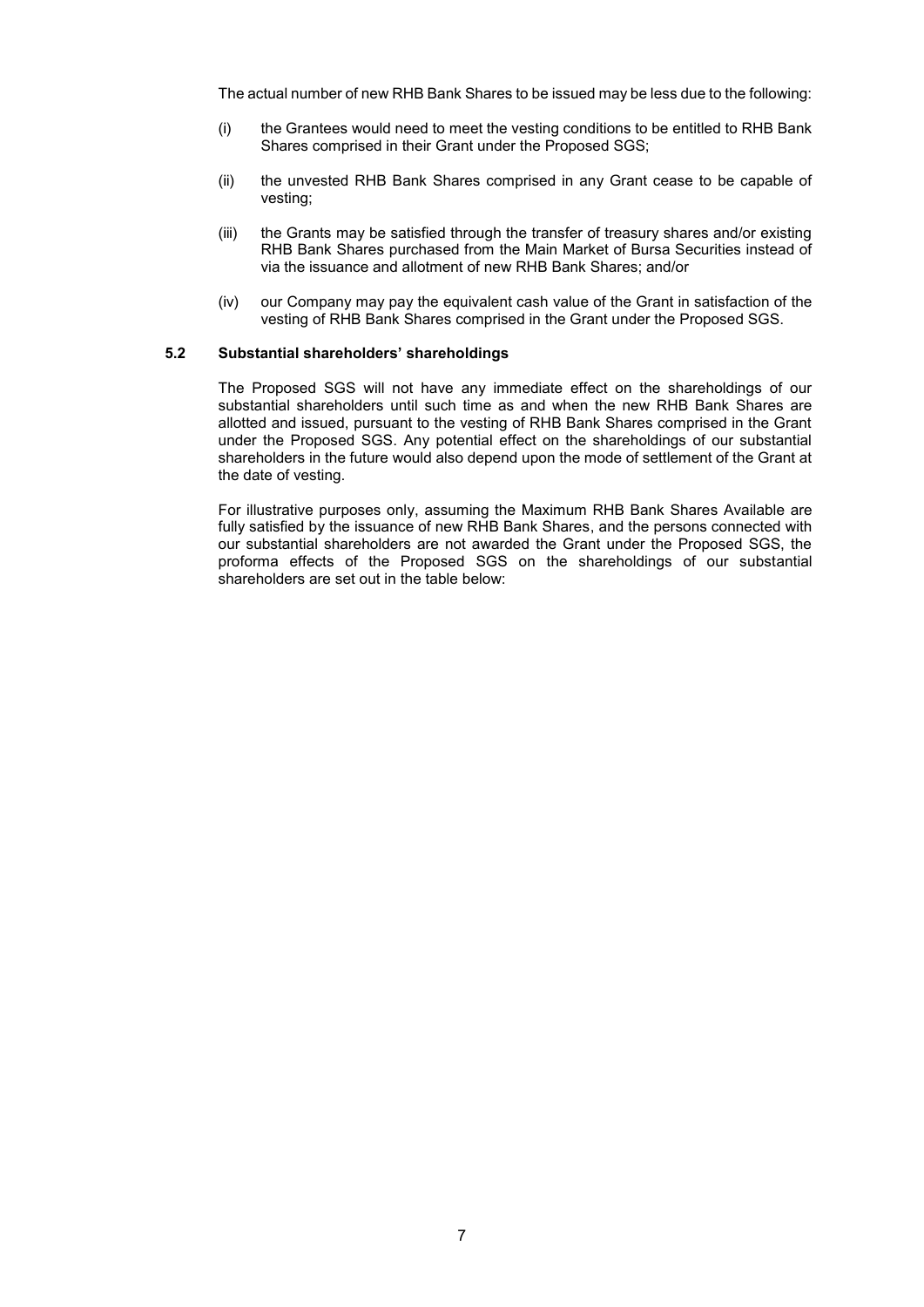The actual number of new RHB Bank Shares to be issued may be less due to the following:

(i) the Grantees would need to meet the vesting conditions to be entitled to RHB Bank Shares comprised in their Grant under the Proposed SGS;

(ii) the unvested RHB Bank Shares comprised in any Grant cease to be capable of vesting;

(iii) the Grants may be satisfied through the transfer of treasury shares and/or existing RHB Bank Shares purchased from the Main Market of Bursa Securities instead of via the issuance and allotment of new RHB Bank Shares; and/or

(iv) our Company may pay the equivalent cash value of the Grant in satisfaction of the vesting of RHB Bank Shares comprised in the Grant under the Proposed SGS.

### 5.2 Substantial shareholders' shareholdings

The Proposed SGS will not have any immediate effect on the shareholdings of our substantial shareholders until such time as and when the new RHB Bank Shares are allotted and issued, pursuant to the vesting of RHB Bank Shares comprised in the Grant under the Proposed SGS. Any potential effect on the shareholdings of our substantial shareholders in the future would also depend upon the mode of settlement of the Grant at the date of vesting.

For illustrative purposes only, assuming the Maximum RHB Bank Shares Available are fully satisfied by the issuance of new RHB Bank Shares, and the persons connected with our substantial shareholders are not awarded the Grant under the Proposed SGS, the proforma effects of the Proposed SGS on the shareholdings of our substantial shareholders are set out in the table below: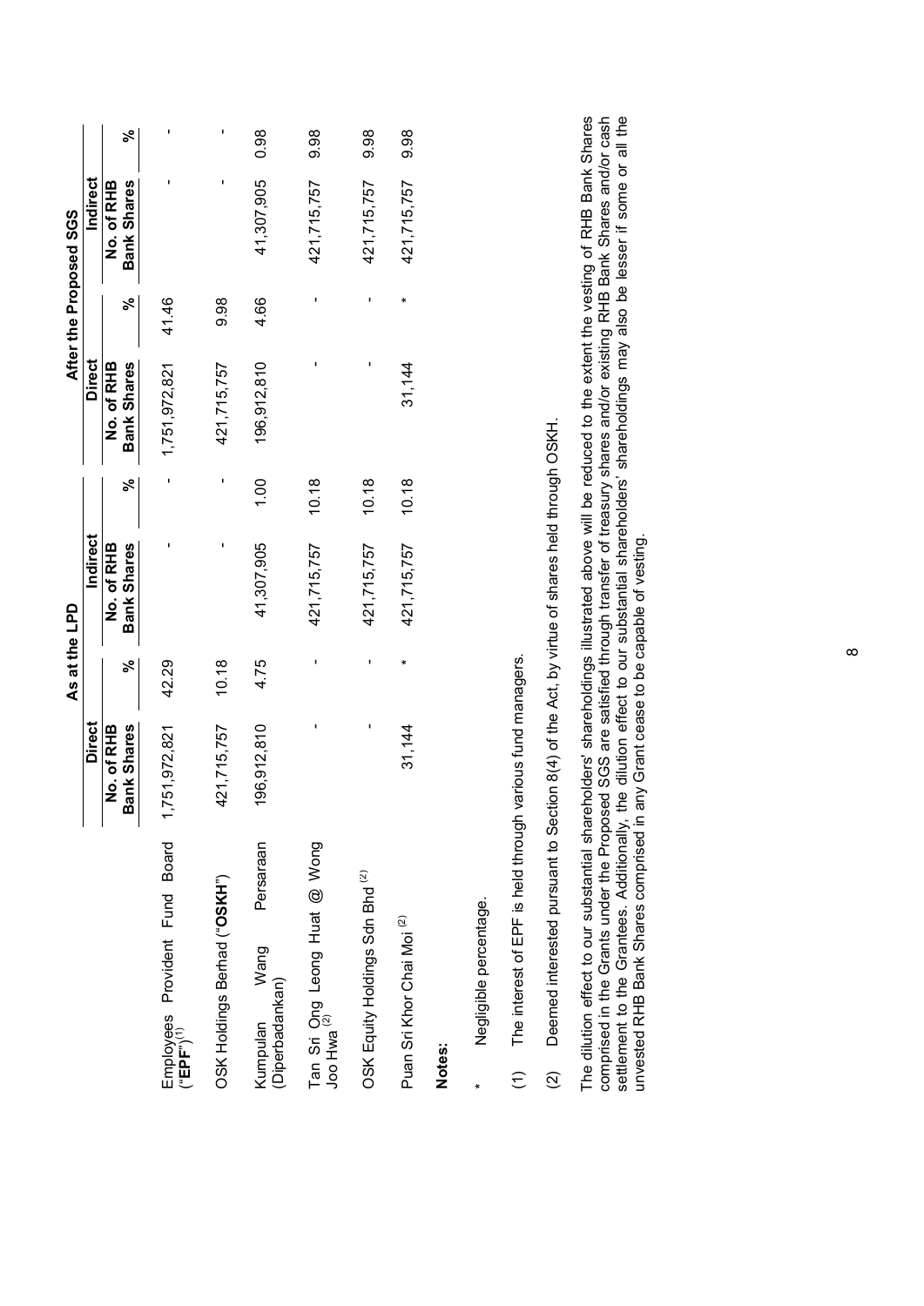| | As at the LPD | | | | After the Proposed SGS | | | |
|---|---|---|---|---|---|---|---|---|
| | Direct | | Indirect | | Direct | | Indirect | |
| | No. of RHB Bank Shares | % | No. of RHB Bank Shares | % | No. of RHB Bank Shares | % | No. of RHB Bank Shares | % |
| Employees Provident Fund Board ("**EPF**")[(1)] | 1,751,972,821 | 42.29 | - | - | 1,751,972,821 | 41.46 | - | - |
| OSK Holdings Berhad ("**OSKH**") | 421,715,757 | 10.18 | - | - | 421,715,757 | 9.98 | - | - |
| Kumpulan Wang Persaraan (Diperbadankan) | 196,912,810 | 4.75 | 41,307,905 | 1.00 | 196,912,810 | 4.66 | 41,307,905 | 0.98 |
| Tan Sri Ong Leong Huat @ Wong Joo Hwa [(2)] | - | - | 421,715,757 | 10.18 | - | - | 421,715,757 | 9.98 |
| OSK Equity Holdings Sdn Bhd [(2)] | - | - | 421,715,757 | 10.18 | - | - | 421,715,757 | 9.98 |
| Puan Sri Khor Chai Moi [(2)] | 31,144 | * | 421,715,757 | 10.18 | 31,144 | * | 421,715,757 | 9.98 |

**Notes:**

\* Negligible percentage.

(1) The interest of EPF is held through various fund managers.

(2) Deemed interested pursuant to Section 8(4) of the Act, by virtue of shares held through OSKH.

The dilution effect to our substantial shareholders' shareholdings illustrated above will be reduced to the extent the vesting of RHB Bank Shares comprised in the Grants under the Proposed SGS are satisfied through transfer of treasury shares and/or existing RHB Bank Shares and/or cash settlement to the Grantees. Additionally, the dilution effect to our substantial shareholders' shareholdings may also be lesser if some or all the unvested RHB Bank Shares comprised in any Grant cease to be capable of vesting.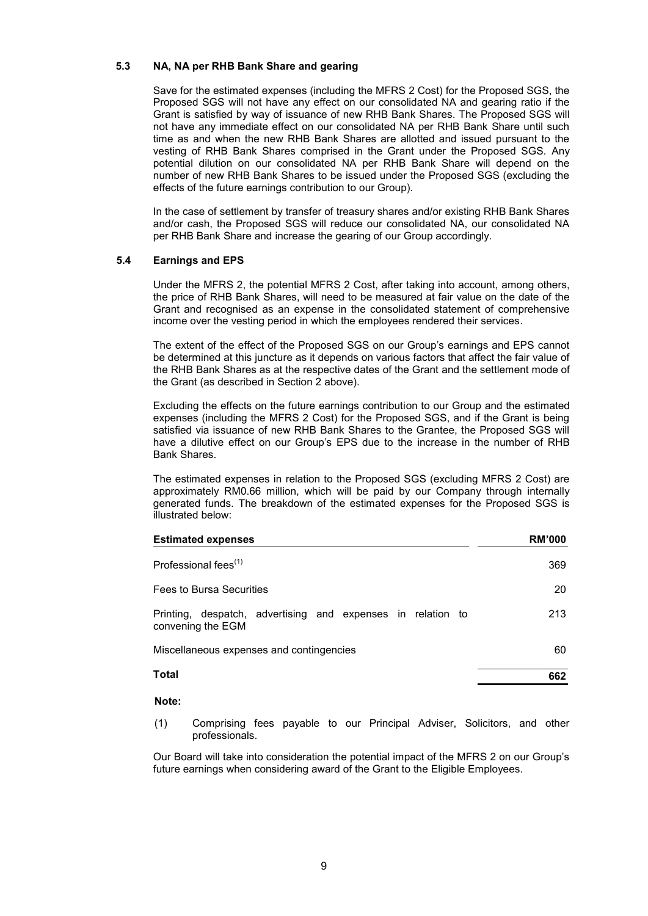### 5.3 NA, NA per RHB Bank Share and gearing

Save for the estimated expenses (including the MFRS 2 Cost) for the Proposed SGS, the Proposed SGS will not have any effect on our consolidated NA and gearing ratio if the Grant is satisfied by way of issuance of new RHB Bank Shares. The Proposed SGS will not have any immediate effect on our consolidated NA per RHB Bank Share until such time as and when the new RHB Bank Shares are allotted and issued pursuant to the vesting of RHB Bank Shares comprised in the Grant under the Proposed SGS. Any potential dilution on our consolidated NA per RHB Bank Share will depend on the number of new RHB Bank Shares to be issued under the Proposed SGS (excluding the effects of the future earnings contribution to our Group).

In the case of settlement by transfer of treasury shares and/or existing RHB Bank Shares and/or cash, the Proposed SGS will reduce our consolidated NA, our consolidated NA per RHB Bank Share and increase the gearing of our Group accordingly.

### 5.4 Earnings and EPS

Under the MFRS 2, the potential MFRS 2 Cost, after taking into account, among others, the price of RHB Bank Shares, will need to be measured at fair value on the date of the Grant and recognised as an expense in the consolidated statement of comprehensive income over the vesting period in which the employees rendered their services.

The extent of the effect of the Proposed SGS on our Group's earnings and EPS cannot be determined at this juncture as it depends on various factors that affect the fair value of the RHB Bank Shares as at the respective dates of the Grant and the settlement mode of the Grant (as described in Section 2 above).

Excluding the effects on the future earnings contribution to our Group and the estimated expenses (including the MFRS 2 Cost) for the Proposed SGS, and if the Grant is being satisfied via issuance of new RHB Bank Shares to the Grantee, the Proposed SGS will have a dilutive effect on our Group's EPS due to the increase in the number of RHB Bank Shares.

The estimated expenses in relation to the Proposed SGS (excluding MFRS 2 Cost) are approximately RM0.66 million, which will be paid by our Company through internally generated funds. The breakdown of the estimated expenses for the Proposed SGS is illustrated below:

| Estimated expenses | RM'000 |
|---|---|
| Professional fees[(1)] | 369 |
| Fees to Bursa Securities | 20 |
| Printing, despatch, advertising and expenses in relation to convening the EGM | 213 |
| Miscellaneous expenses and contingencies | 60 |
| **Total** | **662** |

**Note:**

(1) Comprising fees payable to our Principal Adviser, Solicitors, and other professionals.

Our Board will take into consideration the potential impact of the MFRS 2 on our Group's future earnings when considering award of the Grant to the Eligible Employees.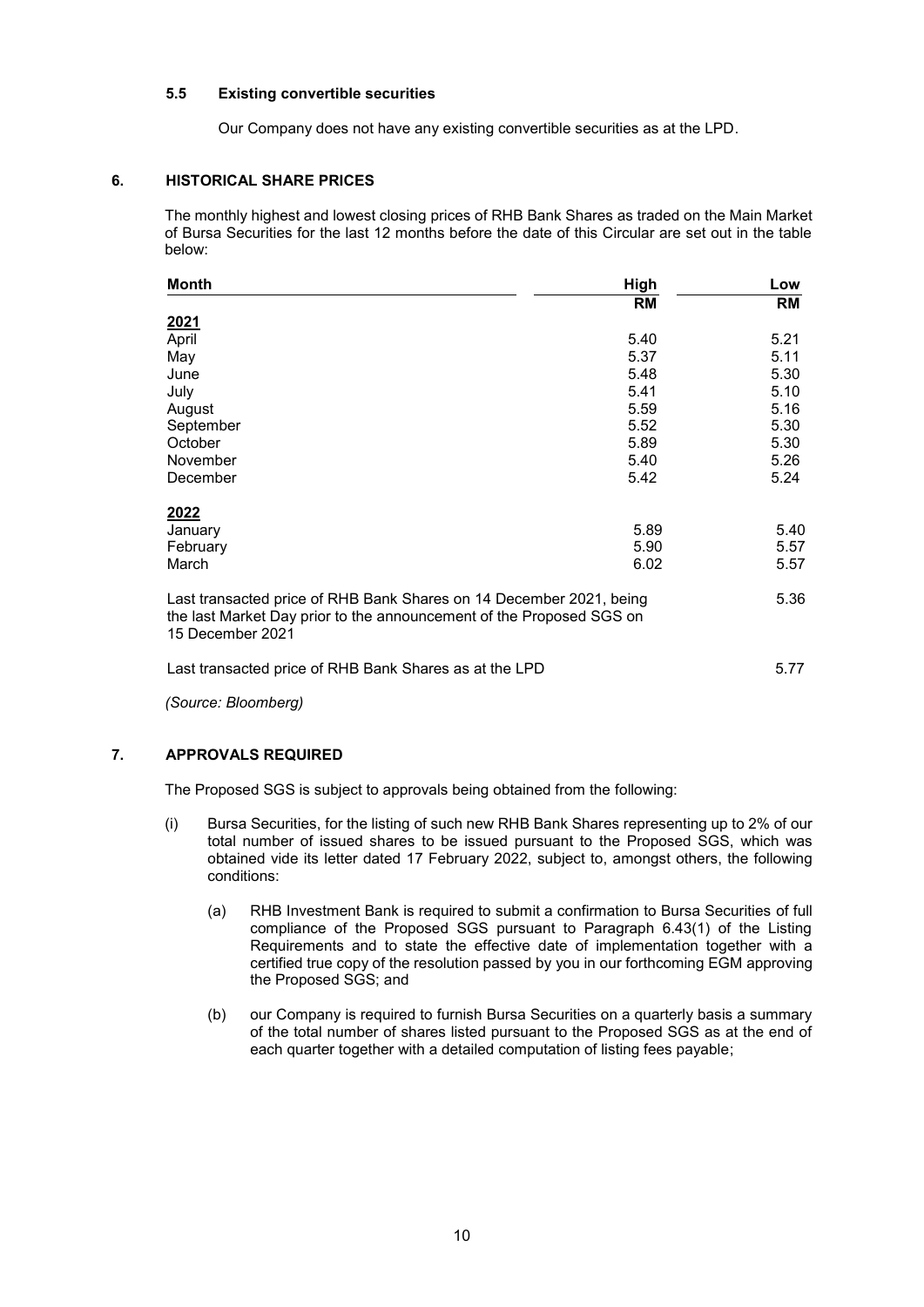### 5.5 Existing convertible securities

Our Company does not have any existing convertible securities as at the LPD.

## 6. HISTORICAL SHARE PRICES

The monthly highest and lowest closing prices of RHB Bank Shares as traded on the Main Market of Bursa Securities for the last 12 months before the date of this Circular are set out in the table below:

| Month | High | Low |
|---|---|---|
| | RM | RM |
| **2021** | | |
| April | 5.40 | 5.21 |
| May | 5.37 | 5.11 |
| June | 5.48 | 5.30 |
| July | 5.41 | 5.10 |
| August | 5.59 | 5.16 |
| September | 5.52 | 5.30 |
| October | 5.89 | 5.30 |
| November | 5.40 | 5.26 |
| December | 5.42 | 5.24 |
| **2022** | | |
| January | 5.89 | 5.40 |
| February | 5.90 | 5.57 |
| March | 6.02 | 5.57 |

| | |
|---|---|
| Last transacted price of RHB Bank Shares on 14 December 2021, being the last Market Day prior to the announcement of the Proposed SGS on 15 December 2021 | 5.36 |
| Last transacted price of RHB Bank Shares as at the LPD | 5.77 |

*(Source: Bloomberg)*

## 7. APPROVALS REQUIRED

The Proposed SGS is subject to approvals being obtained from the following:

(i) Bursa Securities, for the listing of such new RHB Bank Shares representing up to 2% of our total number of issued shares to be issued pursuant to the Proposed SGS, which was obtained vide its letter dated 17 February 2022, subject to, amongst others, the following conditions:

  (a) RHB Investment Bank is required to submit a confirmation to Bursa Securities of full compliance of the Proposed SGS pursuant to Paragraph 6.43(1) of the Listing Requirements and to state the effective date of implementation together with a certified true copy of the resolution passed by you in our forthcoming EGM approving the Proposed SGS; and

  (b) our Company is required to furnish Bursa Securities on a quarterly basis a summary of the total number of shares listed pursuant to the Proposed SGS as at the end of each quarter together with a detailed computation of listing fees payable;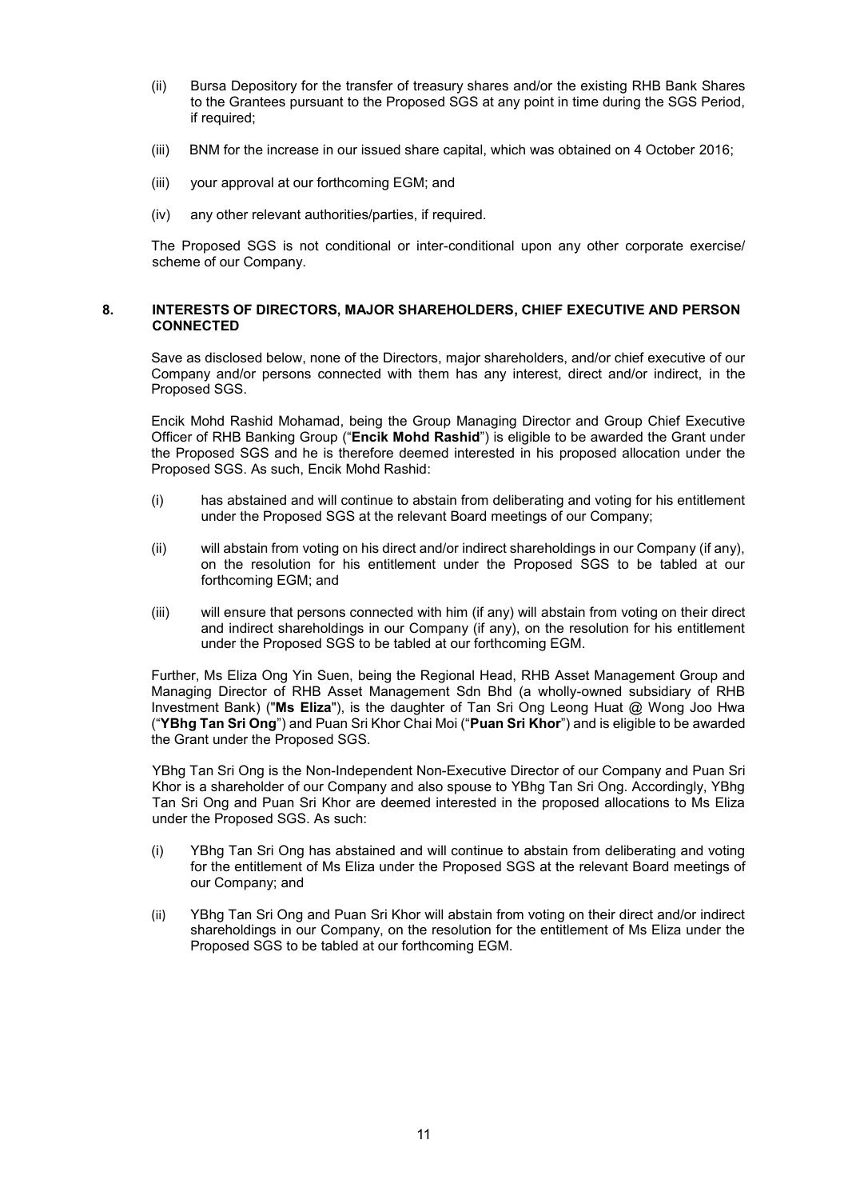(ii) Bursa Depository for the transfer of treasury shares and/or the existing RHB Bank Shares to the Grantees pursuant to the Proposed SGS at any point in time during the SGS Period, if required;

(iii) BNM for the increase in our issued share capital, which was obtained on 4 October 2016;

(iii) your approval at our forthcoming EGM; and

(iv) any other relevant authorities/parties, if required.

The Proposed SGS is not conditional or inter-conditional upon any other corporate exercise/ scheme of our Company.

## 8. INTERESTS OF DIRECTORS, MAJOR SHAREHOLDERS, CHIEF EXECUTIVE AND PERSON CONNECTED

Save as disclosed below, none of the Directors, major shareholders, and/or chief executive of our Company and/or persons connected with them has any interest, direct and/or indirect, in the Proposed SGS.

Encik Mohd Rashid Mohamad, being the Group Managing Director and Group Chief Executive Officer of RHB Banking Group ("**Encik Mohd Rashid**") is eligible to be awarded the Grant under the Proposed SGS and he is therefore deemed interested in his proposed allocation under the Proposed SGS. As such, Encik Mohd Rashid:

(i) has abstained and will continue to abstain from deliberating and voting for his entitlement under the Proposed SGS at the relevant Board meetings of our Company;

(ii) will abstain from voting on his direct and/or indirect shareholdings in our Company (if any), on the resolution for his entitlement under the Proposed SGS to be tabled at our forthcoming EGM; and

(iii) will ensure that persons connected with him (if any) will abstain from voting on their direct and indirect shareholdings in our Company (if any), on the resolution for his entitlement under the Proposed SGS to be tabled at our forthcoming EGM.

Further, Ms Eliza Ong Yin Suen, being the Regional Head, RHB Asset Management Group and Managing Director of RHB Asset Management Sdn Bhd (a wholly-owned subsidiary of RHB Investment Bank) ("**Ms Eliza**"), is the daughter of Tan Sri Ong Leong Huat @ Wong Joo Hwa ("**YBhg Tan Sri Ong**") and Puan Sri Khor Chai Moi ("**Puan Sri Khor**") and is eligible to be awarded the Grant under the Proposed SGS.

YBhg Tan Sri Ong is the Non-Independent Non-Executive Director of our Company and Puan Sri Khor is a shareholder of our Company and also spouse to YBhg Tan Sri Ong. Accordingly, YBhg Tan Sri Ong and Puan Sri Khor are deemed interested in the proposed allocations to Ms Eliza under the Proposed SGS. As such:

(i) YBhg Tan Sri Ong has abstained and will continue to abstain from deliberating and voting for the entitlement of Ms Eliza under the Proposed SGS at the relevant Board meetings of our Company; and

(ii) YBhg Tan Sri Ong and Puan Sri Khor will abstain from voting on their direct and/or indirect shareholdings in our Company, on the resolution for the entitlement of Ms Eliza under the Proposed SGS to be tabled at our forthcoming EGM.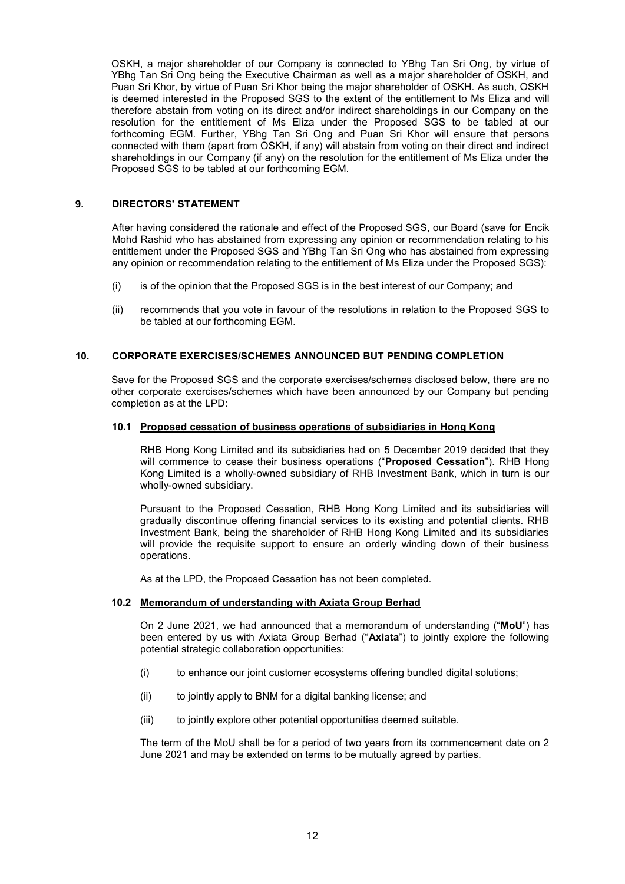OSKH, a major shareholder of our Company is connected to YBhg Tan Sri Ong, by virtue of YBhg Tan Sri Ong being the Executive Chairman as well as a major shareholder of OSKH, and Puan Sri Khor, by virtue of Puan Sri Khor being the major shareholder of OSKH. As such, OSKH is deemed interested in the Proposed SGS to the extent of the entitlement to Ms Eliza and will therefore abstain from voting on its direct and/or indirect shareholdings in our Company on the resolution for the entitlement of Ms Eliza under the Proposed SGS to be tabled at our forthcoming EGM. Further, YBhg Tan Sri Ong and Puan Sri Khor will ensure that persons connected with them (apart from OSKH, if any) will abstain from voting on their direct and indirect shareholdings in our Company (if any) on the resolution for the entitlement of Ms Eliza under the Proposed SGS to be tabled at our forthcoming EGM.

## 9. DIRECTORS' STATEMENT

After having considered the rationale and effect of the Proposed SGS, our Board (save for Encik Mohd Rashid who has abstained from expressing any opinion or recommendation relating to his entitlement under the Proposed SGS and YBhg Tan Sri Ong who has abstained from expressing any opinion or recommendation relating to the entitlement of Ms Eliza under the Proposed SGS):

(i) is of the opinion that the Proposed SGS is in the best interest of our Company; and

(ii) recommends that you vote in favour of the resolutions in relation to the Proposed SGS to be tabled at our forthcoming EGM.

## 10. CORPORATE EXERCISES/SCHEMES ANNOUNCED BUT PENDING COMPLETION

Save for the Proposed SGS and the corporate exercises/schemes disclosed below, there are no other corporate exercises/schemes which have been announced by our Company but pending completion as at the LPD:

### 10.1 Proposed cessation of business operations of subsidiaries in Hong Kong

RHB Hong Kong Limited and its subsidiaries had on 5 December 2019 decided that they will commence to cease their business operations ("**Proposed Cessation**"). RHB Hong Kong Limited is a wholly-owned subsidiary of RHB Investment Bank, which in turn is our wholly-owned subsidiary.

Pursuant to the Proposed Cessation, RHB Hong Kong Limited and its subsidiaries will gradually discontinue offering financial services to its existing and potential clients. RHB Investment Bank, being the shareholder of RHB Hong Kong Limited and its subsidiaries will provide the requisite support to ensure an orderly winding down of their business operations.

As at the LPD, the Proposed Cessation has not been completed.

### 10.2 Memorandum of understanding with Axiata Group Berhad

On 2 June 2021, we had announced that a memorandum of understanding ("**MoU**") has been entered by us with Axiata Group Berhad ("**Axiata**") to jointly explore the following potential strategic collaboration opportunities:

(i) to enhance our joint customer ecosystems offering bundled digital solutions;

(ii) to jointly apply to BNM for a digital banking license; and

(iii) to jointly explore other potential opportunities deemed suitable.

The term of the MoU shall be for a period of two years from its commencement date on 2 June 2021 and may be extended on terms to be mutually agreed by parties.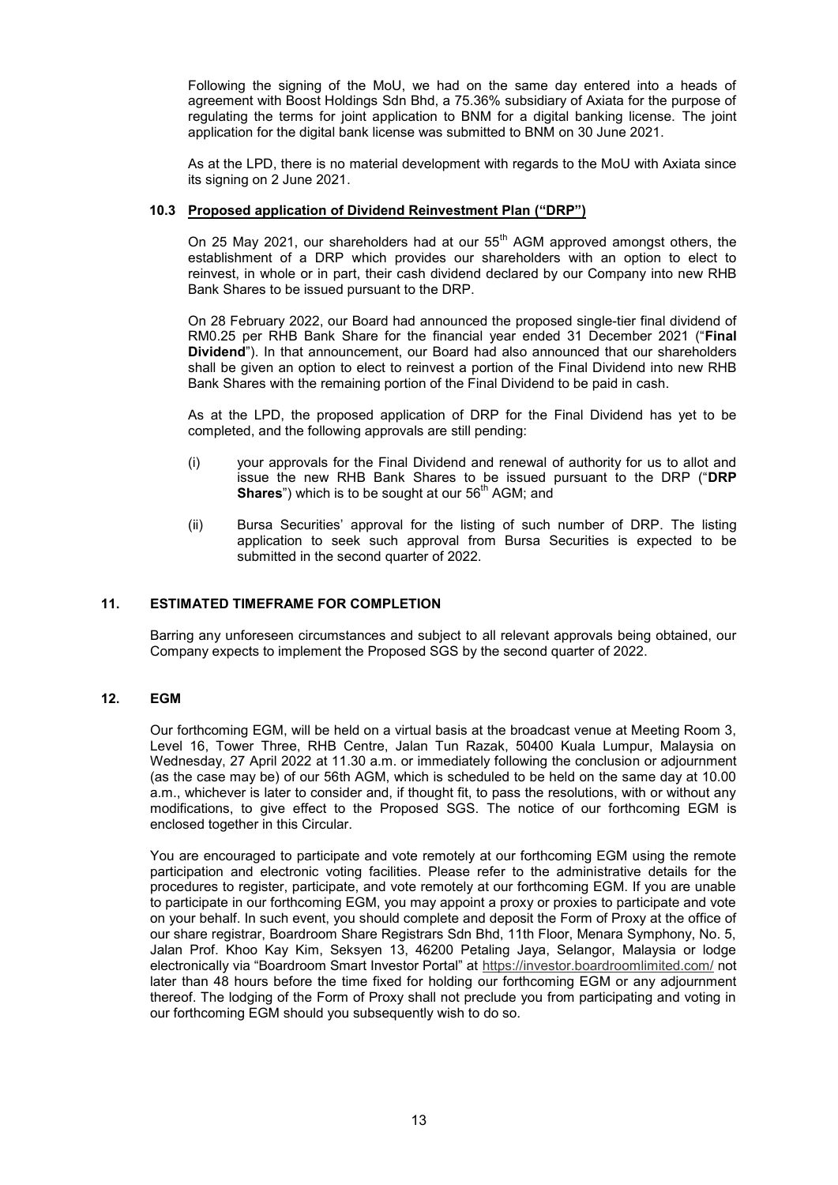Following the signing of the MoU, we had on the same day entered into a heads of agreement with Boost Holdings Sdn Bhd, a 75.36% subsidiary of Axiata for the purpose of regulating the terms for joint application to BNM for a digital banking license. The joint application for the digital bank license was submitted to BNM on 30 June 2021.

As at the LPD, there is no material development with regards to the MoU with Axiata since its signing on 2 June 2021.

### 10.3 Proposed application of Dividend Reinvestment Plan ("DRP")

On 25 May 2021, our shareholders had at our 55th AGM approved amongst others, the establishment of a DRP which provides our shareholders with an option to elect to reinvest, in whole or in part, their cash dividend declared by our Company into new RHB Bank Shares to be issued pursuant to the DRP.

On 28 February 2022, our Board had announced the proposed single-tier final dividend of RM0.25 per RHB Bank Share for the financial year ended 31 December 2021 ("**Final Dividend**"). In that announcement, our Board had also announced that our shareholders shall be given an option to elect to reinvest a portion of the Final Dividend into new RHB Bank Shares with the remaining portion of the Final Dividend to be paid in cash.

As at the LPD, the proposed application of DRP for the Final Dividend has yet to be completed, and the following approvals are still pending:

(i) your approvals for the Final Dividend and renewal of authority for us to allot and issue the new RHB Bank Shares to be issued pursuant to the DRP ("**DRP Shares**") which is to be sought at our 56th AGM; and

(ii) Bursa Securities' approval for the listing of such number of DRP. The listing application to seek such approval from Bursa Securities is expected to be submitted in the second quarter of 2022.

## 11. ESTIMATED TIMEFRAME FOR COMPLETION

Barring any unforeseen circumstances and subject to all relevant approvals being obtained, our Company expects to implement the Proposed SGS by the second quarter of 2022.

## 12. EGM

Our forthcoming EGM, will be held on a virtual basis at the broadcast venue at Meeting Room 3, Level 16, Tower Three, RHB Centre, Jalan Tun Razak, 50400 Kuala Lumpur, Malaysia on Wednesday, 27 April 2022 at 11.30 a.m. or immediately following the conclusion or adjournment (as the case may be) of our 56th AGM, which is scheduled to be held on the same day at 10.00 a.m., whichever is later to consider and, if thought fit, to pass the resolutions, with or without any modifications, to give effect to the Proposed SGS. The notice of our forthcoming EGM is enclosed together in this Circular.

You are encouraged to participate and vote remotely at our forthcoming EGM using the remote participation and electronic voting facilities. Please refer to the administrative details for the procedures to register, participate, and vote remotely at our forthcoming EGM. If you are unable to participate in our forthcoming EGM, you may appoint a proxy or proxies to participate and vote on your behalf. In such event, you should complete and deposit the Form of Proxy at the office of our share registrar, Boardroom Share Registrars Sdn Bhd, 11th Floor, Menara Symphony, No. 5, Jalan Prof. Khoo Kay Kim, Seksyen 13, 46200 Petaling Jaya, Selangor, Malaysia or lodge electronically via "Boardroom Smart Investor Portal" at https://investor.boardroomlimited.com/ not later than 48 hours before the time fixed for holding our forthcoming EGM or any adjournment thereof. The lodging of the Form of Proxy shall not preclude you from participating and voting in our forthcoming EGM should you subsequently wish to do so.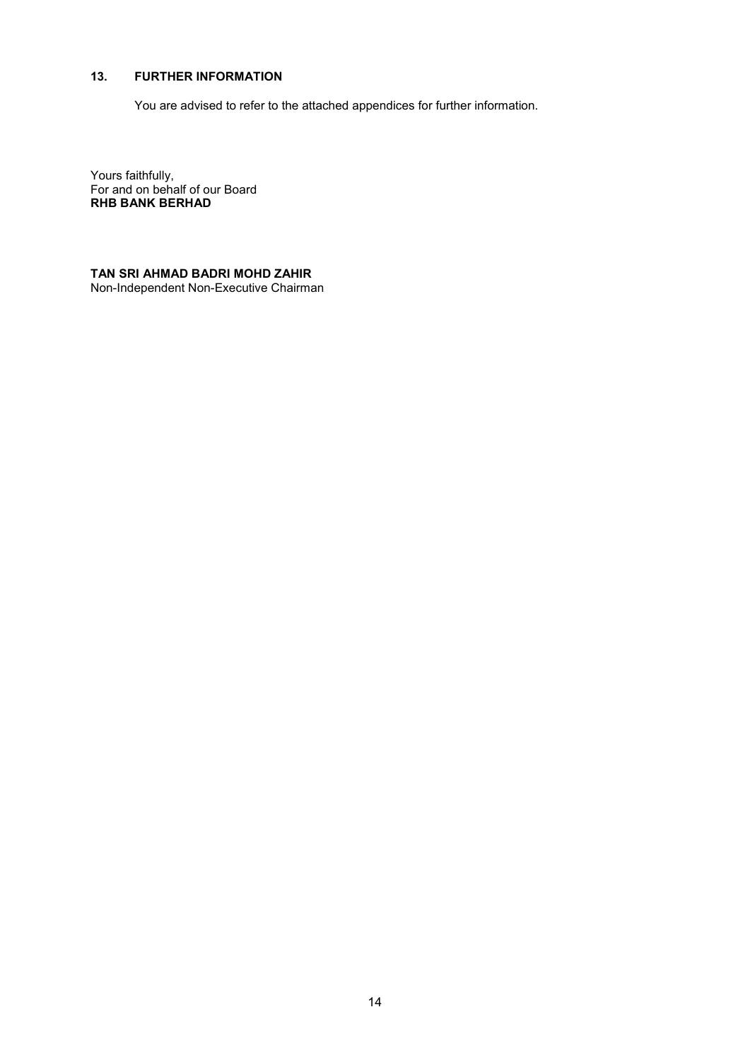## 13. FURTHER INFORMATION

You are advised to refer to the attached appendices for further information.

Yours faithfully,
For and on behalf of our Board
**RHB BANK BERHAD**

**TAN SRI AHMAD BADRI MOHD ZAHIR**
Non-Independent Non-Executive Chairman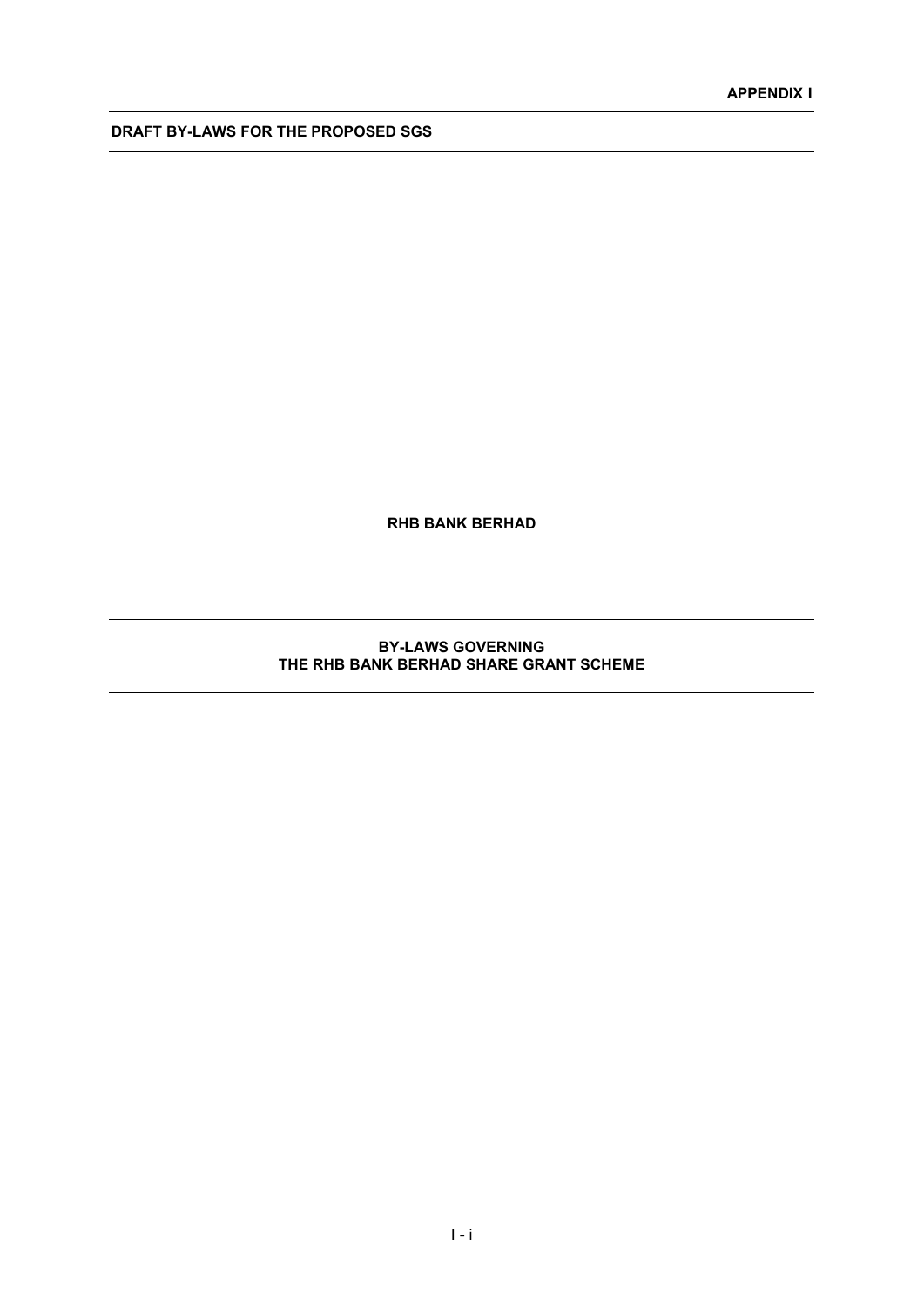**APPENDIX I**

**DRAFT BY-LAWS FOR THE PROPOSED SGS**

**RHB BANK BERHAD**

**BY-LAWS GOVERNING**
**THE RHB BANK BERHAD SHARE GRANT SCHEME**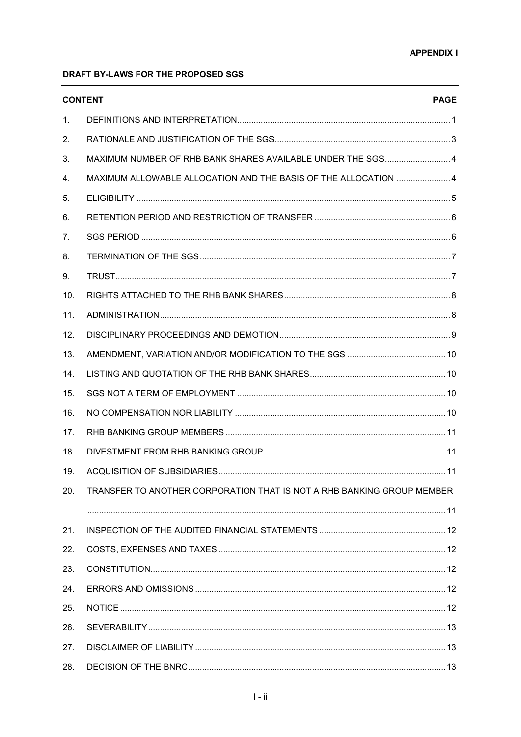**APPENDIX I**

**DRAFT BY-LAWS FOR THE PROPOSED SGS**

| **CONTENT** | | **PAGE** |
|---|---|---|
| 1. | DEFINITIONS AND INTERPRETATION | 1 |
| 2. | RATIONALE AND JUSTIFICATION OF THE SGS | 3 |
| 3. | MAXIMUM NUMBER OF RHB BANK SHARES AVAILABLE UNDER THE SGS | 4 |
| 4. | MAXIMUM ALLOWABLE ALLOCATION AND THE BASIS OF THE ALLOCATION | 4 |
| 5. | ELIGIBILITY | 5 |
| 6. | RETENTION PERIOD AND RESTRICTION OF TRANSFER | 6 |
| 7. | SGS PERIOD | 6 |
| 8. | TERMINATION OF THE SGS | 7 |
| 9. | TRUST | 7 |
| 10. | RIGHTS ATTACHED TO THE RHB BANK SHARES | 8 |
| 11. | ADMINISTRATION | 8 |
| 12. | DISCIPLINARY PROCEEDINGS AND DEMOTION | 9 |
| 13. | AMENDMENT, VARIATION AND/OR MODIFICATION TO THE SGS | 10 |
| 14. | LISTING AND QUOTATION OF THE RHB BANK SHARES | 10 |
| 15. | SGS NOT A TERM OF EMPLOYMENT | 10 |
| 16. | NO COMPENSATION NOR LIABILITY | 10 |
| 17. | RHB BANKING GROUP MEMBERS | 11 |
| 18. | DIVESTMENT FROM RHB BANKING GROUP | 11 |
| 19. | ACQUISITION OF SUBSIDIARIES | 11 |
| 20. | TRANSFER TO ANOTHER CORPORATION THAT IS NOT A RHB BANKING GROUP MEMBER | 11 |
| 21. | INSPECTION OF THE AUDITED FINANCIAL STATEMENTS | 12 |
| 22. | COSTS, EXPENSES AND TAXES | 12 |
| 23. | CONSTITUTION | 12 |
| 24. | ERRORS AND OMISSIONS | 12 |
| 25. | NOTICE | 12 |
| 26. | SEVERABILITY | 13 |
| 27. | DISCLAIMER OF LIABILITY | 13 |
| 28. | DECISION OF THE BNRC | 13 |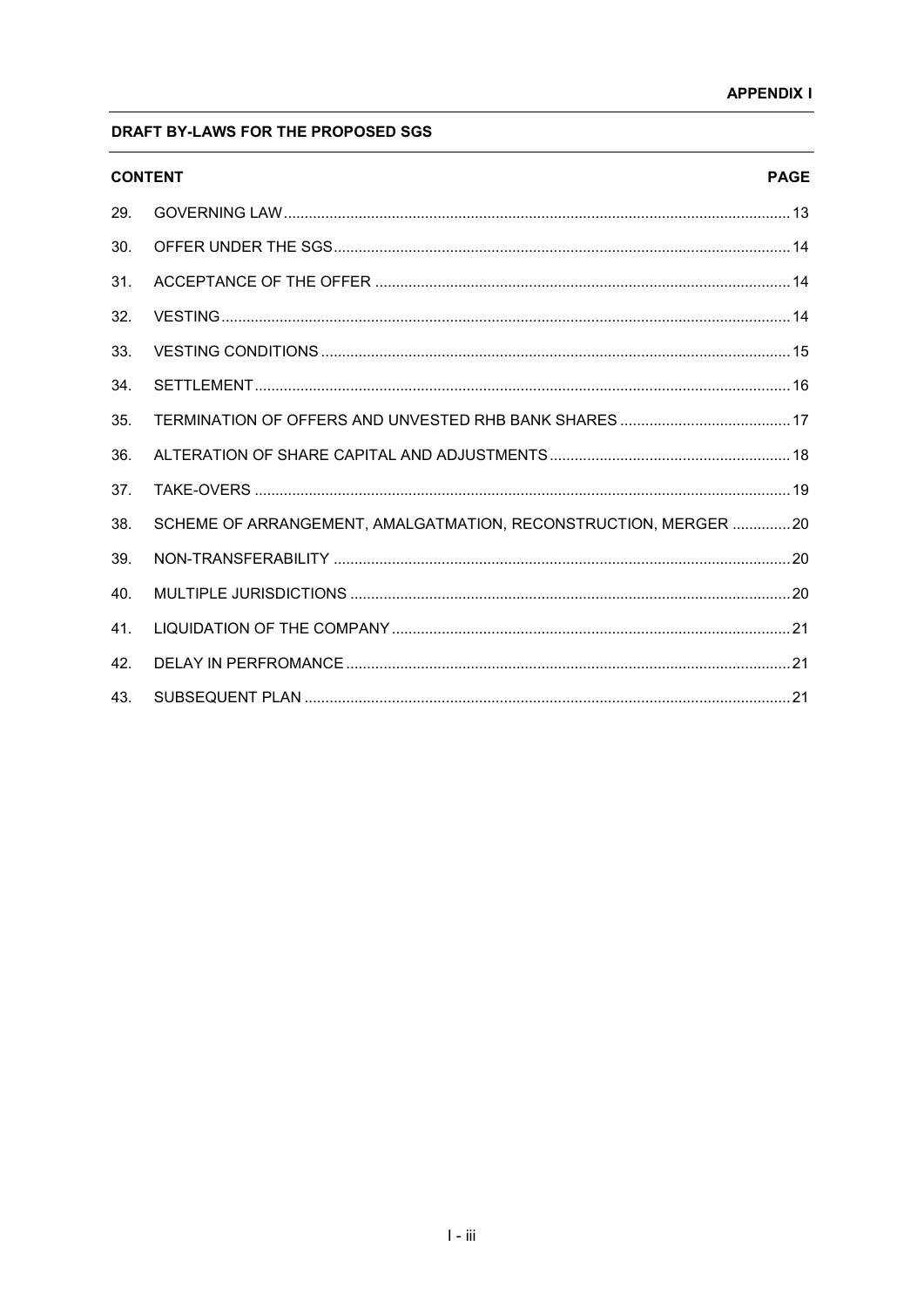**APPENDIX I**

**DRAFT BY-LAWS FOR THE PROPOSED SGS**

| | **CONTENT** | **PAGE** |
|---|---|---|
| 29. | GOVERNING LAW | 13 |
| 30. | OFFER UNDER THE SGS | 14 |
| 31. | ACCEPTANCE OF THE OFFER | 14 |
| 32. | VESTING | 14 |
| 33. | VESTING CONDITIONS | 15 |
| 34. | SETTLEMENT | 16 |
| 35. | TERMINATION OF OFFERS AND UNVESTED RHB BANK SHARES | 17 |
| 36. | ALTERATION OF SHARE CAPITAL AND ADJUSTMENTS | 18 |
| 37. | TAKE-OVERS | 19 |
| 38. | SCHEME OF ARRANGEMENT, AMALGATMATION, RECONSTRUCTION, MERGER | 20 |
| 39. | NON-TRANSFERABILITY | 20 |
| 40. | MULTIPLE JURISDICTIONS | 20 |
| 41. | LIQUIDATION OF THE COMPANY | 21 |
| 42. | DELAY IN PERFROMANCE | 21 |
| 43. | SUBSEQUENT PLAN | 21 |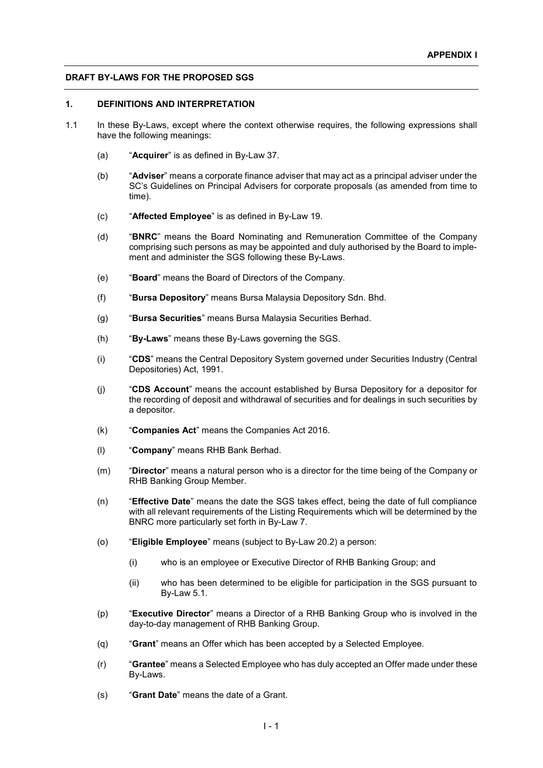**APPENDIX I**

**DRAFT BY-LAWS FOR THE PROPOSED SGS**

## 1. DEFINITIONS AND INTERPRETATION

1.1 In these By-Laws, except where the context otherwise requires, the following expressions shall have the following meanings:

(a) "**Acquirer**" is as defined in By-Law 37.

(b) "**Adviser**" means a corporate finance adviser that may act as a principal adviser under the SC's Guidelines on Principal Advisers for corporate proposals (as amended from time to time).

(c) "**Affected Employee**" is as defined in By-Law 19.

(d) "**BNRC**" means the Board Nominating and Remuneration Committee of the Company comprising such persons as may be appointed and duly authorised by the Board to implement and administer the SGS following these By-Laws.

(e) "**Board**" means the Board of Directors of the Company.

(f) "**Bursa Depository**" means Bursa Malaysia Depository Sdn. Bhd.

(g) "**Bursa Securities**" means Bursa Malaysia Securities Berhad.

(h) "**By-Laws**" means these By-Laws governing the SGS.

(i) "**CDS**" means the Central Depository System governed under Securities Industry (Central Depositories) Act, 1991.

(j) "**CDS Account**" means the account established by Bursa Depository for a depositor for the recording of deposit and withdrawal of securities and for dealings in such securities by a depositor.

(k) "**Companies Act**" means the Companies Act 2016.

(l) "**Company**" means RHB Bank Berhad.

(m) "**Director**" means a natural person who is a director for the time being of the Company or RHB Banking Group Member.

(n) "**Effective Date**" means the date the SGS takes effect, being the date of full compliance with all relevant requirements of the Listing Requirements which will be determined by the BNRC more particularly set forth in By-Law 7.

(o) "**Eligible Employee**" means (subject to By-Law 20.2) a person:

   (i) who is an employee or Executive Director of RHB Banking Group; and

   (ii) who has been determined to be eligible for participation in the SGS pursuant to By-Law 5.1.

(p) "**Executive Director**" means a Director of a RHB Banking Group who is involved in the day-to-day management of RHB Banking Group.

(q) "**Grant**" means an Offer which has been accepted by a Selected Employee.

(r) "**Grantee**" means a Selected Employee who has duly accepted an Offer made under these By-Laws.

(s) "**Grant Date**" means the date of a Grant.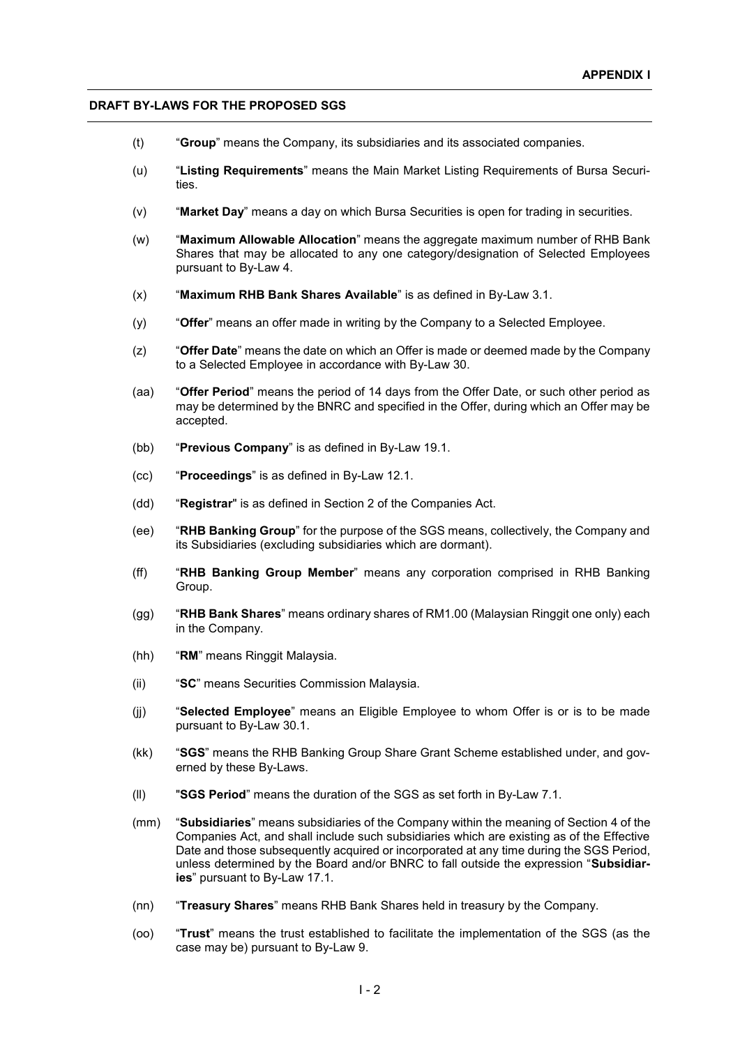**DRAFT BY-LAWS FOR THE PROPOSED SGS**

(t) "**Group**" means the Company, its subsidiaries and its associated companies.

(u) "**Listing Requirements**" means the Main Market Listing Requirements of Bursa Securities.

(v) "**Market Day**" means a day on which Bursa Securities is open for trading in securities.

(w) "**Maximum Allowable Allocation**" means the aggregate maximum number of RHB Bank Shares that may be allocated to any one category/designation of Selected Employees pursuant to By-Law 4.

(x) "**Maximum RHB Bank Shares Available**" is as defined in By-Law 3.1.

(y) "**Offer**" means an offer made in writing by the Company to a Selected Employee.

(z) "**Offer Date**" means the date on which an Offer is made or deemed made by the Company to a Selected Employee in accordance with By-Law 30.

(aa) "**Offer Period**" means the period of 14 days from the Offer Date, or such other period as may be determined by the BNRC and specified in the Offer, during which an Offer may be accepted.

(bb) "**Previous Company**" is as defined in By-Law 19.1.

(cc) "**Proceedings**" is as defined in By-Law 12.1.

(dd) "**Registrar**" is as defined in Section 2 of the Companies Act.

(ee) "**RHB Banking Group**" for the purpose of the SGS means, collectively, the Company and its Subsidiaries (excluding subsidiaries which are dormant).

(ff) "**RHB Banking Group Member**" means any corporation comprised in RHB Banking Group.

(gg) "**RHB Bank Shares**" means ordinary shares of RM1.00 (Malaysian Ringgit one only) each in the Company.

(hh) "**RM**" means Ringgit Malaysia.

(ii) "**SC**" means Securities Commission Malaysia.

(jj) "**Selected Employee**" means an Eligible Employee to whom Offer is or is to be made pursuant to By-Law 30.1.

(kk) "**SGS**" means the RHB Banking Group Share Grant Scheme established under, and governed by these By-Laws.

(ll) "**SGS Period**" means the duration of the SGS as set forth in By-Law 7.1.

(mm) "**Subsidiaries**" means subsidiaries of the Company within the meaning of Section 4 of the Companies Act, and shall include such subsidiaries which are existing as of the Effective Date and those subsequently acquired or incorporated at any time during the SGS Period, unless determined by the Board and/or BNRC to fall outside the expression "**Subsidiaries**" pursuant to By-Law 17.1.

(nn) "**Treasury Shares**" means RHB Bank Shares held in treasury by the Company.

(oo) "**Trust**" means the trust established to facilitate the implementation of the SGS (as the case may be) pursuant to By-Law 9.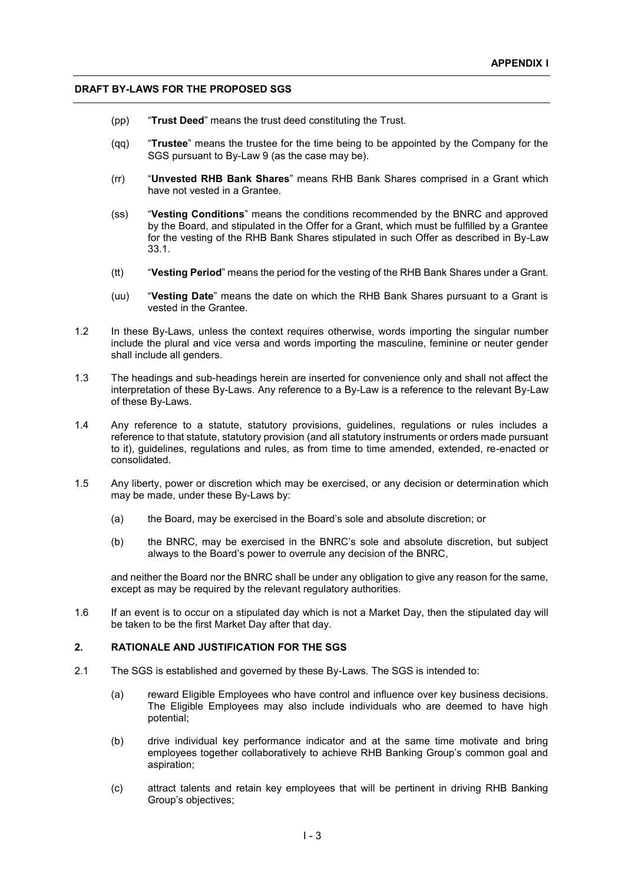(pp) "**Trust Deed**" means the trust deed constituting the Trust.

(qq) "**Trustee**" means the trustee for the time being to be appointed by the Company for the SGS pursuant to By-Law 9 (as the case may be).

(rr) "**Unvested RHB Bank Shares**" means RHB Bank Shares comprised in a Grant which have not vested in a Grantee.

(ss) "**Vesting Conditions**" means the conditions recommended by the BNRC and approved by the Board, and stipulated in the Offer for a Grant, which must be fulfilled by a Grantee for the vesting of the RHB Bank Shares stipulated in such Offer as described in By-Law 33.1.

(tt) "**Vesting Period**" means the period for the vesting of the RHB Bank Shares under a Grant.

(uu) "**Vesting Date**" means the date on which the RHB Bank Shares pursuant to a Grant is vested in the Grantee.

1.2 In these By-Laws, unless the context requires otherwise, words importing the singular number include the plural and vice versa and words importing the masculine, feminine or neuter gender shall include all genders.

1.3 The headings and sub-headings herein are inserted for convenience only and shall not affect the interpretation of these By-Laws. Any reference to a By-Law is a reference to the relevant By-Law of these By-Laws.

1.4 Any reference to a statute, statutory provisions, guidelines, regulations or rules includes a reference to that statute, statutory provision (and all statutory instruments or orders made pursuant to it), guidelines, regulations and rules, as from time to time amended, extended, re-enacted or consolidated.

1.5 Any liberty, power or discretion which may be exercised, or any decision or determination which may be made, under these By-Laws by:

(a) the Board, may be exercised in the Board's sole and absolute discretion; or

(b) the BNRC, may be exercised in the BNRC's sole and absolute discretion, but subject always to the Board's power to overrule any decision of the BNRC,

and neither the Board nor the BNRC shall be under any obligation to give any reason for the same, except as may be required by the relevant regulatory authorities.

1.6 If an event is to occur on a stipulated day which is not a Market Day, then the stipulated day will be taken to be the first Market Day after that day.

## 2. RATIONALE AND JUSTIFICATION FOR THE SGS

2.1 The SGS is established and governed by these By-Laws. The SGS is intended to:

(a) reward Eligible Employees who have control and influence over key business decisions. The Eligible Employees may also include individuals who are deemed to have high potential;

(b) drive individual key performance indicator and at the same time motivate and bring employees together collaboratively to achieve RHB Banking Group's common goal and aspiration;

(c) attract talents and retain key employees that will be pertinent in driving RHB Banking Group's objectives;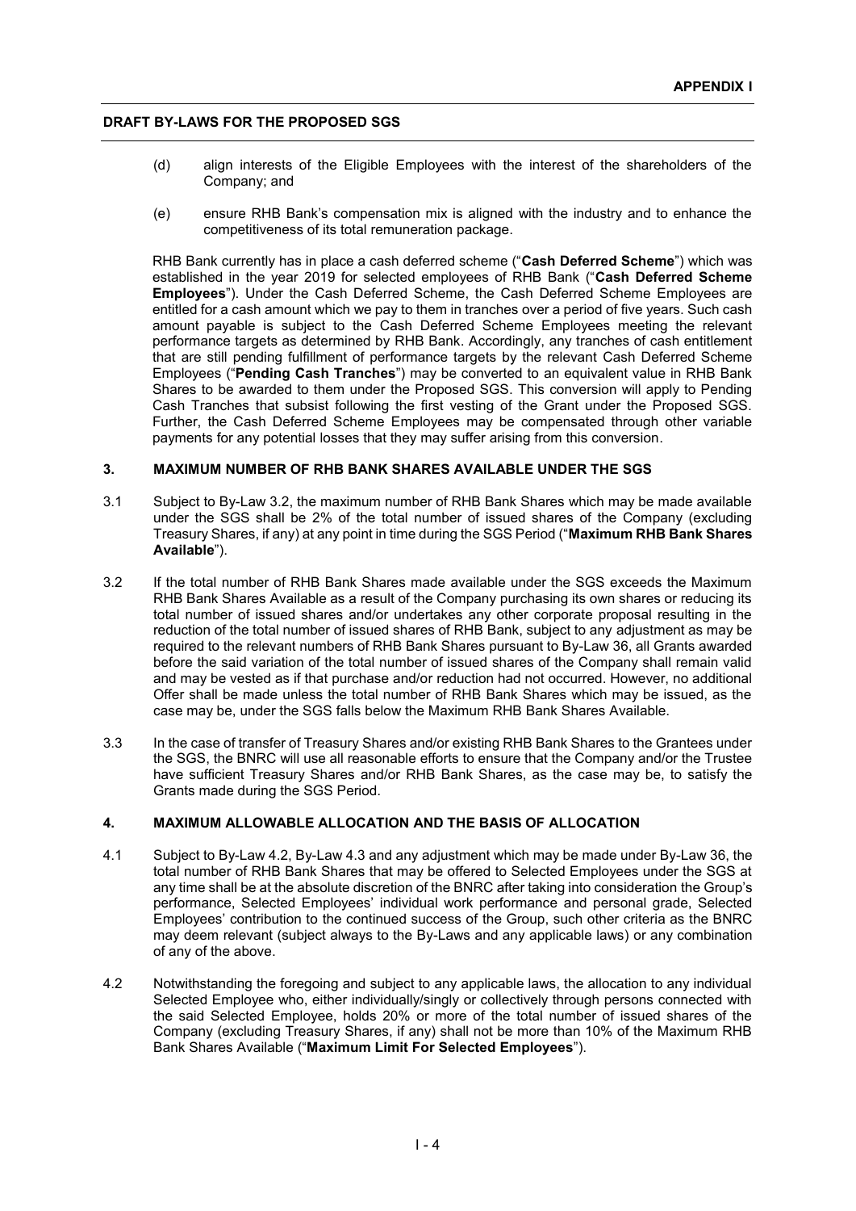(d) align interests of the Eligible Employees with the interest of the shareholders of the Company; and

(e) ensure RHB Bank's compensation mix is aligned with the industry and to enhance the competitiveness of its total remuneration package.

RHB Bank currently has in place a cash deferred scheme ("**Cash Deferred Scheme**") which was established in the year 2019 for selected employees of RHB Bank ("**Cash Deferred Scheme Employees**"). Under the Cash Deferred Scheme, the Cash Deferred Scheme Employees are entitled for a cash amount which we pay to them in tranches over a period of five years. Such cash amount payable is subject to the Cash Deferred Scheme Employees meeting the relevant performance targets as determined by RHB Bank. Accordingly, any tranches of cash entitlement that are still pending fulfillment of performance targets by the relevant Cash Deferred Scheme Employees ("**Pending Cash Tranches**") may be converted to an equivalent value in RHB Bank Shares to be awarded to them under the Proposed SGS. This conversion will apply to Pending Cash Tranches that subsist following the first vesting of the Grant under the Proposed SGS. Further, the Cash Deferred Scheme Employees may be compensated through other variable payments for any potential losses that they may suffer arising from this conversion.

## 3. MAXIMUM NUMBER OF RHB BANK SHARES AVAILABLE UNDER THE SGS

3.1 Subject to By-Law 3.2, the maximum number of RHB Bank Shares which may be made available under the SGS shall be 2% of the total number of issued shares of the Company (excluding Treasury Shares, if any) at any point in time during the SGS Period ("**Maximum RHB Bank Shares Available**").

3.2 If the total number of RHB Bank Shares made available under the SGS exceeds the Maximum RHB Bank Shares Available as a result of the Company purchasing its own shares or reducing its total number of issued shares and/or undertakes any other corporate proposal resulting in the reduction of the total number of issued shares of RHB Bank, subject to any adjustment as may be required to the relevant numbers of RHB Bank Shares pursuant to By-Law 36, all Grants awarded before the said variation of the total number of issued shares of the Company shall remain valid and may be vested as if that purchase and/or reduction had not occurred. However, no additional Offer shall be made unless the total number of RHB Bank Shares which may be issued, as the case may be, under the SGS falls below the Maximum RHB Bank Shares Available.

3.3 In the case of transfer of Treasury Shares and/or existing RHB Bank Shares to the Grantees under the SGS, the BNRC will use all reasonable efforts to ensure that the Company and/or the Trustee have sufficient Treasury Shares and/or RHB Bank Shares, as the case may be, to satisfy the Grants made during the SGS Period.

## 4. MAXIMUM ALLOWABLE ALLOCATION AND THE BASIS OF ALLOCATION

4.1 Subject to By-Law 4.2, By-Law 4.3 and any adjustment which may be made under By-Law 36, the total number of RHB Bank Shares that may be offered to Selected Employees under the SGS at any time shall be at the absolute discretion of the BNRC after taking into consideration the Group's performance, Selected Employees' individual work performance and personal grade, Selected Employees' contribution to the continued success of the Group, such other criteria as the BNRC may deem relevant (subject always to the By-Laws and any applicable laws) or any combination of any of the above.

4.2 Notwithstanding the foregoing and subject to any applicable laws, the allocation to any individual Selected Employee who, either individually/singly or collectively through persons connected with the said Selected Employee, holds 20% or more of the total number of issued shares of the Company (excluding Treasury Shares, if any) shall not be more than 10% of the Maximum RHB Bank Shares Available ("**Maximum Limit For Selected Employees**").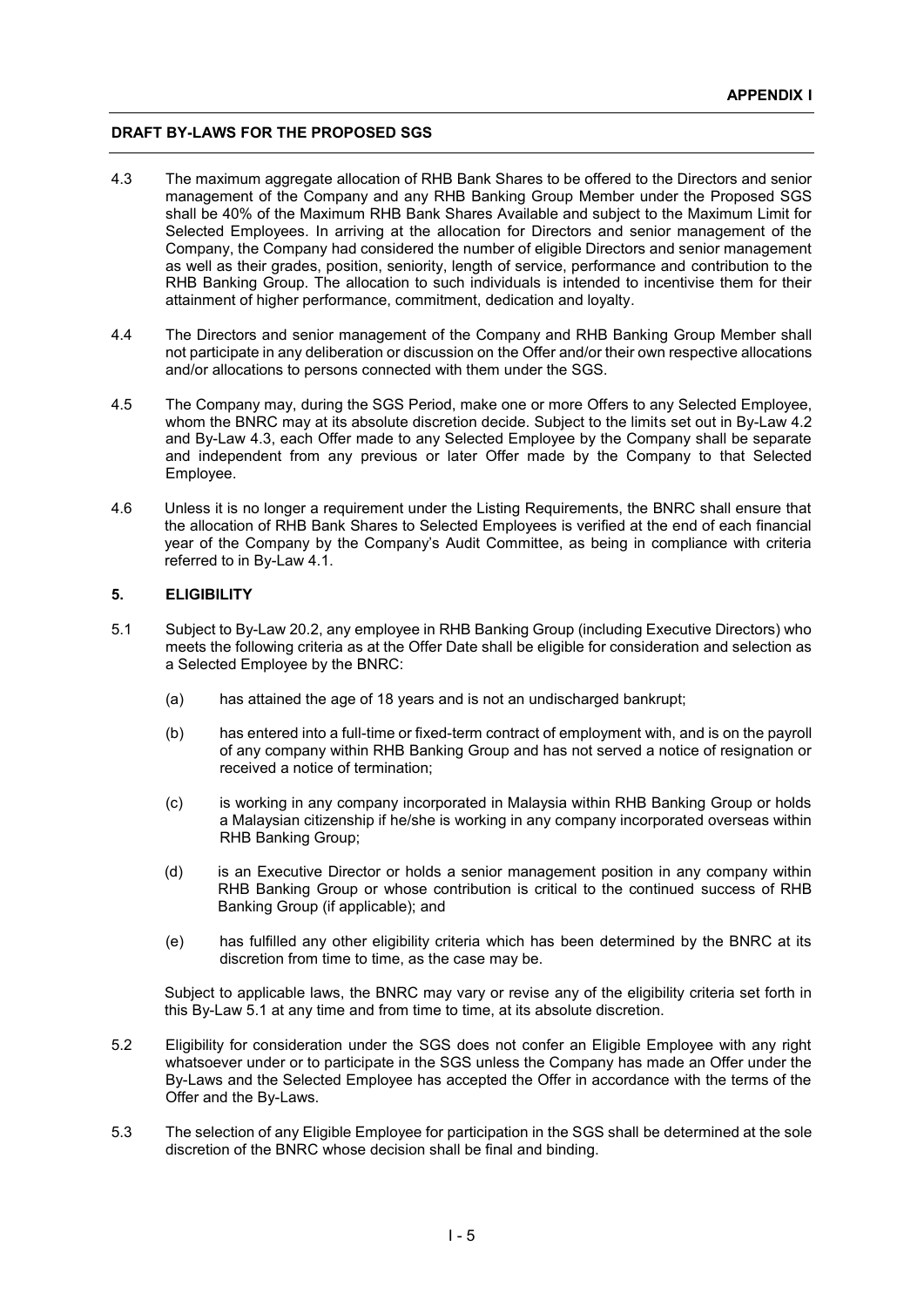4.3 The maximum aggregate allocation of RHB Bank Shares to be offered to the Directors and senior management of the Company and any RHB Banking Group Member under the Proposed SGS shall be 40% of the Maximum RHB Bank Shares Available and subject to the Maximum Limit for Selected Employees. In arriving at the allocation for Directors and senior management of the Company, the Company had considered the number of eligible Directors and senior management as well as their grades, position, seniority, length of service, performance and contribution to the RHB Banking Group. The allocation to such individuals is intended to incentivise them for their attainment of higher performance, commitment, dedication and loyalty.

4.4 The Directors and senior management of the Company and RHB Banking Group Member shall not participate in any deliberation or discussion on the Offer and/or their own respective allocations and/or allocations to persons connected with them under the SGS.

4.5 The Company may, during the SGS Period, make one or more Offers to any Selected Employee, whom the BNRC may at its absolute discretion decide. Subject to the limits set out in By-Law 4.2 and By-Law 4.3, each Offer made to any Selected Employee by the Company shall be separate and independent from any previous or later Offer made by the Company to that Selected Employee.

4.6 Unless it is no longer a requirement under the Listing Requirements, the BNRC shall ensure that the allocation of RHB Bank Shares to Selected Employees is verified at the end of each financial year of the Company by the Company's Audit Committee, as being in compliance with criteria referred to in By-Law 4.1.

## 5. ELIGIBILITY

5.1 Subject to By-Law 20.2, any employee in RHB Banking Group (including Executive Directors) who meets the following criteria as at the Offer Date shall be eligible for consideration and selection as a Selected Employee by the BNRC:

(a) has attained the age of 18 years and is not an undischarged bankrupt;

(b) has entered into a full-time or fixed-term contract of employment with, and is on the payroll of any company within RHB Banking Group and has not served a notice of resignation or received a notice of termination;

(c) is working in any company incorporated in Malaysia within RHB Banking Group or holds a Malaysian citizenship if he/she is working in any company incorporated overseas within RHB Banking Group;

(d) is an Executive Director or holds a senior management position in any company within RHB Banking Group or whose contribution is critical to the continued success of RHB Banking Group (if applicable); and

(e) has fulfilled any other eligibility criteria which has been determined by the BNRC at its discretion from time to time, as the case may be.

Subject to applicable laws, the BNRC may vary or revise any of the eligibility criteria set forth in this By-Law 5.1 at any time and from time to time, at its absolute discretion.

5.2 Eligibility for consideration under the SGS does not confer an Eligible Employee with any right whatsoever under or to participate in the SGS unless the Company has made an Offer under the By-Laws and the Selected Employee has accepted the Offer in accordance with the terms of the Offer and the By-Laws.

5.3 The selection of any Eligible Employee for participation in the SGS shall be determined at the sole discretion of the BNRC whose decision shall be final and binding.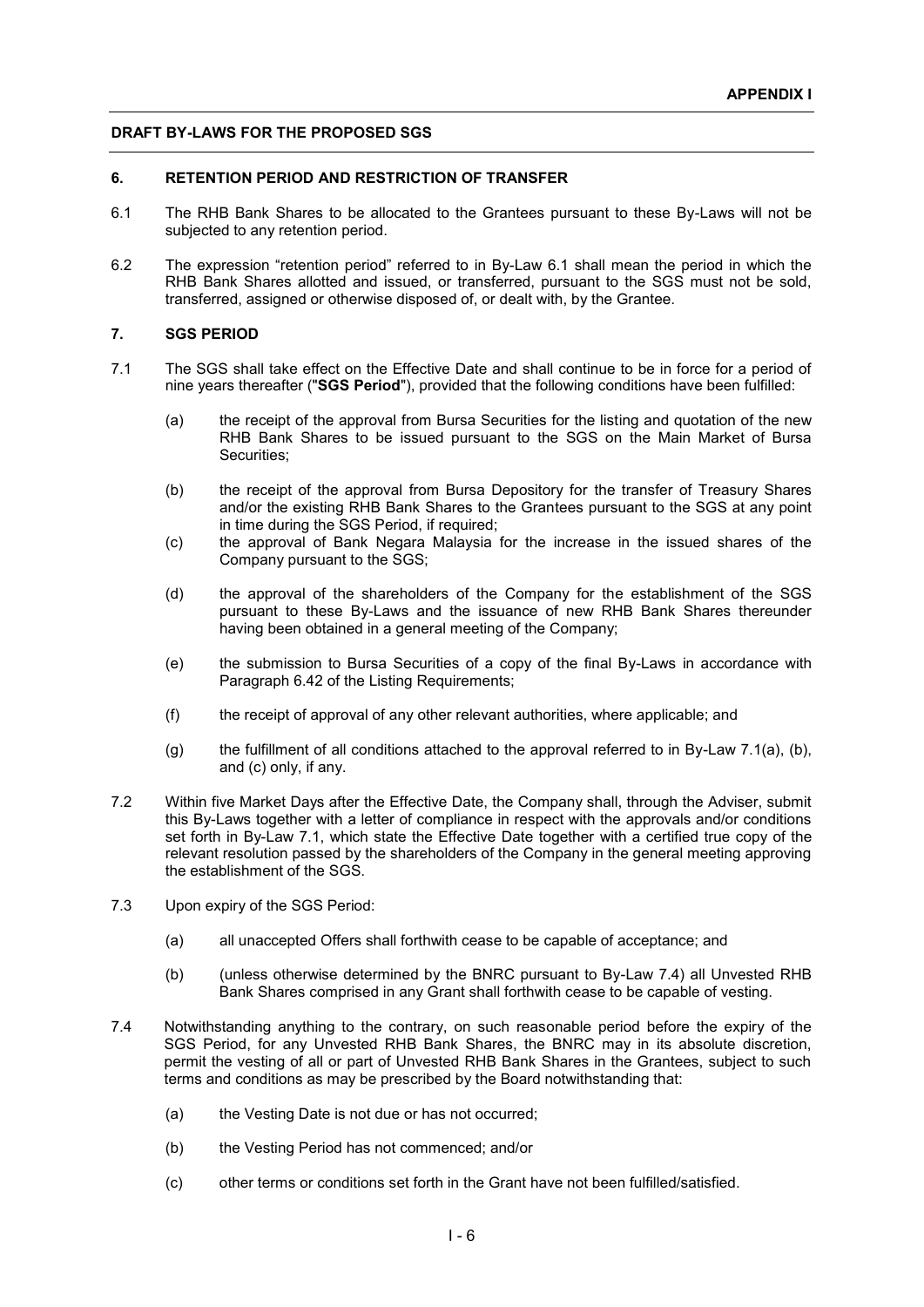**DRAFT BY-LAWS FOR THE PROPOSED SGS**

## 6. RETENTION PERIOD AND RESTRICTION OF TRANSFER

6.1 The RHB Bank Shares to be allocated to the Grantees pursuant to these By-Laws will not be subjected to any retention period.

6.2 The expression "retention period" referred to in By-Law 6.1 shall mean the period in which the RHB Bank Shares allotted and issued, or transferred, pursuant to the SGS must not be sold, transferred, assigned or otherwise disposed of, or dealt with, by the Grantee.

## 7. SGS PERIOD

7.1 The SGS shall take effect on the Effective Date and shall continue to be in force for a period of nine years thereafter ("**SGS Period**"), provided that the following conditions have been fulfilled:

(a) the receipt of the approval from Bursa Securities for the listing and quotation of the new RHB Bank Shares to be issued pursuant to the SGS on the Main Market of Bursa Securities;

(b) the receipt of the approval from Bursa Depository for the transfer of Treasury Shares and/or the existing RHB Bank Shares to the Grantees pursuant to the SGS at any point in time during the SGS Period, if required;

(c) the approval of Bank Negara Malaysia for the increase in the issued shares of the Company pursuant to the SGS;

(d) the approval of the shareholders of the Company for the establishment of the SGS pursuant to these By-Laws and the issuance of new RHB Bank Shares thereunder having been obtained in a general meeting of the Company;

(e) the submission to Bursa Securities of a copy of the final By-Laws in accordance with Paragraph 6.42 of the Listing Requirements;

(f) the receipt of approval of any other relevant authorities, where applicable; and

(g) the fulfillment of all conditions attached to the approval referred to in By-Law 7.1(a), (b), and (c) only, if any.

7.2 Within five Market Days after the Effective Date, the Company shall, through the Adviser, submit this By-Laws together with a letter of compliance in respect with the approvals and/or conditions set forth in By-Law 7.1, which state the Effective Date together with a certified true copy of the relevant resolution passed by the shareholders of the Company in the general meeting approving the establishment of the SGS.

7.3 Upon expiry of the SGS Period:

(a) all unaccepted Offers shall forthwith cease to be capable of acceptance; and

(b) (unless otherwise determined by the BNRC pursuant to By-Law 7.4) all Unvested RHB Bank Shares comprised in any Grant shall forthwith cease to be capable of vesting.

7.4 Notwithstanding anything to the contrary, on such reasonable period before the expiry of the SGS Period, for any Unvested RHB Bank Shares, the BNRC may in its absolute discretion, permit the vesting of all or part of Unvested RHB Bank Shares in the Grantees, subject to such terms and conditions as may be prescribed by the Board notwithstanding that:

(a) the Vesting Date is not due or has not occurred;

(b) the Vesting Period has not commenced; and/or

(c) other terms or conditions set forth in the Grant have not been fulfilled/satisfied.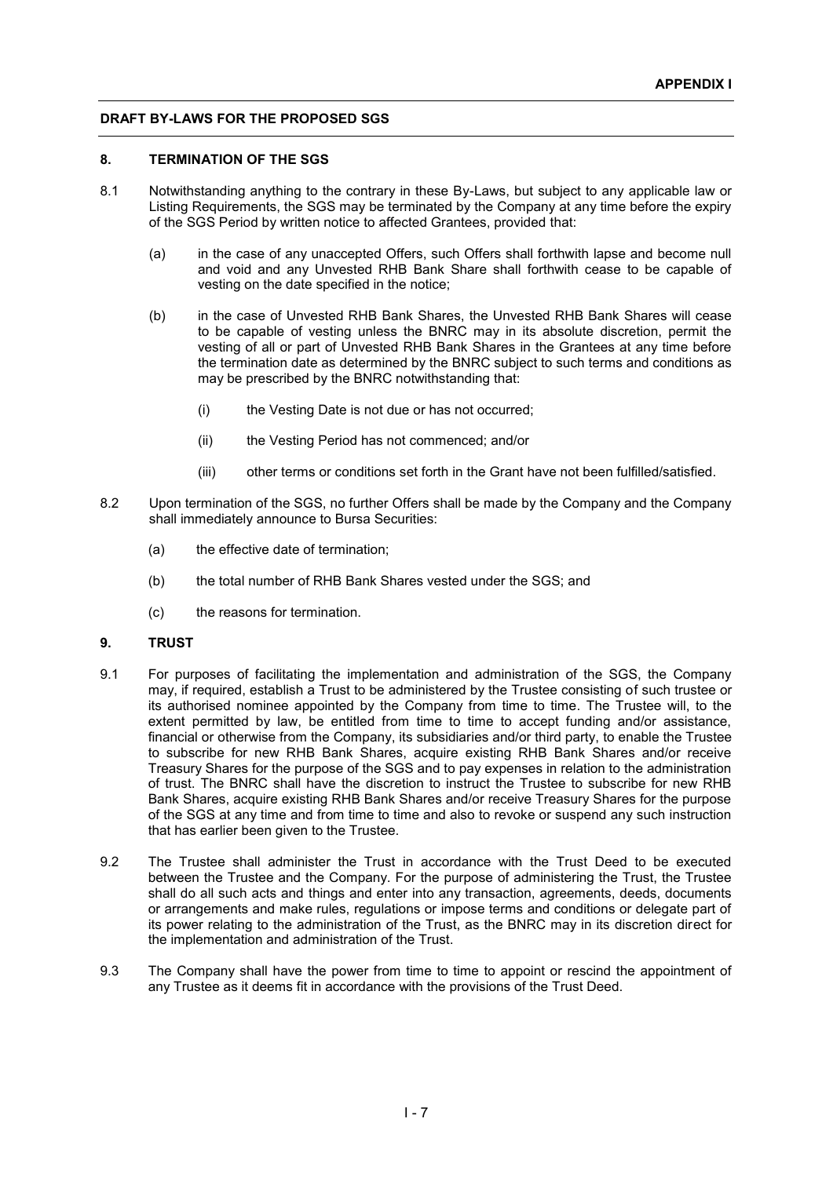## 8. TERMINATION OF THE SGS

8.1 Notwithstanding anything to the contrary in these By-Laws, but subject to any applicable law or Listing Requirements, the SGS may be terminated by the Company at any time before the expiry of the SGS Period by written notice to affected Grantees, provided that:

(a) in the case of any unaccepted Offers, such Offers shall forthwith lapse and become null and void and any Unvested RHB Bank Share shall forthwith cease to be capable of vesting on the date specified in the notice;

(b) in the case of Unvested RHB Bank Shares, the Unvested RHB Bank Shares will cease to be capable of vesting unless the BNRC may in its absolute discretion, permit the vesting of all or part of Unvested RHB Bank Shares in the Grantees at any time before the termination date as determined by the BNRC subject to such terms and conditions as may be prescribed by the BNRC notwithstanding that:

(i) the Vesting Date is not due or has not occurred;

(ii) the Vesting Period has not commenced; and/or

(iii) other terms or conditions set forth in the Grant have not been fulfilled/satisfied.

8.2 Upon termination of the SGS, no further Offers shall be made by the Company and the Company shall immediately announce to Bursa Securities:

(a) the effective date of termination;

(b) the total number of RHB Bank Shares vested under the SGS; and

(c) the reasons for termination.

## 9. TRUST

9.1 For purposes of facilitating the implementation and administration of the SGS, the Company may, if required, establish a Trust to be administered by the Trustee consisting of such trustee or its authorised nominee appointed by the Company from time to time. The Trustee will, to the extent permitted by law, be entitled from time to time to accept funding and/or assistance, financial or otherwise from the Company, its subsidiaries and/or third party, to enable the Trustee to subscribe for new RHB Bank Shares, acquire existing RHB Bank Shares and/or receive Treasury Shares for the purpose of the SGS and to pay expenses in relation to the administration of trust. The BNRC shall have the discretion to instruct the Trustee to subscribe for new RHB Bank Shares, acquire existing RHB Bank Shares and/or receive Treasury Shares for the purpose of the SGS at any time and from time to time and also to revoke or suspend any such instruction that has earlier been given to the Trustee.

9.2 The Trustee shall administer the Trust in accordance with the Trust Deed to be executed between the Trustee and the Company. For the purpose of administering the Trust, the Trustee shall do all such acts and things and enter into any transaction, agreements, deeds, documents or arrangements and make rules, regulations or impose terms and conditions or delegate part of its power relating to the administration of the Trust, as the BNRC may in its discretion direct for the implementation and administration of the Trust.

9.3 The Company shall have the power from time to time to appoint or rescind the appointment of any Trustee as it deems fit in accordance with the provisions of the Trust Deed.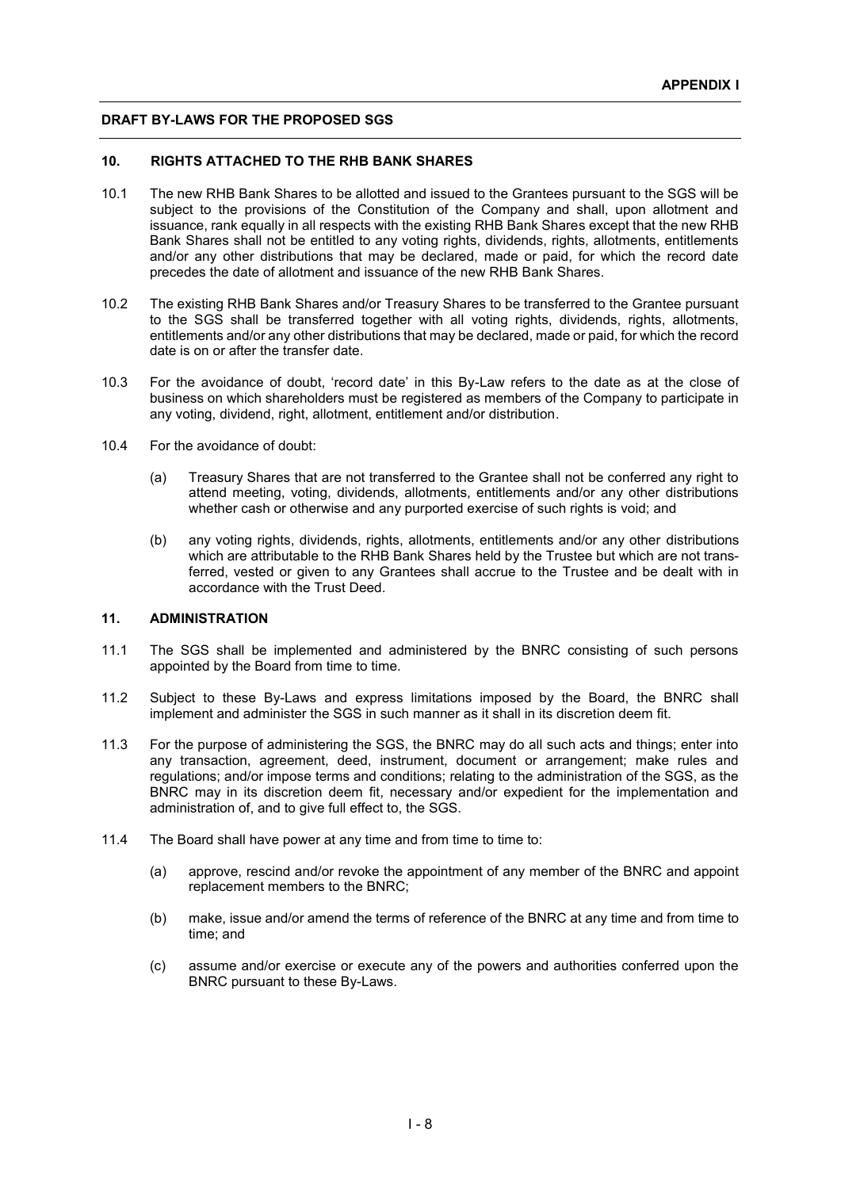**APPENDIX I**

**DRAFT BY-LAWS FOR THE PROPOSED SGS**

## 10. RIGHTS ATTACHED TO THE RHB BANK SHARES

10.1 The new RHB Bank Shares to be allotted and issued to the Grantees pursuant to the SGS will be subject to the provisions of the Constitution of the Company and shall, upon allotment and issuance, rank equally in all respects with the existing RHB Bank Shares except that the new RHB Bank Shares shall not be entitled to any voting rights, dividends, rights, allotments, entitlements and/or any other distributions that may be declared, made or paid, for which the record date precedes the date of allotment and issuance of the new RHB Bank Shares.

10.2 The existing RHB Bank Shares and/or Treasury Shares to be transferred to the Grantee pursuant to the SGS shall be transferred together with all voting rights, dividends, rights, allotments, entitlements and/or any other distributions that may be declared, made or paid, for which the record date is on or after the transfer date.

10.3 For the avoidance of doubt, 'record date' in this By-Law refers to the date as at the close of business on which shareholders must be registered as members of the Company to participate in any voting, dividend, right, allotment, entitlement and/or distribution.

10.4 For the avoidance of doubt:

(a) Treasury Shares that are not transferred to the Grantee shall not be conferred any right to attend meeting, voting, dividends, allotments, entitlements and/or any other distributions whether cash or otherwise and any purported exercise of such rights is void; and

(b) any voting rights, dividends, rights, allotments, entitlements and/or any other distributions which are attributable to the RHB Bank Shares held by the Trustee but which are not transferred, vested or given to any Grantees shall accrue to the Trustee and be dealt with in accordance with the Trust Deed.

## 11. ADMINISTRATION

11.1 The SGS shall be implemented and administered by the BNRC consisting of such persons appointed by the Board from time to time.

11.2 Subject to these By-Laws and express limitations imposed by the Board, the BNRC shall implement and administer the SGS in such manner as it shall in its discretion deem fit.

11.3 For the purpose of administering the SGS, the BNRC may do all such acts and things; enter into any transaction, agreement, deed, instrument, document or arrangement; make rules and regulations; and/or impose terms and conditions; relating to the administration of the SGS, as the BNRC may in its discretion deem fit, necessary and/or expedient for the implementation and administration of, and to give full effect to, the SGS.

11.4 The Board shall have power at any time and from time to time to:

(a) approve, rescind and/or revoke the appointment of any member of the BNRC and appoint replacement members to the BNRC;

(b) make, issue and/or amend the terms of reference of the BNRC at any time and from time to time; and

(c) assume and/or exercise or execute any of the powers and authorities conferred upon the BNRC pursuant to these By-Laws.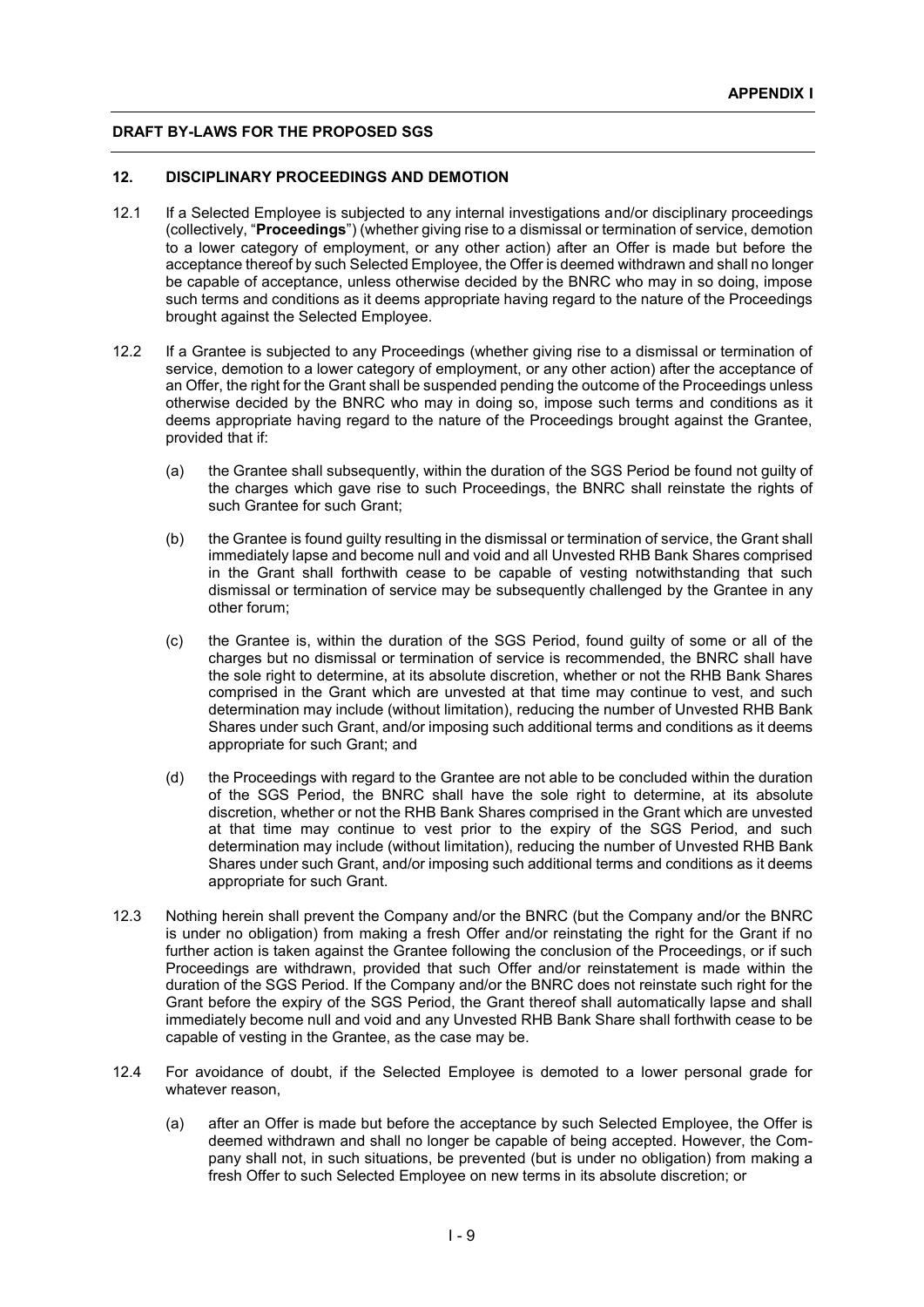**APPENDIX I**

**DRAFT BY-LAWS FOR THE PROPOSED SGS**

## 12. DISCIPLINARY PROCEEDINGS AND DEMOTION

12.1 If a Selected Employee is subjected to any internal investigations and/or disciplinary proceedings (collectively, "**Proceedings**") (whether giving rise to a dismissal or termination of service, demotion to a lower category of employment, or any other action) after an Offer is made but before the acceptance thereof by such Selected Employee, the Offer is deemed withdrawn and shall no longer be capable of acceptance, unless otherwise decided by the BNRC who may in so doing, impose such terms and conditions as it deems appropriate having regard to the nature of the Proceedings brought against the Selected Employee.

12.2 If a Grantee is subjected to any Proceedings (whether giving rise to a dismissal or termination of service, demotion to a lower category of employment, or any other action) after the acceptance of an Offer, the right for the Grant shall be suspended pending the outcome of the Proceedings unless otherwise decided by the BNRC who may in doing so, impose such terms and conditions as it deems appropriate having regard to the nature of the Proceedings brought against the Grantee, provided that if:

(a) the Grantee shall subsequently, within the duration of the SGS Period be found not guilty of the charges which gave rise to such Proceedings, the BNRC shall reinstate the rights of such Grantee for such Grant;

(b) the Grantee is found guilty resulting in the dismissal or termination of service, the Grant shall immediately lapse and become null and void and all Unvested RHB Bank Shares comprised in the Grant shall forthwith cease to be capable of vesting notwithstanding that such dismissal or termination of service may be subsequently challenged by the Grantee in any other forum;

(c) the Grantee is, within the duration of the SGS Period, found guilty of some or all of the charges but no dismissal or termination of service is recommended, the BNRC shall have the sole right to determine, at its absolute discretion, whether or not the RHB Bank Shares comprised in the Grant which are unvested at that time may continue to vest, and such determination may include (without limitation), reducing the number of Unvested RHB Bank Shares under such Grant, and/or imposing such additional terms and conditions as it deems appropriate for such Grant; and

(d) the Proceedings with regard to the Grantee are not able to be concluded within the duration of the SGS Period, the BNRC shall have the sole right to determine, at its absolute discretion, whether or not the RHB Bank Shares comprised in the Grant which are unvested at that time may continue to vest prior to the expiry of the SGS Period, and such determination may include (without limitation), reducing the number of Unvested RHB Bank Shares under such Grant, and/or imposing such additional terms and conditions as it deems appropriate for such Grant.

12.3 Nothing herein shall prevent the Company and/or the BNRC (but the Company and/or the BNRC is under no obligation) from making a fresh Offer and/or reinstating the right for the Grant if no further action is taken against the Grantee following the conclusion of the Proceedings, or if such Proceedings are withdrawn, provided that such Offer and/or reinstatement is made within the duration of the SGS Period. If the Company and/or the BNRC does not reinstate such right for the Grant before the expiry of the SGS Period, the Grant thereof shall automatically lapse and shall immediately become null and void and any Unvested RHB Bank Share shall forthwith cease to be capable of vesting in the Grantee, as the case may be.

12.4 For avoidance of doubt, if the Selected Employee is demoted to a lower personal grade for whatever reason,

(a) after an Offer is made but before the acceptance by such Selected Employee, the Offer is deemed withdrawn and shall no longer be capable of being accepted. However, the Company shall not, in such situations, be prevented (but is under no obligation) from making a fresh Offer to such Selected Employee on new terms in its absolute discretion; or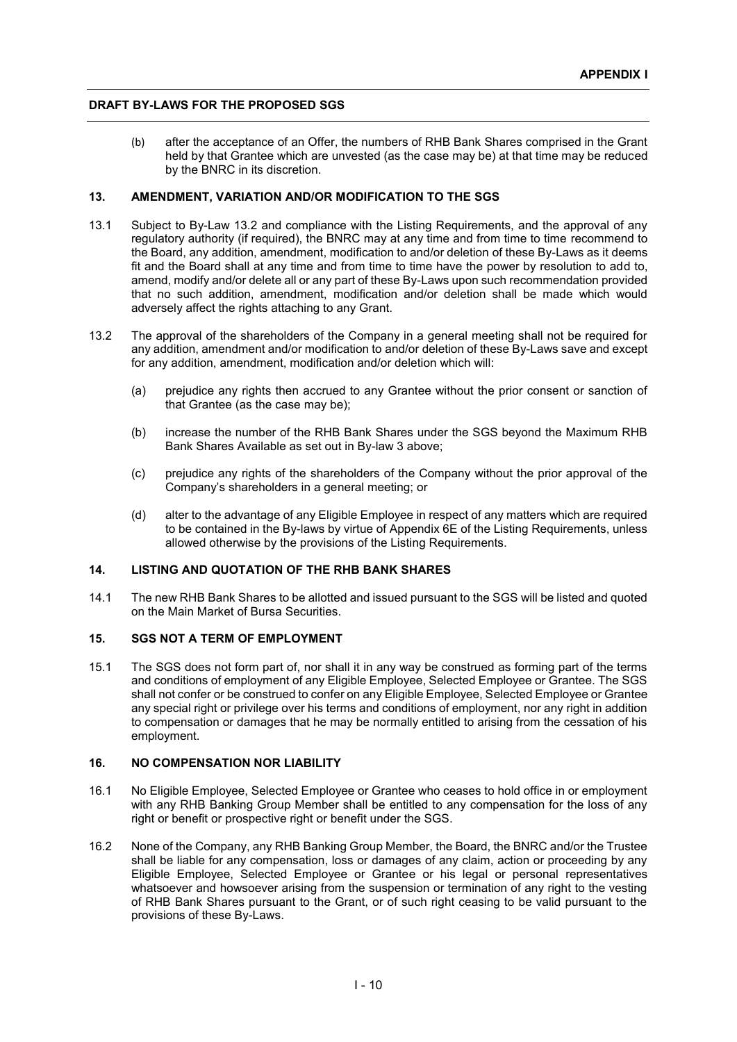(b) after the acceptance of an Offer, the numbers of RHB Bank Shares comprised in the Grant held by that Grantee which are unvested (as the case may be) at that time may be reduced by the BNRC in its discretion.

## 13. AMENDMENT, VARIATION AND/OR MODIFICATION TO THE SGS

13.1 Subject to By-Law 13.2 and compliance with the Listing Requirements, and the approval of any regulatory authority (if required), the BNRC may at any time and from time to time recommend to the Board, any addition, amendment, modification to and/or deletion of these By-Laws as it deems fit and the Board shall at any time and from time to time have the power by resolution to add to, amend, modify and/or delete all or any part of these By-Laws upon such recommendation provided that no such addition, amendment, modification and/or deletion shall be made which would adversely affect the rights attaching to any Grant.

13.2 The approval of the shareholders of the Company in a general meeting shall not be required for any addition, amendment and/or modification to and/or deletion of these By-Laws save and except for any addition, amendment, modification and/or deletion which will:

(a) prejudice any rights then accrued to any Grantee without the prior consent or sanction of that Grantee (as the case may be);

(b) increase the number of the RHB Bank Shares under the SGS beyond the Maximum RHB Bank Shares Available as set out in By-law 3 above;

(c) prejudice any rights of the shareholders of the Company without the prior approval of the Company's shareholders in a general meeting; or

(d) alter to the advantage of any Eligible Employee in respect of any matters which are required to be contained in the By-laws by virtue of Appendix 6E of the Listing Requirements, unless allowed otherwise by the provisions of the Listing Requirements.

## 14. LISTING AND QUOTATION OF THE RHB BANK SHARES

14.1 The new RHB Bank Shares to be allotted and issued pursuant to the SGS will be listed and quoted on the Main Market of Bursa Securities.

## 15. SGS NOT A TERM OF EMPLOYMENT

15.1 The SGS does not form part of, nor shall it in any way be construed as forming part of the terms and conditions of employment of any Eligible Employee, Selected Employee or Grantee. The SGS shall not confer or be construed to confer on any Eligible Employee, Selected Employee or Grantee any special right or privilege over his terms and conditions of employment, nor any right in addition to compensation or damages that he may be normally entitled to arising from the cessation of his employment.

## 16. NO COMPENSATION NOR LIABILITY

16.1 No Eligible Employee, Selected Employee or Grantee who ceases to hold office in or employment with any RHB Banking Group Member shall be entitled to any compensation for the loss of any right or benefit or prospective right or benefit under the SGS.

16.2 None of the Company, any RHB Banking Group Member, the Board, the BNRC and/or the Trustee shall be liable for any compensation, loss or damages of any claim, action or proceeding by any Eligible Employee, Selected Employee or Grantee or his legal or personal representatives whatsoever and howsoever arising from the suspension or termination of any right to the vesting of RHB Bank Shares pursuant to the Grant, or of such right ceasing to be valid pursuant to the provisions of these By-Laws.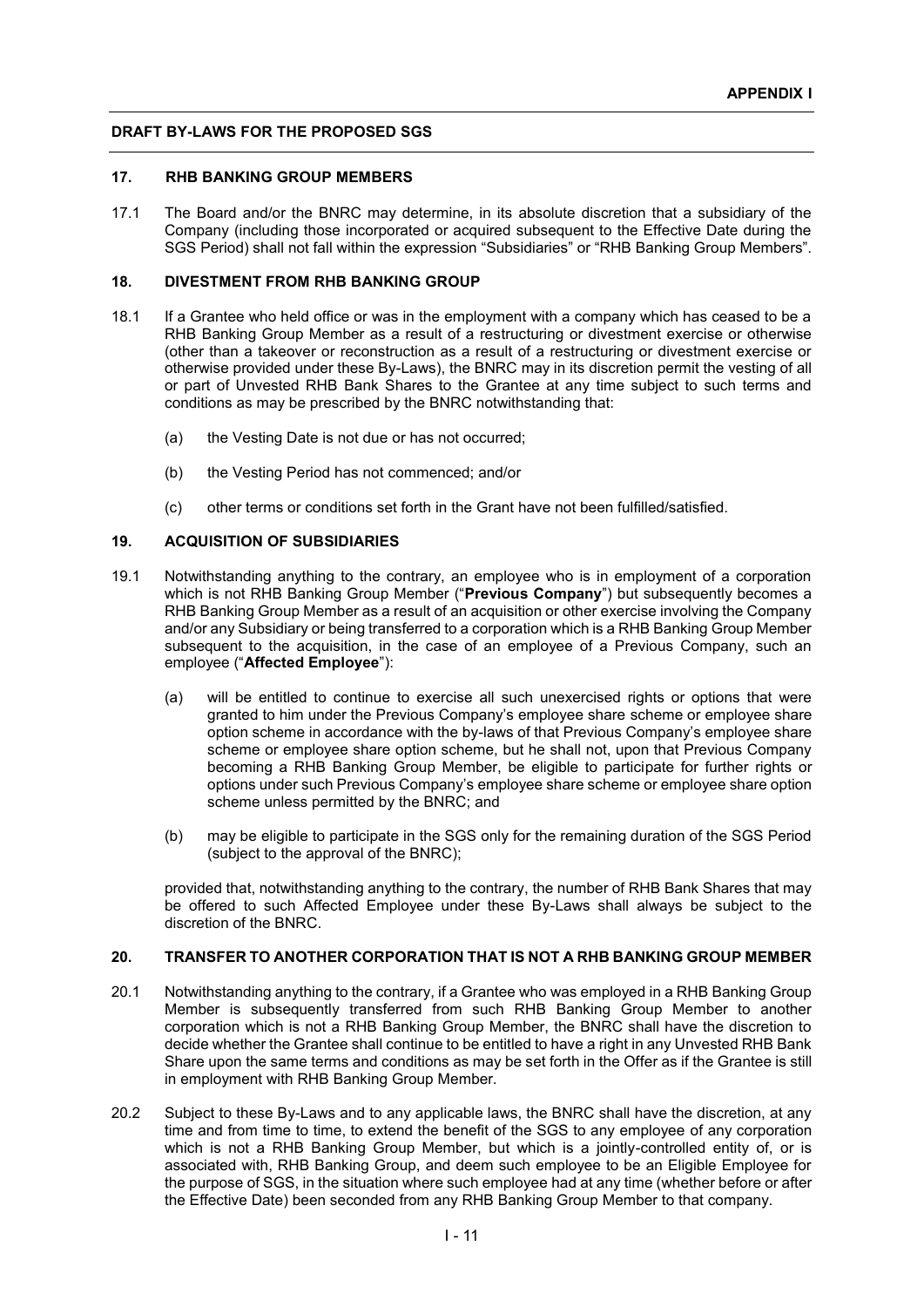## 17. RHB BANKING GROUP MEMBERS

17.1 The Board and/or the BNRC may determine, in its absolute discretion that a subsidiary of the Company (including those incorporated or acquired subsequent to the Effective Date during the SGS Period) shall not fall within the expression "Subsidiaries" or "RHB Banking Group Members".

## 18. DIVESTMENT FROM RHB BANKING GROUP

18.1 If a Grantee who held office or was in the employment with a company which has ceased to be a RHB Banking Group Member as a result of a restructuring or divestment exercise or otherwise (other than a takeover or reconstruction as a result of a restructuring or divestment exercise or otherwise provided under these By-Laws), the BNRC may in its discretion permit the vesting of all or part of Unvested RHB Bank Shares to the Grantee at any time subject to such terms and conditions as may be prescribed by the BNRC notwithstanding that:

(a) the Vesting Date is not due or has not occurred;

(b) the Vesting Period has not commenced; and/or

(c) other terms or conditions set forth in the Grant have not been fulfilled/satisfied.

## 19. ACQUISITION OF SUBSIDIARIES

19.1 Notwithstanding anything to the contrary, an employee who is in employment of a corporation which is not RHB Banking Group Member ("**Previous Company**") but subsequently becomes a RHB Banking Group Member as a result of an acquisition or other exercise involving the Company and/or any Subsidiary or being transferred to a corporation which is a RHB Banking Group Member subsequent to the acquisition, in the case of an employee of a Previous Company, such an employee ("**Affected Employee**"):

(a) will be entitled to continue to exercise all such unexercised rights or options that were granted to him under the Previous Company's employee share scheme or employee share option scheme in accordance with the by-laws of that Previous Company's employee share scheme or employee share option scheme, but he shall not, upon that Previous Company becoming a RHB Banking Group Member, be eligible to participate for further rights or options under such Previous Company's employee share scheme or employee share option scheme unless permitted by the BNRC; and

(b) may be eligible to participate in the SGS only for the remaining duration of the SGS Period (subject to the approval of the BNRC);

provided that, notwithstanding anything to the contrary, the number of RHB Bank Shares that may be offered to such Affected Employee under these By-Laws shall always be subject to the discretion of the BNRC.

## 20. TRANSFER TO ANOTHER CORPORATION THAT IS NOT A RHB BANKING GROUP MEMBER

20.1 Notwithstanding anything to the contrary, if a Grantee who was employed in a RHB Banking Group Member is subsequently transferred from such RHB Banking Group Member to another corporation which is not a RHB Banking Group Member, the BNRC shall have the discretion to decide whether the Grantee shall continue to be entitled to have a right in any Unvested RHB Bank Share upon the same terms and conditions as may be set forth in the Offer as if the Grantee is still in employment with RHB Banking Group Member.

20.2 Subject to these By-Laws and to any applicable laws, the BNRC shall have the discretion, at any time and from time to time, to extend the benefit of the SGS to any employee of any corporation which is not a RHB Banking Group Member, but which is a jointly-controlled entity of, or is associated with, RHB Banking Group, and deem such employee to be an Eligible Employee for the purpose of SGS, in the situation where such employee had at any time (whether before or after the Effective Date) been seconded from any RHB Banking Group Member to that company.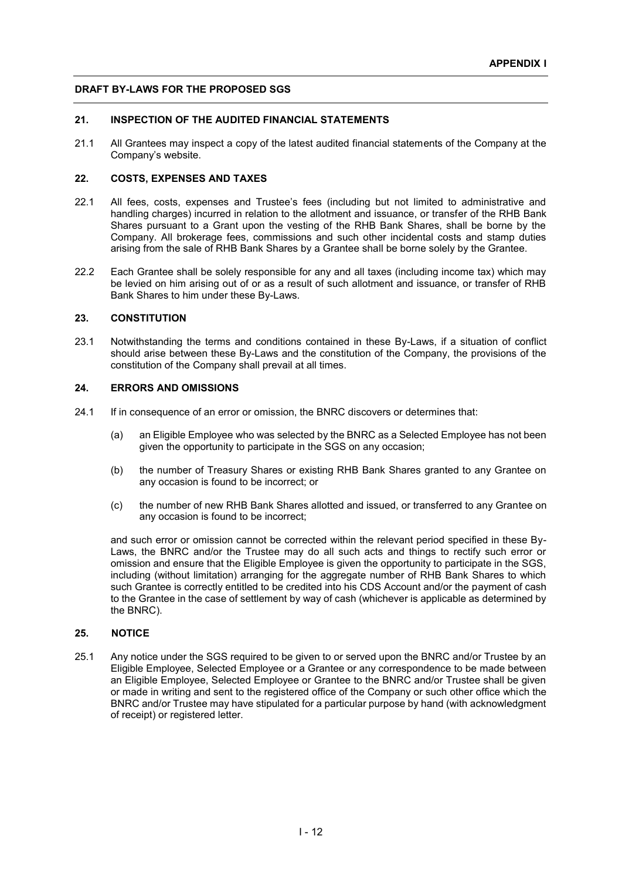**21. INSPECTION OF THE AUDITED FINANCIAL STATEMENTS**

21.1 All Grantees may inspect a copy of the latest audited financial statements of the Company at the Company's website.

**22. COSTS, EXPENSES AND TAXES**

22.1 All fees, costs, expenses and Trustee's fees (including but not limited to administrative and handling charges) incurred in relation to the allotment and issuance, or transfer of the RHB Bank Shares pursuant to a Grant upon the vesting of the RHB Bank Shares, shall be borne by the Company. All brokerage fees, commissions and such other incidental costs and stamp duties arising from the sale of RHB Bank Shares by a Grantee shall be borne solely by the Grantee.

22.2 Each Grantee shall be solely responsible for any and all taxes (including income tax) which may be levied on him arising out of or as a result of such allotment and issuance, or transfer of RHB Bank Shares to him under these By-Laws.

**23. CONSTITUTION**

23.1 Notwithstanding the terms and conditions contained in these By-Laws, if a situation of conflict should arise between these By-Laws and the constitution of the Company, the provisions of the constitution of the Company shall prevail at all times.

**24. ERRORS AND OMISSIONS**

24.1 If in consequence of an error or omission, the BNRC discovers or determines that:

(a) an Eligible Employee who was selected by the BNRC as a Selected Employee has not been given the opportunity to participate in the SGS on any occasion;

(b) the number of Treasury Shares or existing RHB Bank Shares granted to any Grantee on any occasion is found to be incorrect; or

(c) the number of new RHB Bank Shares allotted and issued, or transferred to any Grantee on any occasion is found to be incorrect;

and such error or omission cannot be corrected within the relevant period specified in these By-Laws, the BNRC and/or the Trustee may do all such acts and things to rectify such error or omission and ensure that the Eligible Employee is given the opportunity to participate in the SGS, including (without limitation) arranging for the aggregate number of RHB Bank Shares to which such Grantee is correctly entitled to be credited into his CDS Account and/or the payment of cash to the Grantee in the case of settlement by way of cash (whichever is applicable as determined by the BNRC).

**25. NOTICE**

25.1 Any notice under the SGS required to be given to or served upon the BNRC and/or Trustee by an Eligible Employee, Selected Employee or a Grantee or any correspondence to be made between an Eligible Employee, Selected Employee or Grantee to the BNRC and/or Trustee shall be given or made in writing and sent to the registered office of the Company or such other office which the BNRC and/or Trustee may have stipulated for a particular purpose by hand (with acknowledgment of receipt) or registered letter.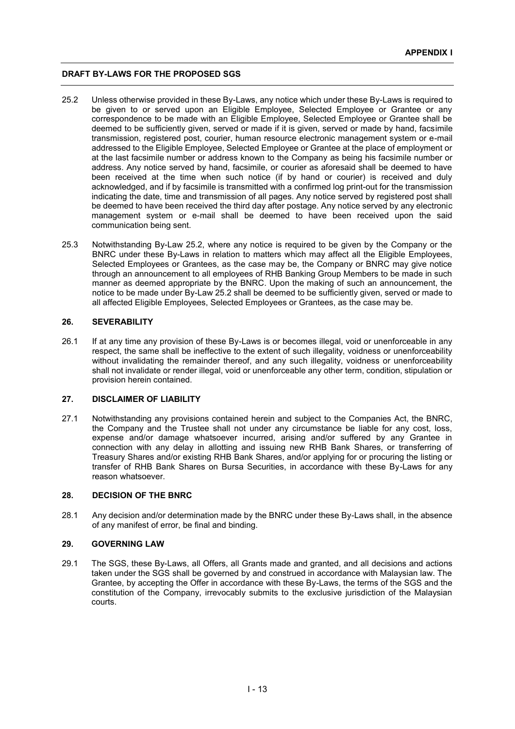25.2 Unless otherwise provided in these By-Laws, any notice which under these By-Laws is required to be given to or served upon an Eligible Employee, Selected Employee or Grantee or any correspondence to be made with an Eligible Employee, Selected Employee or Grantee shall be deemed to be sufficiently given, served or made if it is given, served or made by hand, facsimile transmission, registered post, courier, human resource electronic management system or e-mail addressed to the Eligible Employee, Selected Employee or Grantee at the place of employment or at the last facsimile number or address known to the Company as being his facsimile number or address. Any notice served by hand, facsimile, or courier as aforesaid shall be deemed to have been received at the time when such notice (if by hand or courier) is received and duly acknowledged, and if by facsimile is transmitted with a confirmed log print-out for the transmission indicating the date, time and transmission of all pages. Any notice served by registered post shall be deemed to have been received the third day after postage. Any notice served by any electronic management system or e-mail shall be deemed to have been received upon the said communication being sent.

25.3 Notwithstanding By-Law 25.2, where any notice is required to be given by the Company or the BNRC under these By-Laws in relation to matters which may affect all the Eligible Employees, Selected Employees or Grantees, as the case may be, the Company or BNRC may give notice through an announcement to all employees of RHB Banking Group Members to be made in such manner as deemed appropriate by the BNRC. Upon the making of such an announcement, the notice to be made under By-Law 25.2 shall be deemed to be sufficiently given, served or made to all affected Eligible Employees, Selected Employees or Grantees, as the case may be.

## 26. SEVERABILITY

26.1 If at any time any provision of these By-Laws is or becomes illegal, void or unenforceable in any respect, the same shall be ineffective to the extent of such illegality, voidness or unenforceability without invalidating the remainder thereof, and any such illegality, voidness or unenforceability shall not invalidate or render illegal, void or unenforceable any other term, condition, stipulation or provision herein contained.

## 27. DISCLAIMER OF LIABILITY

27.1 Notwithstanding any provisions contained herein and subject to the Companies Act, the BNRC, the Company and the Trustee shall not under any circumstance be liable for any cost, loss, expense and/or damage whatsoever incurred, arising and/or suffered by any Grantee in connection with any delay in allotting and issuing new RHB Bank Shares, or transferring of Treasury Shares and/or existing RHB Bank Shares, and/or applying for or procuring the listing or transfer of RHB Bank Shares on Bursa Securities, in accordance with these By-Laws for any reason whatsoever.

## 28. DECISION OF THE BNRC

28.1 Any decision and/or determination made by the BNRC under these By-Laws shall, in the absence of any manifest of error, be final and binding.

## 29. GOVERNING LAW

29.1 The SGS, these By-Laws, all Offers, all Grants made and granted, and all decisions and actions taken under the SGS shall be governed by and construed in accordance with Malaysian law. The Grantee, by accepting the Offer in accordance with these By-Laws, the terms of the SGS and the constitution of the Company, irrevocably submits to the exclusive jurisdiction of the Malaysian courts.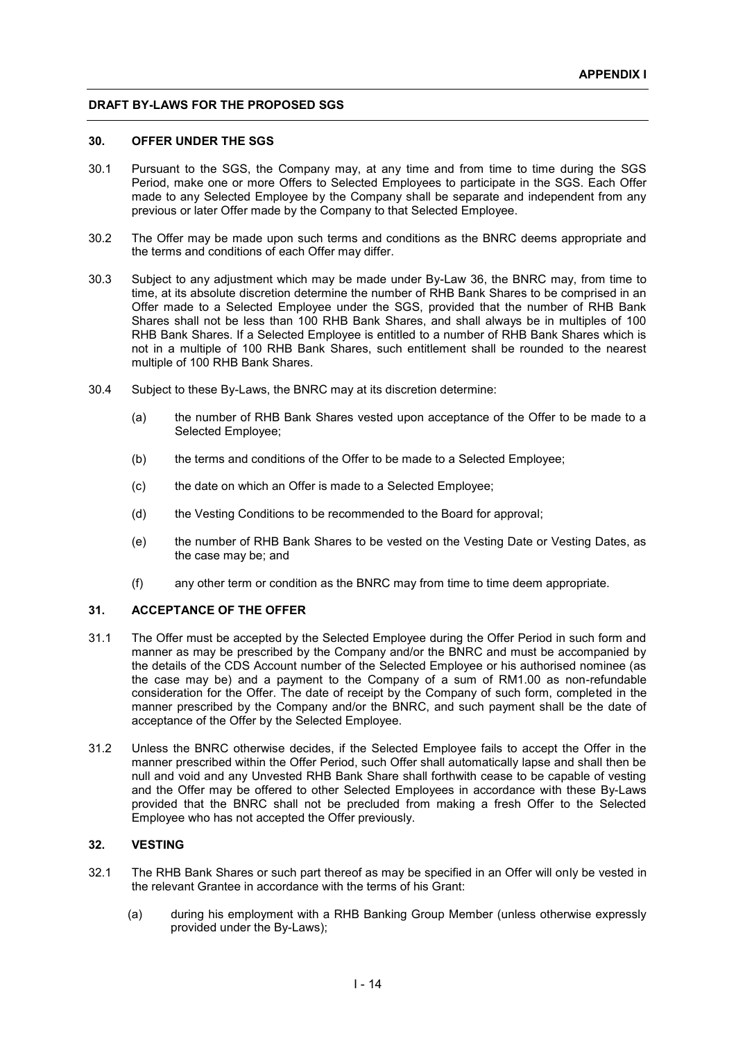## 30. OFFER UNDER THE SGS

30.1 Pursuant to the SGS, the Company may, at any time and from time to time during the SGS Period, make one or more Offers to Selected Employees to participate in the SGS. Each Offer made to any Selected Employee by the Company shall be separate and independent from any previous or later Offer made by the Company to that Selected Employee.

30.2 The Offer may be made upon such terms and conditions as the BNRC deems appropriate and the terms and conditions of each Offer may differ.

30.3 Subject to any adjustment which may be made under By-Law 36, the BNRC may, from time to time, at its absolute discretion determine the number of RHB Bank Shares to be comprised in an Offer made to a Selected Employee under the SGS, provided that the number of RHB Bank Shares shall not be less than 100 RHB Bank Shares, and shall always be in multiples of 100 RHB Bank Shares. If a Selected Employee is entitled to a number of RHB Bank Shares which is not in a multiple of 100 RHB Bank Shares, such entitlement shall be rounded to the nearest multiple of 100 RHB Bank Shares.

30.4 Subject to these By-Laws, the BNRC may at its discretion determine:

(a) the number of RHB Bank Shares vested upon acceptance of the Offer to be made to a Selected Employee;

(b) the terms and conditions of the Offer to be made to a Selected Employee;

(c) the date on which an Offer is made to a Selected Employee;

(d) the Vesting Conditions to be recommended to the Board for approval;

(e) the number of RHB Bank Shares to be vested on the Vesting Date or Vesting Dates, as the case may be; and

(f) any other term or condition as the BNRC may from time to time deem appropriate.

## 31. ACCEPTANCE OF THE OFFER

31.1 The Offer must be accepted by the Selected Employee during the Offer Period in such form and manner as may be prescribed by the Company and/or the BNRC and must be accompanied by the details of the CDS Account number of the Selected Employee or his authorised nominee (as the case may be) and a payment to the Company of a sum of RM1.00 as non-refundable consideration for the Offer. The date of receipt by the Company of such form, completed in the manner prescribed by the Company and/or the BNRC, and such payment shall be the date of acceptance of the Offer by the Selected Employee.

31.2 Unless the BNRC otherwise decides, if the Selected Employee fails to accept the Offer in the manner prescribed within the Offer Period, such Offer shall automatically lapse and shall then be null and void and any Unvested RHB Bank Share shall forthwith cease to be capable of vesting and the Offer may be offered to other Selected Employees in accordance with these By-Laws provided that the BNRC shall not be precluded from making a fresh Offer to the Selected Employee who has not accepted the Offer previously.

## 32. VESTING

32.1 The RHB Bank Shares or such part thereof as may be specified in an Offer will only be vested in the relevant Grantee in accordance with the terms of his Grant:

(a) during his employment with a RHB Banking Group Member (unless otherwise expressly provided under the By-Laws);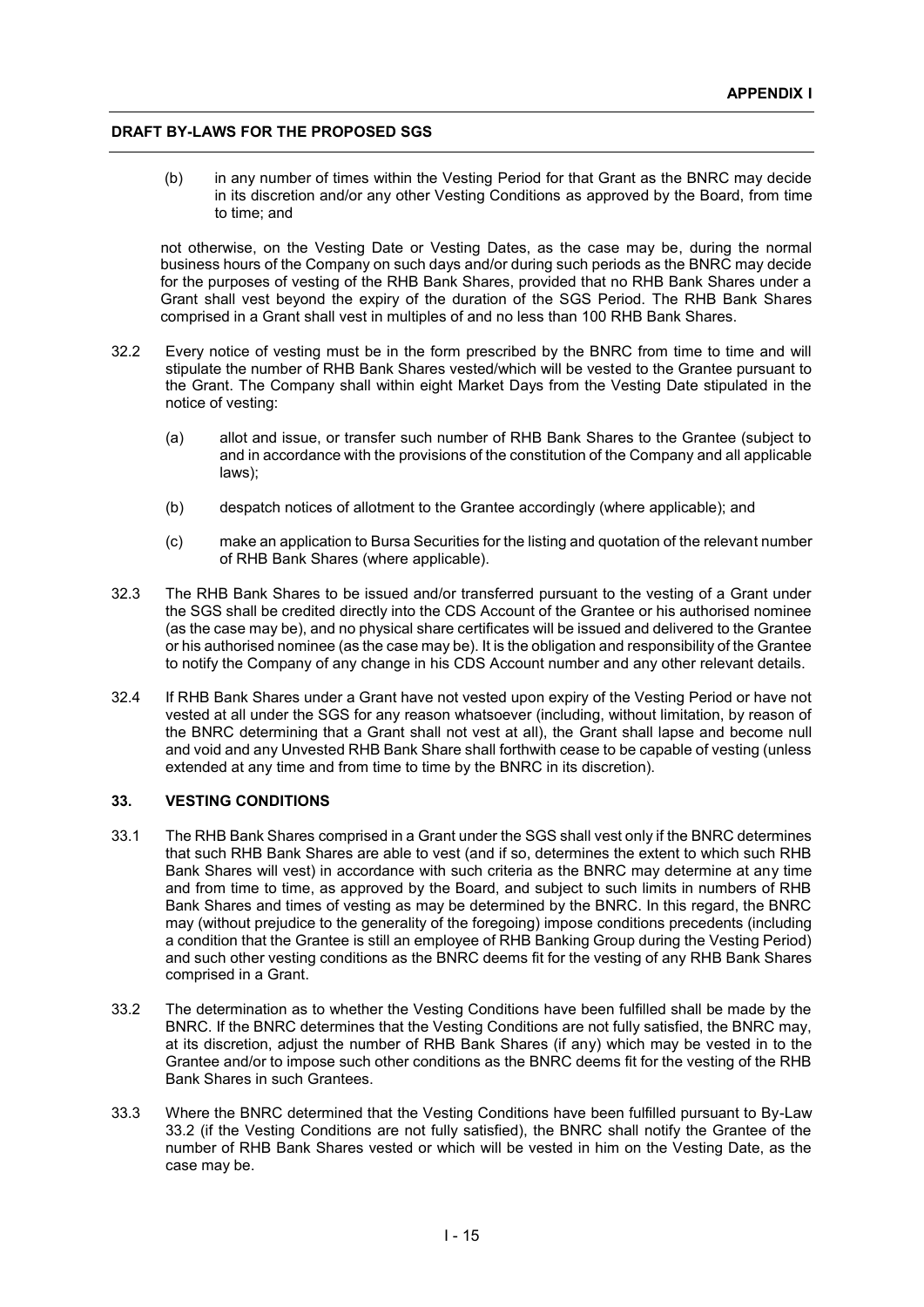(b) in any number of times within the Vesting Period for that Grant as the BNRC may decide in its discretion and/or any other Vesting Conditions as approved by the Board, from time to time; and

not otherwise, on the Vesting Date or Vesting Dates, as the case may be, during the normal business hours of the Company on such days and/or during such periods as the BNRC may decide for the purposes of vesting of the RHB Bank Shares, provided that no RHB Bank Shares under a Grant shall vest beyond the expiry of the duration of the SGS Period. The RHB Bank Shares comprised in a Grant shall vest in multiples of and no less than 100 RHB Bank Shares.

32.2 Every notice of vesting must be in the form prescribed by the BNRC from time to time and will stipulate the number of RHB Bank Shares vested/which will be vested to the Grantee pursuant to the Grant. The Company shall within eight Market Days from the Vesting Date stipulated in the notice of vesting:

(a) allot and issue, or transfer such number of RHB Bank Shares to the Grantee (subject to and in accordance with the provisions of the constitution of the Company and all applicable laws);

(b) despatch notices of allotment to the Grantee accordingly (where applicable); and

(c) make an application to Bursa Securities for the listing and quotation of the relevant number of RHB Bank Shares (where applicable).

32.3 The RHB Bank Shares to be issued and/or transferred pursuant to the vesting of a Grant under the SGS shall be credited directly into the CDS Account of the Grantee or his authorised nominee (as the case may be), and no physical share certificates will be issued and delivered to the Grantee or his authorised nominee (as the case may be). It is the obligation and responsibility of the Grantee to notify the Company of any change in his CDS Account number and any other relevant details.

32.4 If RHB Bank Shares under a Grant have not vested upon expiry of the Vesting Period or have not vested at all under the SGS for any reason whatsoever (including, without limitation, by reason of the BNRC determining that a Grant shall not vest at all), the Grant shall lapse and become null and void and any Unvested RHB Bank Share shall forthwith cease to be capable of vesting (unless extended at any time and from time to time by the BNRC in its discretion).

## 33. VESTING CONDITIONS

33.1 The RHB Bank Shares comprised in a Grant under the SGS shall vest only if the BNRC determines that such RHB Bank Shares are able to vest (and if so, determines the extent to which such RHB Bank Shares will vest) in accordance with such criteria as the BNRC may determine at any time and from time to time, as approved by the Board, and subject to such limits in numbers of RHB Bank Shares and times of vesting as may be determined by the BNRC. In this regard, the BNRC may (without prejudice to the generality of the foregoing) impose conditions precedents (including a condition that the Grantee is still an employee of RHB Banking Group during the Vesting Period) and such other vesting conditions as the BNRC deems fit for the vesting of any RHB Bank Shares comprised in a Grant.

33.2 The determination as to whether the Vesting Conditions have been fulfilled shall be made by the BNRC. If the BNRC determines that the Vesting Conditions are not fully satisfied, the BNRC may, at its discretion, adjust the number of RHB Bank Shares (if any) which may be vested in to the Grantee and/or to impose such other conditions as the BNRC deems fit for the vesting of the RHB Bank Shares in such Grantees.

33.3 Where the BNRC determined that the Vesting Conditions have been fulfilled pursuant to By-Law 33.2 (if the Vesting Conditions are not fully satisfied), the BNRC shall notify the Grantee of the number of RHB Bank Shares vested or which will be vested in him on the Vesting Date, as the case may be.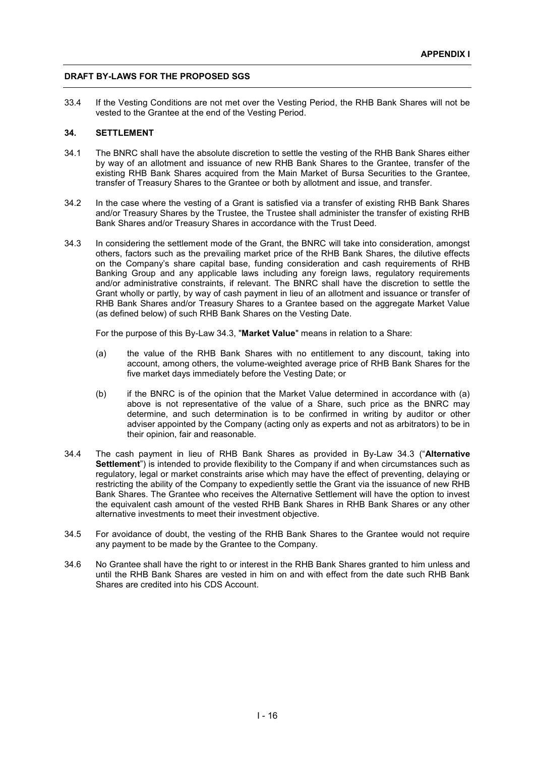33.4 If the Vesting Conditions are not met over the Vesting Period, the RHB Bank Shares will not be vested to the Grantee at the end of the Vesting Period.

## 34. SETTLEMENT

34.1 The BNRC shall have the absolute discretion to settle the vesting of the RHB Bank Shares either by way of an allotment and issuance of new RHB Bank Shares to the Grantee, transfer of the existing RHB Bank Shares acquired from the Main Market of Bursa Securities to the Grantee, transfer of Treasury Shares to the Grantee or both by allotment and issue, and transfer.

34.2 In the case where the vesting of a Grant is satisfied via a transfer of existing RHB Bank Shares and/or Treasury Shares by the Trustee, the Trustee shall administer the transfer of existing RHB Bank Shares and/or Treasury Shares in accordance with the Trust Deed.

34.3 In considering the settlement mode of the Grant, the BNRC will take into consideration, amongst others, factors such as the prevailing market price of the RHB Bank Shares, the dilutive effects on the Company's share capital base, funding consideration and cash requirements of RHB Banking Group and any applicable laws including any foreign laws, regulatory requirements and/or administrative constraints, if relevant. The BNRC shall have the discretion to settle the Grant wholly or partly, by way of cash payment in lieu of an allotment and issuance or transfer of RHB Bank Shares and/or Treasury Shares to a Grantee based on the aggregate Market Value (as defined below) of such RHB Bank Shares on the Vesting Date.

For the purpose of this By-Law 34.3, "**Market Value**" means in relation to a Share:

(a) the value of the RHB Bank Shares with no entitlement to any discount, taking into account, among others, the volume-weighted average price of RHB Bank Shares for the five market days immediately before the Vesting Date; or

(b) if the BNRC is of the opinion that the Market Value determined in accordance with (a) above is not representative of the value of a Share, such price as the BNRC may determine, and such determination is to be confirmed in writing by auditor or other adviser appointed by the Company (acting only as experts and not as arbitrators) to be in their opinion, fair and reasonable.

34.4 The cash payment in lieu of RHB Bank Shares as provided in By-Law 34.3 ("**Alternative Settlement**") is intended to provide flexibility to the Company if and when circumstances such as regulatory, legal or market constraints arise which may have the effect of preventing, delaying or restricting the ability of the Company to expediently settle the Grant via the issuance of new RHB Bank Shares. The Grantee who receives the Alternative Settlement will have the option to invest the equivalent cash amount of the vested RHB Bank Shares in RHB Bank Shares or any other alternative investments to meet their investment objective.

34.5 For avoidance of doubt, the vesting of the RHB Bank Shares to the Grantee would not require any payment to be made by the Grantee to the Company.

34.6 No Grantee shall have the right to or interest in the RHB Bank Shares granted to him unless and until the RHB Bank Shares are vested in him on and with effect from the date such RHB Bank Shares are credited into his CDS Account.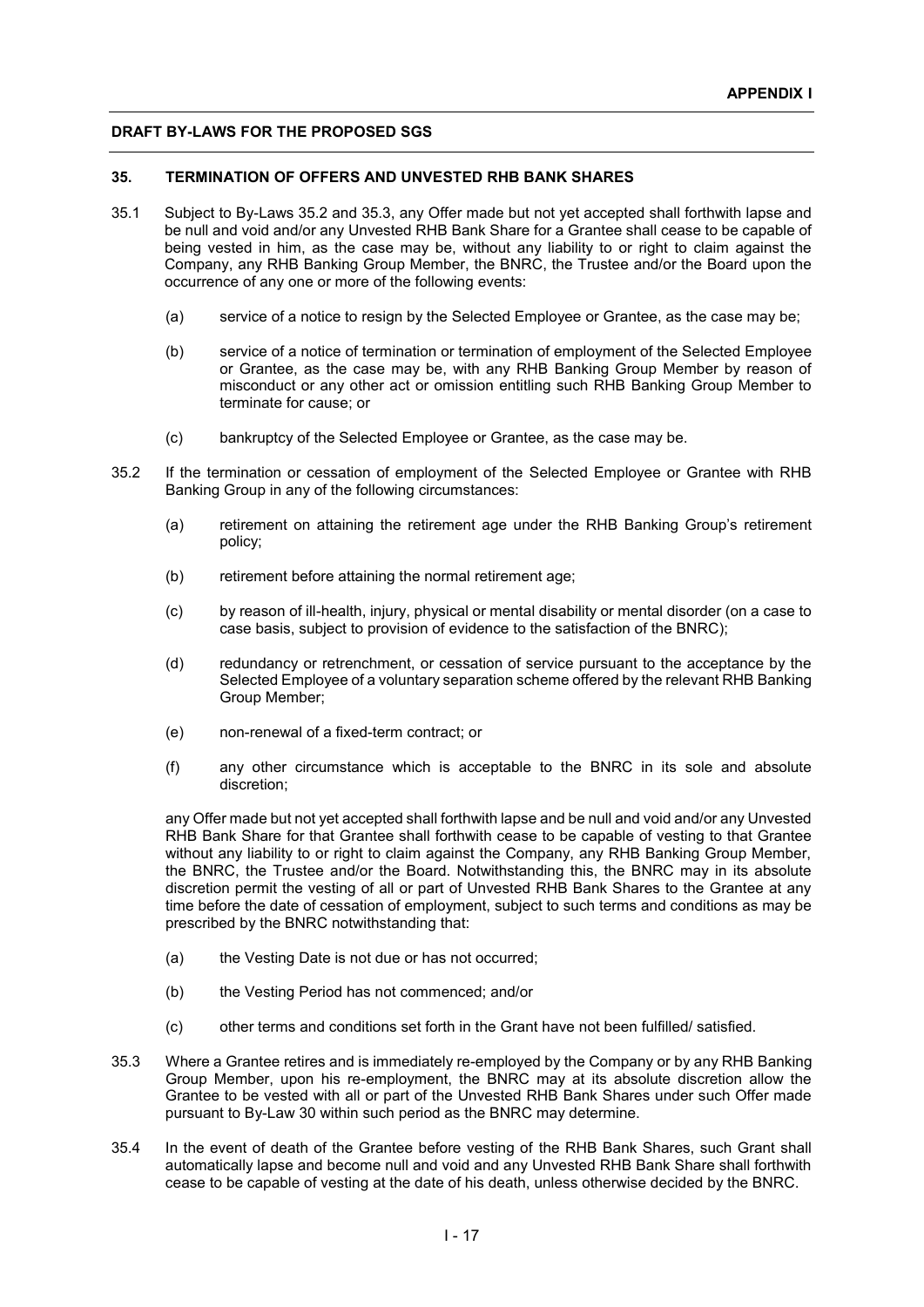**APPENDIX I**

**DRAFT BY-LAWS FOR THE PROPOSED SGS**

## 35. TERMINATION OF OFFERS AND UNVESTED RHB BANK SHARES

35.1 Subject to By-Laws 35.2 and 35.3, any Offer made but not yet accepted shall forthwith lapse and be null and void and/or any Unvested RHB Bank Share for a Grantee shall cease to be capable of being vested in him, as the case may be, without any liability to or right to claim against the Company, any RHB Banking Group Member, the BNRC, the Trustee and/or the Board upon the occurrence of any one or more of the following events:

(a) service of a notice to resign by the Selected Employee or Grantee, as the case may be;

(b) service of a notice of termination or termination of employment of the Selected Employee or Grantee, as the case may be, with any RHB Banking Group Member by reason of misconduct or any other act or omission entitling such RHB Banking Group Member to terminate for cause; or

(c) bankruptcy of the Selected Employee or Grantee, as the case may be.

35.2 If the termination or cessation of employment of the Selected Employee or Grantee with RHB Banking Group in any of the following circumstances:

(a) retirement on attaining the retirement age under the RHB Banking Group's retirement policy;

(b) retirement before attaining the normal retirement age;

(c) by reason of ill-health, injury, physical or mental disability or mental disorder (on a case to case basis, subject to provision of evidence to the satisfaction of the BNRC);

(d) redundancy or retrenchment, or cessation of service pursuant to the acceptance by the Selected Employee of a voluntary separation scheme offered by the relevant RHB Banking Group Member;

(e) non-renewal of a fixed-term contract; or

(f) any other circumstance which is acceptable to the BNRC in its sole and absolute discretion;

any Offer made but not yet accepted shall forthwith lapse and be null and void and/or any Unvested RHB Bank Share for that Grantee shall forthwith cease to be capable of vesting to that Grantee without any liability to or right to claim against the Company, any RHB Banking Group Member, the BNRC, the Trustee and/or the Board. Notwithstanding this, the BNRC may in its absolute discretion permit the vesting of all or part of Unvested RHB Bank Shares to the Grantee at any time before the date of cessation of employment, subject to such terms and conditions as may be prescribed by the BNRC notwithstanding that:

(a) the Vesting Date is not due or has not occurred;

(b) the Vesting Period has not commenced; and/or

(c) other terms and conditions set forth in the Grant have not been fulfilled/ satisfied.

35.3 Where a Grantee retires and is immediately re-employed by the Company or by any RHB Banking Group Member, upon his re-employment, the BNRC may at its absolute discretion allow the Grantee to be vested with all or part of the Unvested RHB Bank Shares under such Offer made pursuant to By-Law 30 within such period as the BNRC may determine.

35.4 In the event of death of the Grantee before vesting of the RHB Bank Shares, such Grant shall automatically lapse and become null and void and any Unvested RHB Bank Share shall forthwith cease to be capable of vesting at the date of his death, unless otherwise decided by the BNRC.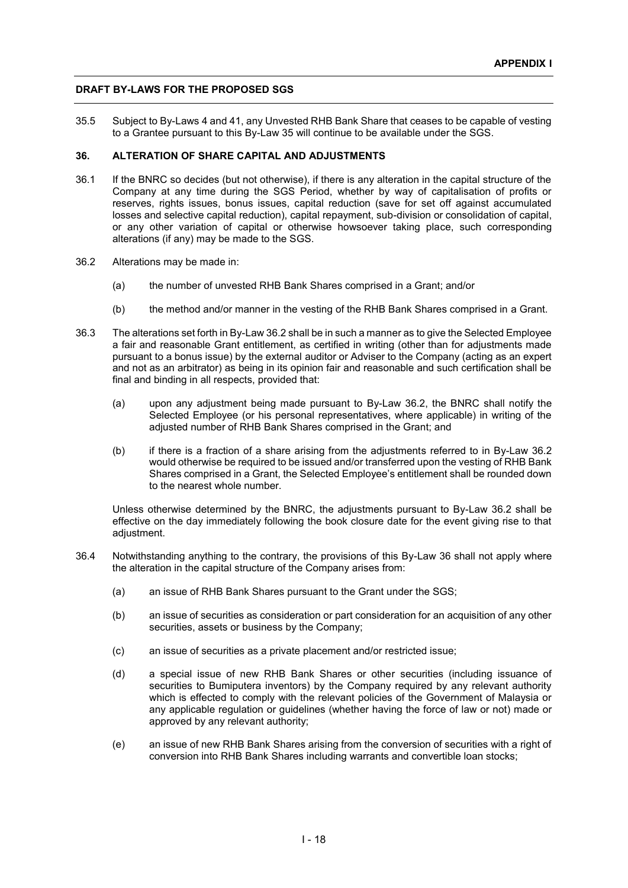35.5 Subject to By-Laws 4 and 41, any Unvested RHB Bank Share that ceases to be capable of vesting to a Grantee pursuant to this By-Law 35 will continue to be available under the SGS.

### 36. ALTERATION OF SHARE CAPITAL AND ADJUSTMENTS

36.1 If the BNRC so decides (but not otherwise), if there is any alteration in the capital structure of the Company at any time during the SGS Period, whether by way of capitalisation of profits or reserves, rights issues, bonus issues, capital reduction (save for set off against accumulated losses and selective capital reduction), capital repayment, sub-division or consolidation of capital, or any other variation of capital or otherwise howsoever taking place, such corresponding alterations (if any) may be made to the SGS.

36.2 Alterations may be made in:

(a) the number of unvested RHB Bank Shares comprised in a Grant; and/or

(b) the method and/or manner in the vesting of the RHB Bank Shares comprised in a Grant.

36.3 The alterations set forth in By-Law 36.2 shall be in such a manner as to give the Selected Employee a fair and reasonable Grant entitlement, as certified in writing (other than for adjustments made pursuant to a bonus issue) by the external auditor or Adviser to the Company (acting as an expert and not as an arbitrator) as being in its opinion fair and reasonable and such certification shall be final and binding in all respects, provided that:

(a) upon any adjustment being made pursuant to By-Law 36.2, the BNRC shall notify the Selected Employee (or his personal representatives, where applicable) in writing of the adjusted number of RHB Bank Shares comprised in the Grant; and

(b) if there is a fraction of a share arising from the adjustments referred to in By-Law 36.2 would otherwise be required to be issued and/or transferred upon the vesting of RHB Bank Shares comprised in a Grant, the Selected Employee's entitlement shall be rounded down to the nearest whole number.

Unless otherwise determined by the BNRC, the adjustments pursuant to By-Law 36.2 shall be effective on the day immediately following the book closure date for the event giving rise to that adjustment.

36.4 Notwithstanding anything to the contrary, the provisions of this By-Law 36 shall not apply where the alteration in the capital structure of the Company arises from:

(a) an issue of RHB Bank Shares pursuant to the Grant under the SGS;

(b) an issue of securities as consideration or part consideration for an acquisition of any other securities, assets or business by the Company;

(c) an issue of securities as a private placement and/or restricted issue;

(d) a special issue of new RHB Bank Shares or other securities (including issuance of securities to Bumiputera inventors) by the Company required by any relevant authority which is effected to comply with the relevant policies of the Government of Malaysia or any applicable regulation or guidelines (whether having the force of law or not) made or approved by any relevant authority;

(e) an issue of new RHB Bank Shares arising from the conversion of securities with a right of conversion into RHB Bank Shares including warrants and convertible loan stocks;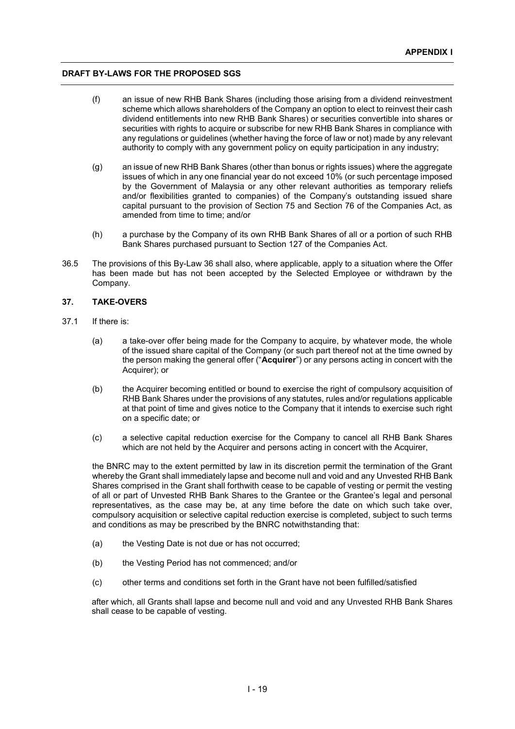(f) an issue of new RHB Bank Shares (including those arising from a dividend reinvestment scheme which allows shareholders of the Company an option to elect to reinvest their cash dividend entitlements into new RHB Bank Shares) or securities convertible into shares or securities with rights to acquire or subscribe for new RHB Bank Shares in compliance with any regulations or guidelines (whether having the force of law or not) made by any relevant authority to comply with any government policy on equity participation in any industry;

(g) an issue of new RHB Bank Shares (other than bonus or rights issues) where the aggregate issues of which in any one financial year do not exceed 10% (or such percentage imposed by the Government of Malaysia or any other relevant authorities as temporary reliefs and/or flexibilities granted to companies) of the Company's outstanding issued share capital pursuant to the provision of Section 75 and Section 76 of the Companies Act, as amended from time to time; and/or

(h) a purchase by the Company of its own RHB Bank Shares of all or a portion of such RHB Bank Shares purchased pursuant to Section 127 of the Companies Act.

36.5 The provisions of this By-Law 36 shall also, where applicable, apply to a situation where the Offer has been made but has not been accepted by the Selected Employee or withdrawn by the Company.

### 37. TAKE-OVERS

37.1 If there is:

(a) a take-over offer being made for the Company to acquire, by whatever mode, the whole of the issued share capital of the Company (or such part thereof not at the time owned by the person making the general offer ("**Acquirer**") or any persons acting in concert with the Acquirer); or

(b) the Acquirer becoming entitled or bound to exercise the right of compulsory acquisition of RHB Bank Shares under the provisions of any statutes, rules and/or regulations applicable at that point of time and gives notice to the Company that it intends to exercise such right on a specific date; or

(c) a selective capital reduction exercise for the Company to cancel all RHB Bank Shares which are not held by the Acquirer and persons acting in concert with the Acquirer,

the BNRC may to the extent permitted by law in its discretion permit the termination of the Grant whereby the Grant shall immediately lapse and become null and void and any Unvested RHB Bank Shares comprised in the Grant shall forthwith cease to be capable of vesting or permit the vesting of all or part of Unvested RHB Bank Shares to the Grantee or the Grantee's legal and personal representatives, as the case may be, at any time before the date on which such take over, compulsory acquisition or selective capital reduction exercise is completed, subject to such terms and conditions as may be prescribed by the BNRC notwithstanding that:

(a) the Vesting Date is not due or has not occurred;

(b) the Vesting Period has not commenced; and/or

(c) other terms and conditions set forth in the Grant have not been fulfilled/satisfied

after which, all Grants shall lapse and become null and void and any Unvested RHB Bank Shares shall cease to be capable of vesting.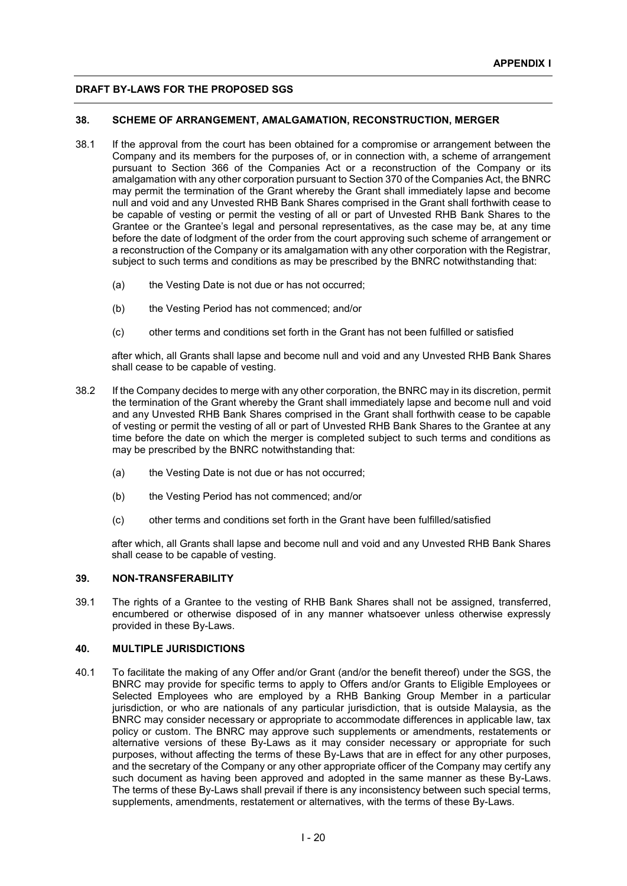**DRAFT BY-LAWS FOR THE PROPOSED SGS**

### 38. SCHEME OF ARRANGEMENT, AMALGAMATION, RECONSTRUCTION, MERGER

38.1 If the approval from the court has been obtained for a compromise or arrangement between the Company and its members for the purposes of, or in connection with, a scheme of arrangement pursuant to Section 366 of the Companies Act or a reconstruction of the Company or its amalgamation with any other corporation pursuant to Section 370 of the Companies Act, the BNRC may permit the termination of the Grant whereby the Grant shall immediately lapse and become null and void and any Unvested RHB Bank Shares comprised in the Grant shall forthwith cease to be capable of vesting or permit the vesting of all or part of Unvested RHB Bank Shares to the Grantee or the Grantee's legal and personal representatives, as the case may be, at any time before the date of lodgment of the order from the court approving such scheme of arrangement or a reconstruction of the Company or its amalgamation with any other corporation with the Registrar, subject to such terms and conditions as may be prescribed by the BNRC notwithstanding that:

(a) the Vesting Date is not due or has not occurred;

(b) the Vesting Period has not commenced; and/or

(c) other terms and conditions set forth in the Grant has not been fulfilled or satisfied

after which, all Grants shall lapse and become null and void and any Unvested RHB Bank Shares shall cease to be capable of vesting.

38.2 If the Company decides to merge with any other corporation, the BNRC may in its discretion, permit the termination of the Grant whereby the Grant shall immediately lapse and become null and void and any Unvested RHB Bank Shares comprised in the Grant shall forthwith cease to be capable of vesting or permit the vesting of all or part of Unvested RHB Bank Shares to the Grantee at any time before the date on which the merger is completed subject to such terms and conditions as may be prescribed by the BNRC notwithstanding that:

(a) the Vesting Date is not due or has not occurred;

(b) the Vesting Period has not commenced; and/or

(c) other terms and conditions set forth in the Grant have been fulfilled/satisfied

after which, all Grants shall lapse and become null and void and any Unvested RHB Bank Shares shall cease to be capable of vesting.

### 39. NON-TRANSFERABILITY

39.1 The rights of a Grantee to the vesting of RHB Bank Shares shall not be assigned, transferred, encumbered or otherwise disposed of in any manner whatsoever unless otherwise expressly provided in these By-Laws.

### 40. MULTIPLE JURISDICTIONS

40.1 To facilitate the making of any Offer and/or Grant (and/or the benefit thereof) under the SGS, the BNRC may provide for specific terms to apply to Offers and/or Grants to Eligible Employees or Selected Employees who are employed by a RHB Banking Group Member in a particular jurisdiction, or who are nationals of any particular jurisdiction, that is outside Malaysia, as the BNRC may consider necessary or appropriate to accommodate differences in applicable law, tax policy or custom. The BNRC may approve such supplements or amendments, restatements or alternative versions of these By-Laws as it may consider necessary or appropriate for such purposes, without affecting the terms of these By-Laws that are in effect for any other purposes, and the secretary of the Company or any other appropriate officer of the Company may certify any such document as having been approved and adopted in the same manner as these By-Laws. The terms of these By-Laws shall prevail if there is any inconsistency between such special terms, supplements, amendments, restatement or alternatives, with the terms of these By-Laws.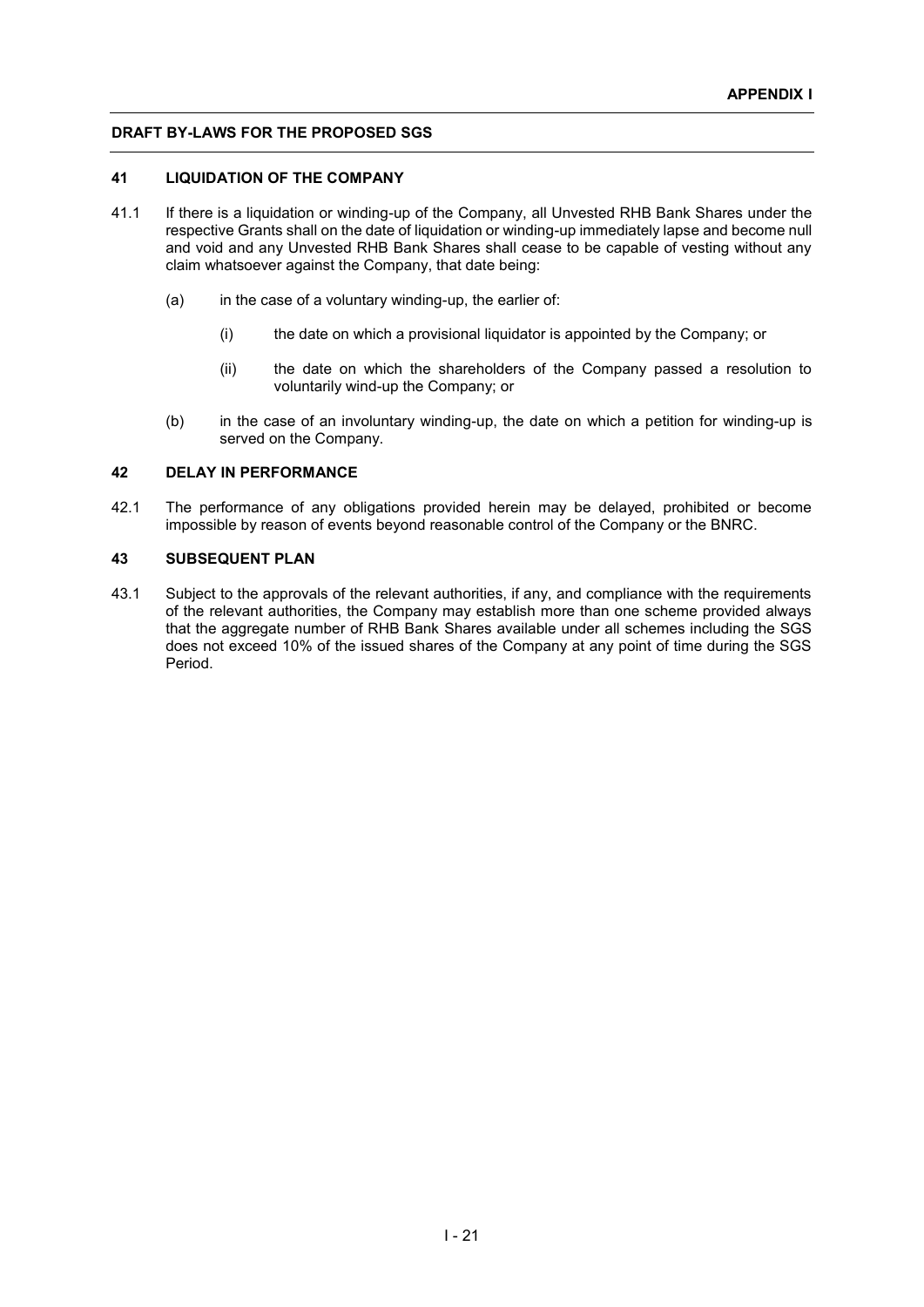## 41 LIQUIDATION OF THE COMPANY

41.1 If there is a liquidation or winding-up of the Company, all Unvested RHB Bank Shares under the respective Grants shall on the date of liquidation or winding-up immediately lapse and become null and void and any Unvested RHB Bank Shares shall cease to be capable of vesting without any claim whatsoever against the Company, that date being:

(a) in the case of a voluntary winding-up, the earlier of:

(i) the date on which a provisional liquidator is appointed by the Company; or

(ii) the date on which the shareholders of the Company passed a resolution to voluntarily wind-up the Company; or

(b) in the case of an involuntary winding-up, the date on which a petition for winding-up is served on the Company.

## 42 DELAY IN PERFORMANCE

42.1 The performance of any obligations provided herein may be delayed, prohibited or become impossible by reason of events beyond reasonable control of the Company or the BNRC.

## 43 SUBSEQUENT PLAN

43.1 Subject to the approvals of the relevant authorities, if any, and compliance with the requirements of the relevant authorities, the Company may establish more than one scheme provided always that the aggregate number of RHB Bank Shares available under all schemes including the SGS does not exceed 10% of the issued shares of the Company at any point of time during the SGS Period.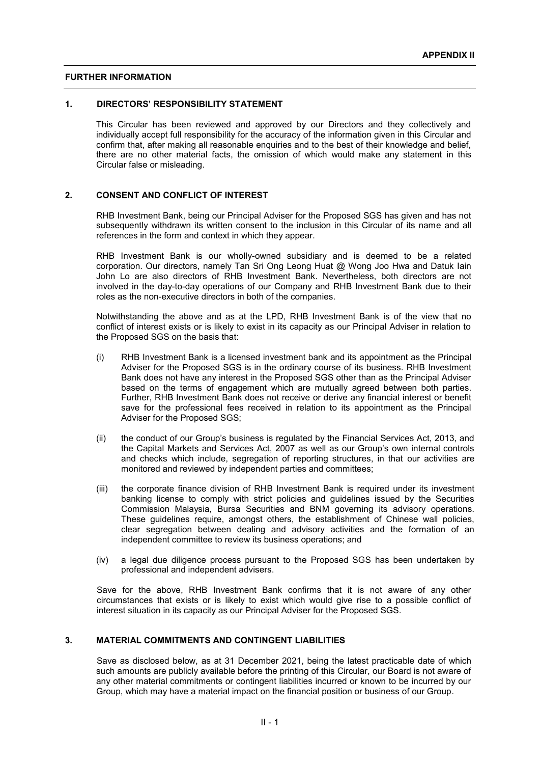# APPENDIX II

## FURTHER INFORMATION

### 1. DIRECTORS' RESPONSIBILITY STATEMENT

This Circular has been reviewed and approved by our Directors and they collectively and individually accept full responsibility for the accuracy of the information given in this Circular and confirm that, after making all reasonable enquiries and to the best of their knowledge and belief, there are no other material facts, the omission of which would make any statement in this Circular false or misleading.

### 2. CONSENT AND CONFLICT OF INTEREST

RHB Investment Bank, being our Principal Adviser for the Proposed SGS has given and has not subsequently withdrawn its written consent to the inclusion in this Circular of its name and all references in the form and context in which they appear.

RHB Investment Bank is our wholly-owned subsidiary and is deemed to be a related corporation. Our directors, namely Tan Sri Ong Leong Huat @ Wong Joo Hwa and Datuk Iain John Lo are also directors of RHB Investment Bank. Nevertheless, both directors are not involved in the day-to-day operations of our Company and RHB Investment Bank due to their roles as the non-executive directors in both of the companies.

Notwithstanding the above and as at the LPD, RHB Investment Bank is of the view that no conflict of interest exists or is likely to exist in its capacity as our Principal Adviser in relation to the Proposed SGS on the basis that:

(i) RHB Investment Bank is a licensed investment bank and its appointment as the Principal Adviser for the Proposed SGS is in the ordinary course of its business. RHB Investment Bank does not have any interest in the Proposed SGS other than as the Principal Adviser based on the terms of engagement which are mutually agreed between both parties. Further, RHB Investment Bank does not receive or derive any financial interest or benefit save for the professional fees received in relation to its appointment as the Principal Adviser for the Proposed SGS;

(ii) the conduct of our Group's business is regulated by the Financial Services Act, 2013, and the Capital Markets and Services Act, 2007 as well as our Group's own internal controls and checks which include, segregation of reporting structures, in that our activities are monitored and reviewed by independent parties and committees;

(iii) the corporate finance division of RHB Investment Bank is required under its investment banking license to comply with strict policies and guidelines issued by the Securities Commission Malaysia, Bursa Securities and BNM governing its advisory operations. These guidelines require, amongst others, the establishment of Chinese wall policies, clear segregation between dealing and advisory activities and the formation of an independent committee to review its business operations; and

(iv) a legal due diligence process pursuant to the Proposed SGS has been undertaken by professional and independent advisers.

Save for the above, RHB Investment Bank confirms that it is not aware of any other circumstances that exists or is likely to exist which would give rise to a possible conflict of interest situation in its capacity as our Principal Adviser for the Proposed SGS.

### 3. MATERIAL COMMITMENTS AND CONTINGENT LIABILITIES

Save as disclosed below, as at 31 December 2021, being the latest practicable date of which such amounts are publicly available before the printing of this Circular, our Board is not aware of any other material commitments or contingent liabilities incurred or known to be incurred by our Group, which may have a material impact on the financial position or business of our Group.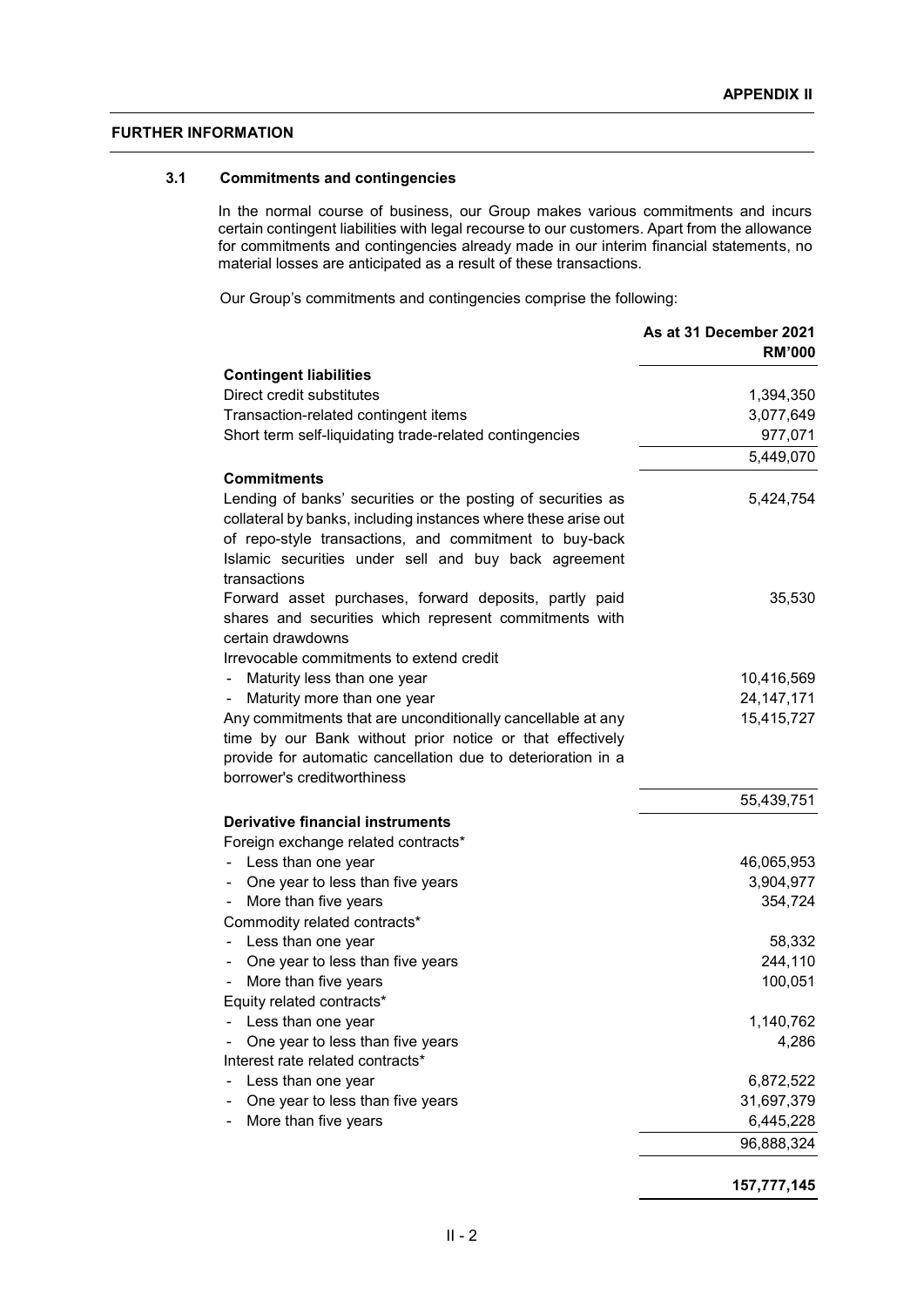**APPENDIX II**

## FURTHER INFORMATION

### 3.1 Commitments and contingencies

In the normal course of business, our Group makes various commitments and incurs certain contingent liabilities with legal recourse to our customers. Apart from the allowance for commitments and contingencies already made in our interim financial statements, no material losses are anticipated as a result of these transactions.

Our Group's commitments and contingencies comprise the following:

| | As at 31 December 2021 RM'000 |
|---|---|
| **Contingent liabilities** | |
| Direct credit substitutes | 1,394,350 |
| Transaction-related contingent items | 3,077,649 |
| Short term self-liquidating trade-related contingencies | 977,071 |
| | 5,449,070 |
| **Commitments** | |
| Lending of banks' securities or the posting of securities as collateral by banks, including instances where these arise out of repo-style transactions, and commitment to buy-back Islamic securities under sell and buy back agreement transactions | 5,424,754 |
| Forward asset purchases, forward deposits, partly paid shares and securities which represent commitments with certain drawdowns | 35,530 |
| Irrevocable commitments to extend credit | |
| - Maturity less than one year | 10,416,569 |
| - Maturity more than one year | 24,147,171 |
| Any commitments that are unconditionally cancellable at any time by our Bank without prior notice or that effectively provide for automatic cancellation due to deterioration in a borrower's creditworthiness | 15,415,727 |
| | 55,439,751 |
| **Derivative financial instruments** | |
| Foreign exchange related contracts* | |
| - Less than one year | 46,065,953 |
| - One year to less than five years | 3,904,977 |
| - More than five years | 354,724 |
| Commodity related contracts* | |
| - Less than one year | 58,332 |
| - One year to less than five years | 244,110 |
| - More than five years | 100,051 |
| Equity related contracts* | |
| - Less than one year | 1,140,762 |
| - One year to less than five years | 4,286 |
| Interest rate related contracts* | |
| - Less than one year | 6,872,522 |
| - One year to less than five years | 31,697,379 |
| - More than five years | 6,445,228 |
| | 96,888,324 |
| | **157,777,145** |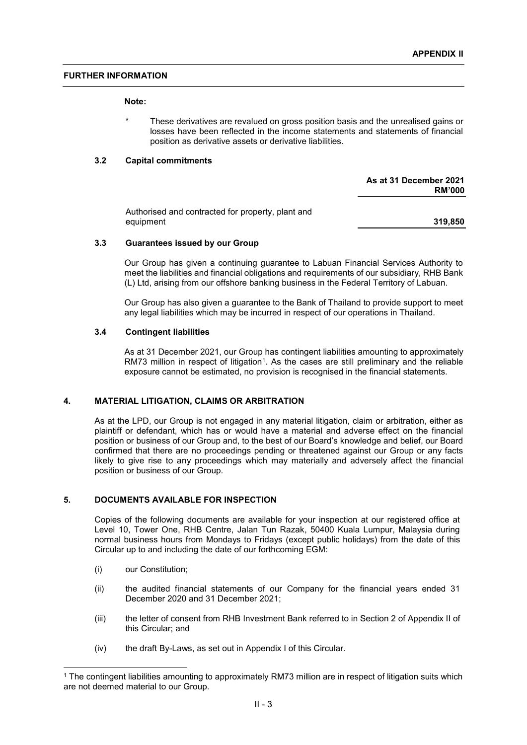**Note:**

\* These derivatives are revalued on gross position basis and the unrealised gains or losses have been reflected in the income statements and statements of financial position as derivative assets or derivative liabilities.

### 3.2 Capital commitments

| | As at 31 December 2021 RM'000 |
|---|---|
| Authorised and contracted for property, plant and equipment | 319,850 |

### 3.3 Guarantees issued by our Group

Our Group has given a continuing guarantee to Labuan Financial Services Authority to meet the liabilities and financial obligations and requirements of our subsidiary, RHB Bank (L) Ltd, arising from our offshore banking business in the Federal Territory of Labuan.

Our Group has also given a guarantee to the Bank of Thailand to provide support to meet any legal liabilities which may be incurred in respect of our operations in Thailand.

### 3.4 Contingent liabilities

As at 31 December 2021, our Group has contingent liabilities amounting to approximately RM73 million in respect of litigation[1]. As the cases are still preliminary and the reliable exposure cannot be estimated, no provision is recognised in the financial statements.

## 4. MATERIAL LITIGATION, CLAIMS OR ARBITRATION

As at the LPD, our Group is not engaged in any material litigation, claim or arbitration, either as plaintiff or defendant, which has or would have a material and adverse effect on the financial position or business of our Group and, to the best of our Board's knowledge and belief, our Board confirmed that there are no proceedings pending or threatened against our Group or any facts likely to give rise to any proceedings which may materially and adversely affect the financial position or business of our Group.

## 5. DOCUMENTS AVAILABLE FOR INSPECTION

Copies of the following documents are available for your inspection at our registered office at Level 10, Tower One, RHB Centre, Jalan Tun Razak, 50400 Kuala Lumpur, Malaysia during normal business hours from Mondays to Fridays (except public holidays) from the date of this Circular up to and including the date of our forthcoming EGM:

(i) our Constitution;

(ii) the audited financial statements of our Company for the financial years ended 31 December 2020 and 31 December 2021;

(iii) the letter of consent from RHB Investment Bank referred to in Section 2 of Appendix II of this Circular; and

(iv) the draft By-Laws, as set out in Appendix I of this Circular.

---

[1] The contingent liabilities amounting to approximately RM73 million are in respect of litigation suits which are not deemed material to our Group.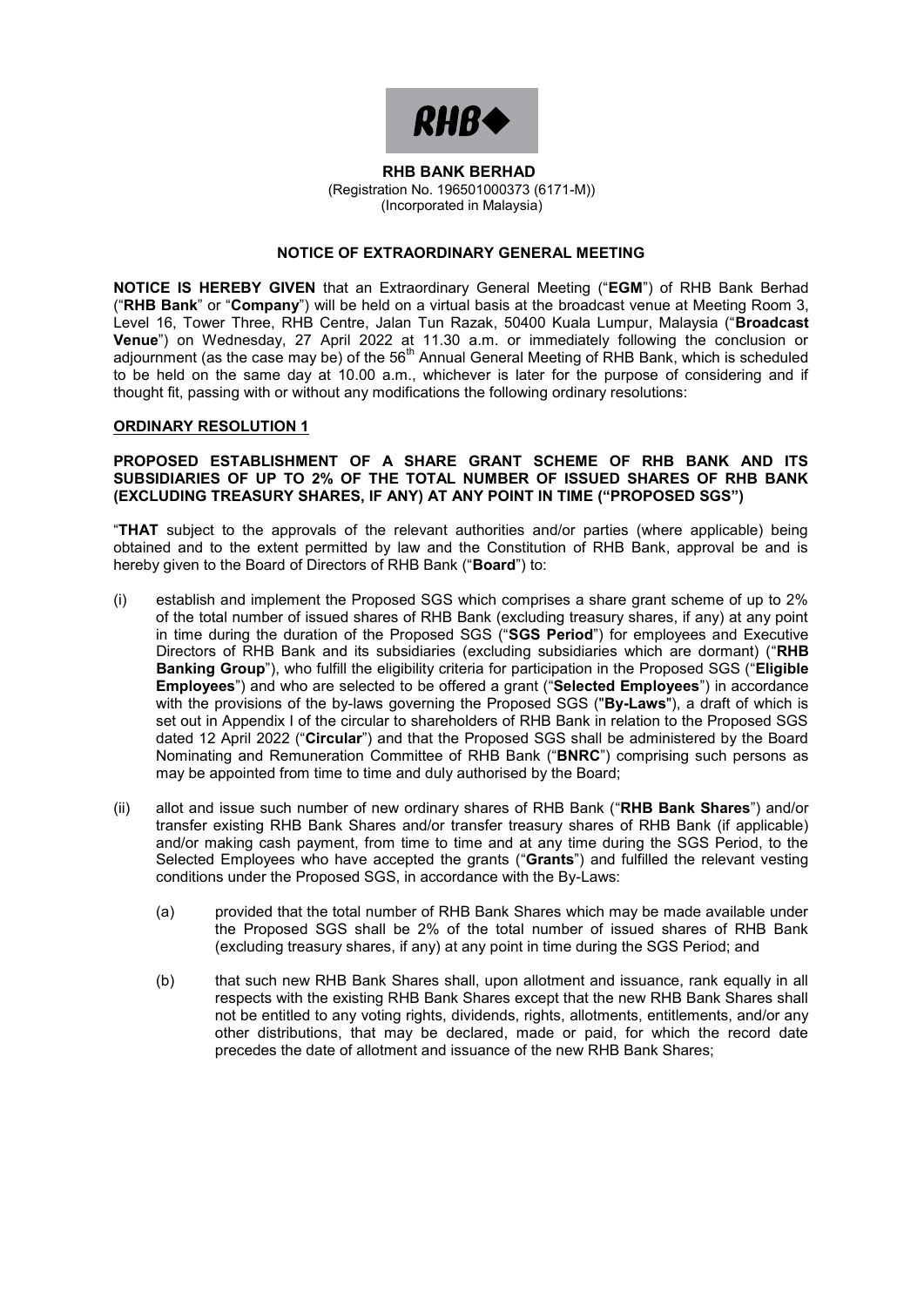**RHB BANK BERHAD**
(Registration No. 196501000373 (6171-M))
(Incorporated in Malaysia)

**NOTICE OF EXTRAORDINARY GENERAL MEETING**

**NOTICE IS HEREBY GIVEN** that an Extraordinary General Meeting ("**EGM**") of RHB Bank Berhad ("**RHB Bank**" or "**Company**") will be held on a virtual basis at the broadcast venue at Meeting Room 3, Level 16, Tower Three, RHB Centre, Jalan Tun Razak, 50400 Kuala Lumpur, Malaysia ("**Broadcast Venue**") on Wednesday, 27 April 2022 at 11.30 a.m. or immediately following the conclusion or adjournment (as the case may be) of the 56th Annual General Meeting of RHB Bank, which is scheduled to be held on the same day at 10.00 a.m., whichever is later for the purpose of considering and if thought fit, passing with or without any modifications the following ordinary resolutions:

**ORDINARY RESOLUTION 1**

**PROPOSED ESTABLISHMENT OF A SHARE GRANT SCHEME OF RHB BANK AND ITS SUBSIDIARIES OF UP TO 2% OF THE TOTAL NUMBER OF ISSUED SHARES OF RHB BANK (EXCLUDING TREASURY SHARES, IF ANY) AT ANY POINT IN TIME ("PROPOSED SGS")**

"**THAT** subject to the approvals of the relevant authorities and/or parties (where applicable) being obtained and to the extent permitted by law and the Constitution of RHB Bank, approval be and is hereby given to the Board of Directors of RHB Bank ("**Board**") to:

(i) establish and implement the Proposed SGS which comprises a share grant scheme of up to 2% of the total number of issued shares of RHB Bank (excluding treasury shares, if any) at any point in time during the duration of the Proposed SGS ("**SGS Period**") for employees and Executive Directors of RHB Bank and its subsidiaries (excluding subsidiaries which are dormant) ("**RHB Banking Group**"), who fulfill the eligibility criteria for participation in the Proposed SGS ("**Eligible Employees**") and who are selected to be offered a grant ("**Selected Employees**") in accordance with the provisions of the by-laws governing the Proposed SGS ("**By-Laws**"), a draft of which is set out in Appendix I of the circular to shareholders of RHB Bank in relation to the Proposed SGS dated 12 April 2022 ("**Circular**") and that the Proposed SGS shall be administered by the Board Nominating and Remuneration Committee of RHB Bank ("**BNRC**") comprising such persons as may be appointed from time to time and duly authorised by the Board;

(ii) allot and issue such number of new ordinary shares of RHB Bank ("**RHB Bank Shares**") and/or transfer existing RHB Bank Shares and/or transfer treasury shares of RHB Bank (if applicable) and/or making cash payment, from time to time and at any time during the SGS Period, to the Selected Employees who have accepted the grants ("**Grants**") and fulfilled the relevant vesting conditions under the Proposed SGS, in accordance with the By-Laws:

   (a) provided that the total number of RHB Bank Shares which may be made available under the Proposed SGS shall be 2% of the total number of issued shares of RHB Bank (excluding treasury shares, if any) at any point in time during the SGS Period; and

   (b) that such new RHB Bank Shares shall, upon allotment and issuance, rank equally in all respects with the existing RHB Bank Shares except that the new RHB Bank Shares shall not be entitled to any voting rights, dividends, rights, allotments, entitlements, and/or any other distributions, that may be declared, made or paid, for which the record date precedes the date of allotment and issuance of the new RHB Bank Shares;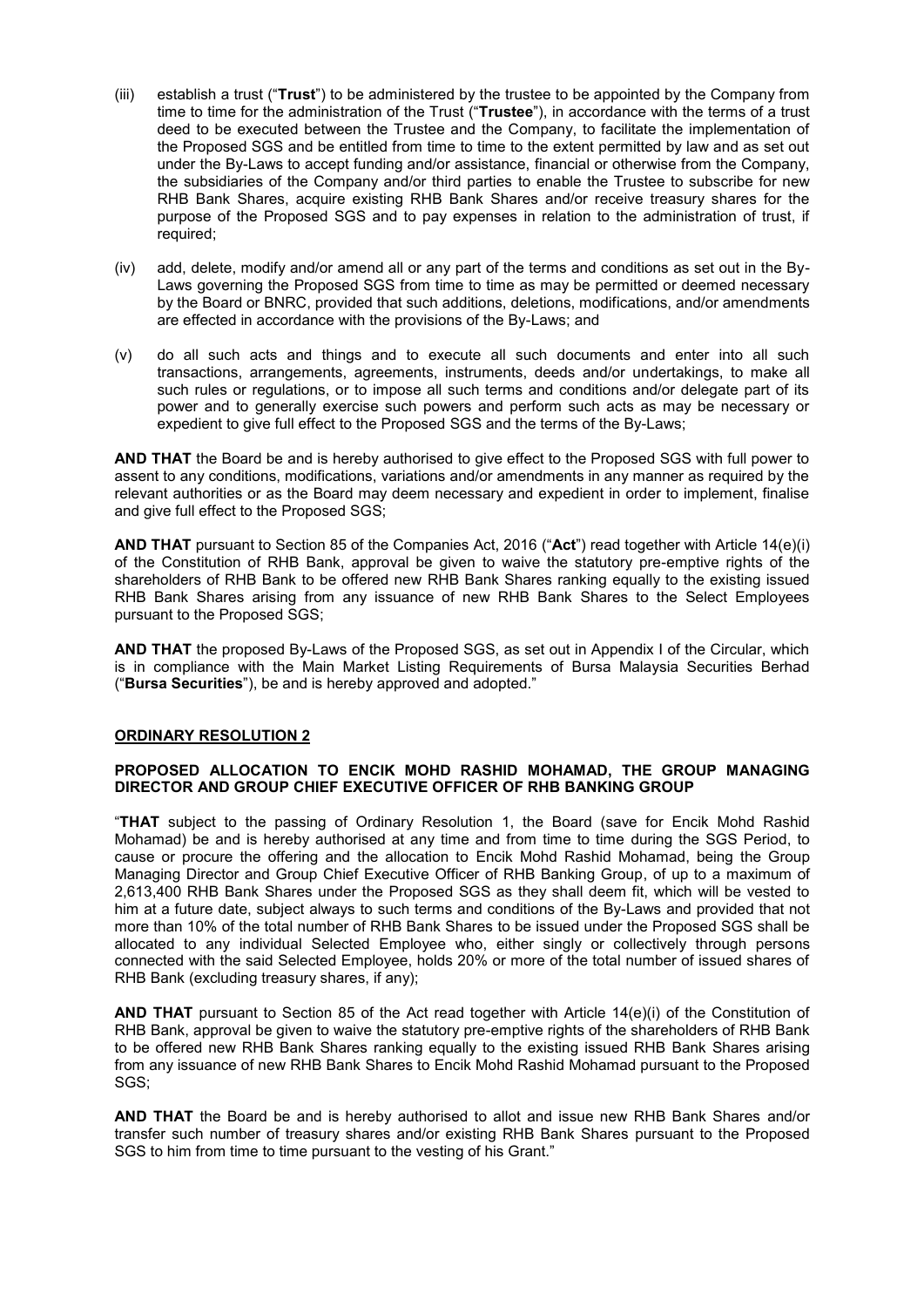(iii) establish a trust ("**Trust**") to be administered by the trustee to be appointed by the Company from time to time for the administration of the Trust ("**Trustee**"), in accordance with the terms of a trust deed to be executed between the Trustee and the Company, to facilitate the implementation of the Proposed SGS and be entitled from time to time to the extent permitted by law and as set out under the By-Laws to accept funding and/or assistance, financial or otherwise from the Company, the subsidiaries of the Company and/or third parties to enable the Trustee to subscribe for new RHB Bank Shares, acquire existing RHB Bank Shares and/or receive treasury shares for the purpose of the Proposed SGS and to pay expenses in relation to the administration of trust, if required;

(iv) add, delete, modify and/or amend all or any part of the terms and conditions as set out in the By-Laws governing the Proposed SGS from time to time as may be permitted or deemed necessary by the Board or BNRC, provided that such additions, deletions, modifications, and/or amendments are effected in accordance with the provisions of the By-Laws; and

(v) do all such acts and things and to execute all such documents and enter into all such transactions, arrangements, agreements, instruments, deeds and/or undertakings, to make all such rules or regulations, or to impose all such terms and conditions and/or delegate part of its power and to generally exercise such powers and perform such acts as may be necessary or expedient to give full effect to the Proposed SGS and the terms of the By-Laws;

**AND THAT** the Board be and is hereby authorised to give effect to the Proposed SGS with full power to assent to any conditions, modifications, variations and/or amendments in any manner as required by the relevant authorities or as the Board may deem necessary and expedient in order to implement, finalise and give full effect to the Proposed SGS;

**AND THAT** pursuant to Section 85 of the Companies Act, 2016 ("**Act**") read together with Article 14(e)(i) of the Constitution of RHB Bank, approval be given to waive the statutory pre-emptive rights of the shareholders of RHB Bank to be offered new RHB Bank Shares ranking equally to the existing issued RHB Bank Shares arising from any issuance of new RHB Bank Shares to the Select Employees pursuant to the Proposed SGS;

**AND THAT** the proposed By-Laws of the Proposed SGS, as set out in Appendix I of the Circular, which is in compliance with the Main Market Listing Requirements of Bursa Malaysia Securities Berhad ("**Bursa Securities**"), be and is hereby approved and adopted."

## ORDINARY RESOLUTION 2

### PROPOSED ALLOCATION TO ENCIK MOHD RASHID MOHAMAD, THE GROUP MANAGING DIRECTOR AND GROUP CHIEF EXECUTIVE OFFICER OF RHB BANKING GROUP

"**THAT** subject to the passing of Ordinary Resolution 1, the Board (save for Encik Mohd Rashid Mohamad) be and is hereby authorised at any time and from time to time during the SGS Period, to cause or procure the offering and the allocation to Encik Mohd Rashid Mohamad, being the Group Managing Director and Group Chief Executive Officer of RHB Banking Group, of up to a maximum of 2,613,400 RHB Bank Shares under the Proposed SGS as they shall deem fit, which will be vested to him at a future date, subject always to such terms and conditions of the By-Laws and provided that not more than 10% of the total number of RHB Bank Shares to be issued under the Proposed SGS shall be allocated to any individual Selected Employee who, either singly or collectively through persons connected with the said Selected Employee, holds 20% or more of the total number of issued shares of RHB Bank (excluding treasury shares, if any);

**AND THAT** pursuant to Section 85 of the Act read together with Article 14(e)(i) of the Constitution of RHB Bank, approval be given to waive the statutory pre-emptive rights of the shareholders of RHB Bank to be offered new RHB Bank Shares ranking equally to the existing issued RHB Bank Shares arising from any issuance of new RHB Bank Shares to Encik Mohd Rashid Mohamad pursuant to the Proposed SGS;

**AND THAT** the Board be and is hereby authorised to allot and issue new RHB Bank Shares and/or transfer such number of treasury shares and/or existing RHB Bank Shares pursuant to the Proposed SGS to him from time to time pursuant to the vesting of his Grant."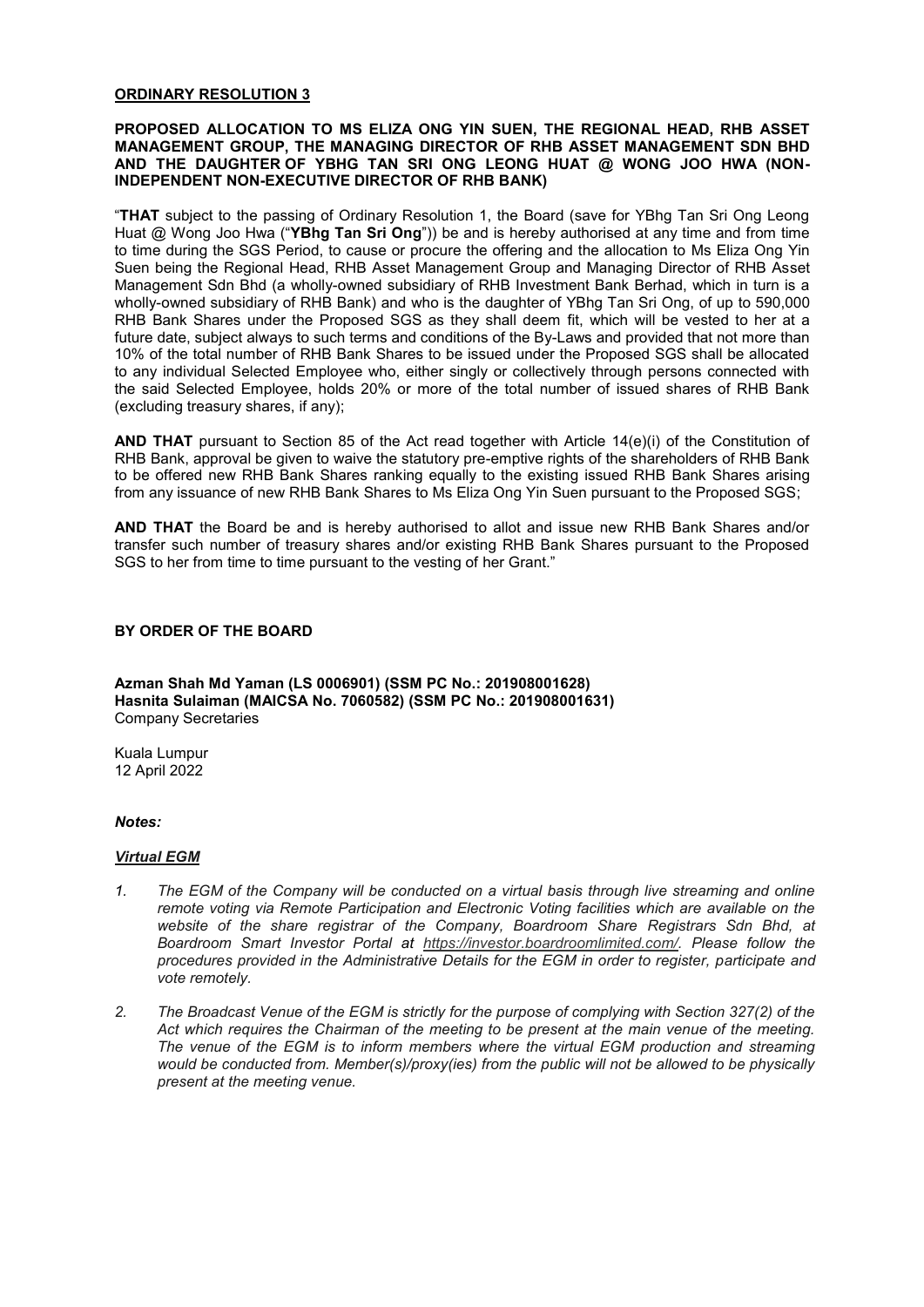**ORDINARY RESOLUTION 3**

**PROPOSED ALLOCATION TO MS ELIZA ONG YIN SUEN, THE REGIONAL HEAD, RHB ASSET MANAGEMENT GROUP, THE MANAGING DIRECTOR OF RHB ASSET MANAGEMENT SDN BHD AND THE DAUGHTER OF YBHG TAN SRI ONG LEONG HUAT @ WONG JOO HWA (NON-INDEPENDENT NON-EXECUTIVE DIRECTOR OF RHB BANK)**

"**THAT** subject to the passing of Ordinary Resolution 1, the Board (save for YBhg Tan Sri Ong Leong Huat @ Wong Joo Hwa ("**YBhg Tan Sri Ong**")) be and is hereby authorised at any time and from time to time during the SGS Period, to cause or procure the offering and the allocation to Ms Eliza Ong Yin Suen being the Regional Head, RHB Asset Management Group and Managing Director of RHB Asset Management Sdn Bhd (a wholly-owned subsidiary of RHB Investment Bank Berhad, which in turn is a wholly-owned subsidiary of RHB Bank) and who is the daughter of YBhg Tan Sri Ong, of up to 590,000 RHB Bank Shares under the Proposed SGS as they shall deem fit, which will be vested to her at a future date, subject always to such terms and conditions of the By-Laws and provided that not more than 10% of the total number of RHB Bank Shares to be issued under the Proposed SGS shall be allocated to any individual Selected Employee who, either singly or collectively through persons connected with the said Selected Employee, holds 20% or more of the total number of issued shares of RHB Bank (excluding treasury shares, if any);

**AND THAT** pursuant to Section 85 of the Act read together with Article 14(e)(i) of the Constitution of RHB Bank, approval be given to waive the statutory pre-emptive rights of the shareholders of RHB Bank to be offered new RHB Bank Shares ranking equally to the existing issued RHB Bank Shares arising from any issuance of new RHB Bank Shares to Ms Eliza Ong Yin Suen pursuant to the Proposed SGS;

**AND THAT** the Board be and is hereby authorised to allot and issue new RHB Bank Shares and/or transfer such number of treasury shares and/or existing RHB Bank Shares pursuant to the Proposed SGS to her from time to time pursuant to the vesting of her Grant."

**BY ORDER OF THE BOARD**

**Azman Shah Md Yaman (LS 0006901) (SSM PC No.: 201908001628)**
**Hasnita Sulaiman (MAICSA No. 7060582) (SSM PC No.: 201908001631)**
Company Secretaries

Kuala Lumpur
12 April 2022

***Notes:***

***Virtual EGM***

1. *The EGM of the Company will be conducted on a virtual basis through live streaming and online remote voting via Remote Participation and Electronic Voting facilities which are available on the website of the share registrar of the Company, Boardroom Share Registrars Sdn Bhd, at Boardroom Smart Investor Portal at https://investor.boardroomlimited.com/. Please follow the procedures provided in the Administrative Details for the EGM in order to register, participate and vote remotely.*

2. *The Broadcast Venue of the EGM is strictly for the purpose of complying with Section 327(2) of the Act which requires the Chairman of the meeting to be present at the main venue of the meeting. The venue of the EGM is to inform members where the virtual EGM production and streaming would be conducted from. Member(s)/proxy(ies) from the public will not be allowed to be physically present at the meeting venue.*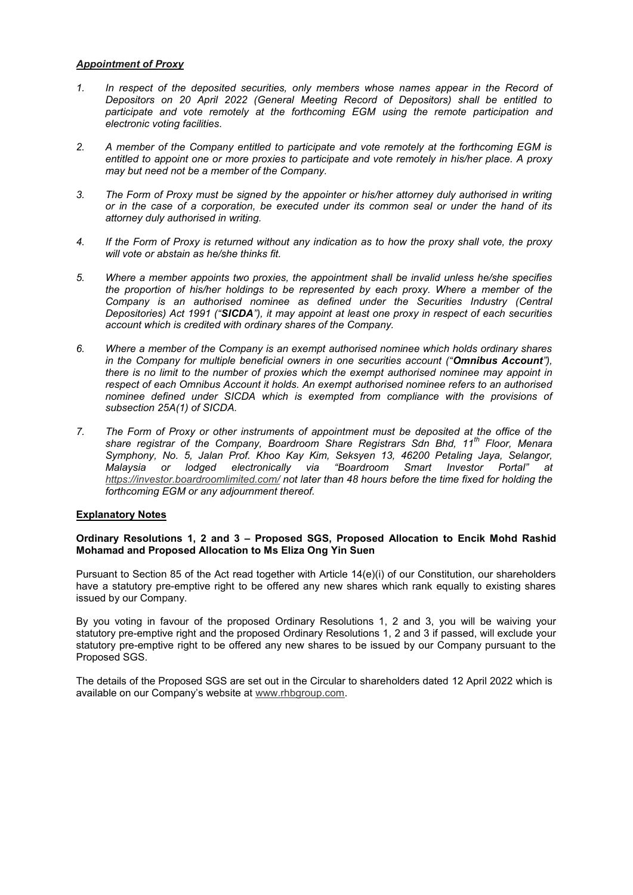***Appointment of Proxy***

1. *In respect of the deposited securities, only members whose names appear in the Record of Depositors on 20 April 2022 (General Meeting Record of Depositors) shall be entitled to participate and vote remotely at the forthcoming EGM using the remote participation and electronic voting facilities.*

2. *A member of the Company entitled to participate and vote remotely at the forthcoming EGM is entitled to appoint one or more proxies to participate and vote remotely in his/her place. A proxy may but need not be a member of the Company.*

3. *The Form of Proxy must be signed by the appointer or his/her attorney duly authorised in writing or in the case of a corporation, be executed under its common seal or under the hand of its attorney duly authorised in writing.*

4. *If the Form of Proxy is returned without any indication as to how the proxy shall vote, the proxy will vote or abstain as he/she thinks fit.*

5. *Where a member appoints two proxies, the appointment shall be invalid unless he/she specifies the proportion of his/her holdings to be represented by each proxy. Where a member of the Company is an authorised nominee as defined under the Securities Industry (Central Depositories) Act 1991 ("**SICDA**"), it may appoint at least one proxy in respect of each securities account which is credited with ordinary shares of the Company.*

6. *Where a member of the Company is an exempt authorised nominee which holds ordinary shares in the Company for multiple beneficial owners in one securities account ("**Omnibus Account**"), there is no limit to the number of proxies which the exempt authorised nominee may appoint in respect of each Omnibus Account it holds. An exempt authorised nominee refers to an authorised nominee defined under SICDA which is exempted from compliance with the provisions of subsection 25A(1) of SICDA.*

7. *The Form of Proxy or other instruments of appointment must be deposited at the office of the share registrar of the Company, Boardroom Share Registrars Sdn Bhd, 11th Floor, Menara Symphony, No. 5, Jalan Prof. Khoo Kay Kim, Seksyen 13, 46200 Petaling Jaya, Selangor, Malaysia or lodged electronically via "Boardroom Smart Investor Portal" at https://investor.boardroomlimited.com/ not later than 48 hours before the time fixed for holding the forthcoming EGM or any adjournment thereof.*

**Explanatory Notes**

**Ordinary Resolutions 1, 2 and 3 – Proposed SGS, Proposed Allocation to Encik Mohd Rashid Mohamad and Proposed Allocation to Ms Eliza Ong Yin Suen**

Pursuant to Section 85 of the Act read together with Article 14(e)(i) of our Constitution, our shareholders have a statutory pre-emptive right to be offered any new shares which rank equally to existing shares issued by our Company.

By you voting in favour of the proposed Ordinary Resolutions 1, 2 and 3, you will be waiving your statutory pre-emptive right and the proposed Ordinary Resolutions 1, 2 and 3 if passed, will exclude your statutory pre-emptive right to be offered any new shares to be issued by our Company pursuant to the Proposed SGS.

The details of the Proposed SGS are set out in the Circular to shareholders dated 12 April 2022 which is available on our Company's website at www.rhbgroup.com.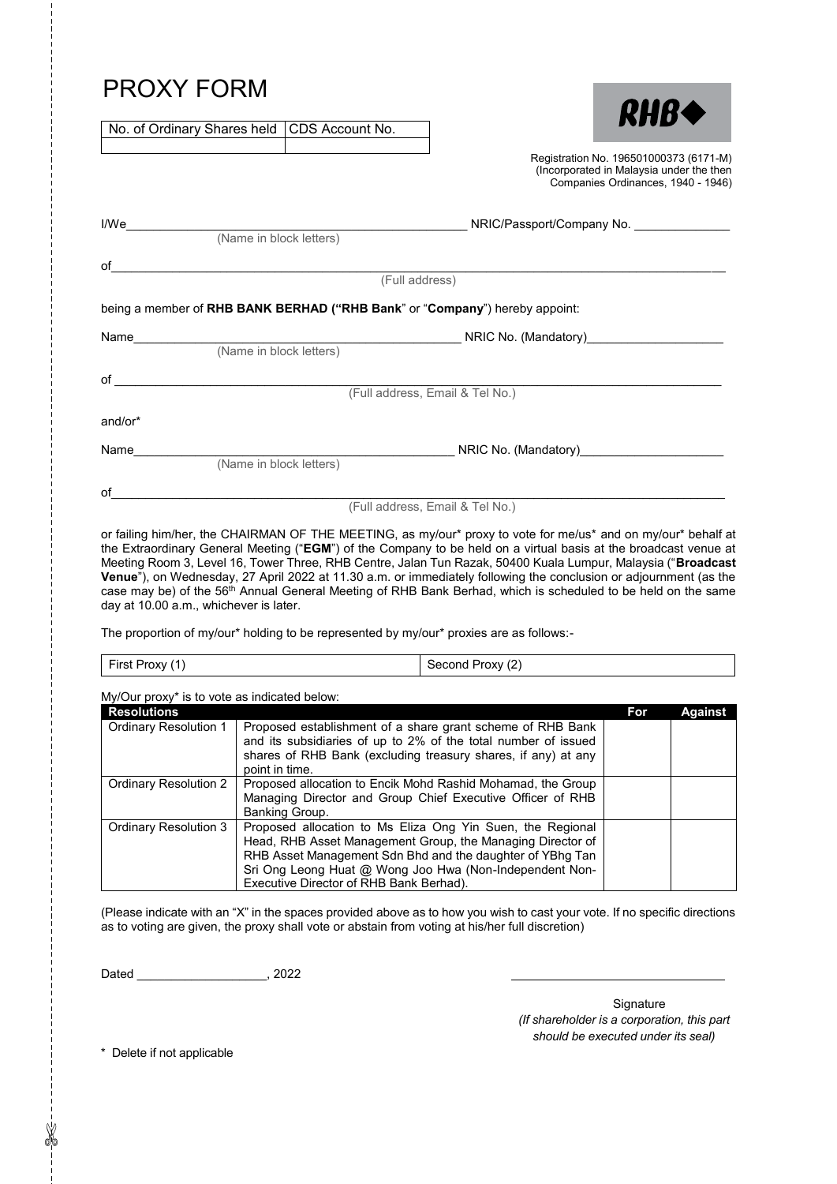# PROXY FORM

| No. of Ordinary Shares held | CDS Account No. |
|---|---|
| | |

RHB

Registration No. 196501000373 (6171-M)
(Incorporated in Malaysia under the then Companies Ordinances, 1940 - 1946)

I/We________________________________________ NRIC/Passport/Company No. ______________
(Name in block letters)

of__________________________________________________________________________
(Full address)

being a member of **RHB BANK BERHAD ("RHB Bank"** or "**Company**") hereby appoint:

Name________________________________________ NRIC No. (Mandatory)____________________
(Name in block letters)

of __________________________________________________________________________
(Full address, Email & Tel No.)

and/or*

Name________________________________________ NRIC No. (Mandatory)______________________
(Name in block letters)

of__________________________________________________________________________
(Full address, Email & Tel No.)

or failing him/her, the CHAIRMAN OF THE MEETING, as my/our* proxy to vote for me/us* and on my/our* behalf at the Extraordinary General Meeting ("**EGM**") of the Company to be held on a virtual basis at the broadcast venue at Meeting Room 3, Level 16, Tower Three, RHB Centre, Jalan Tun Razak, 50400 Kuala Lumpur, Malaysia ("**Broadcast Venue**"), on Wednesday, 27 April 2022 at 11.30 a.m. or immediately following the conclusion or adjournment (as the case may be) of the 56th Annual General Meeting of RHB Bank Berhad, which is scheduled to be held on the same day at 10.00 a.m., whichever is later.

The proportion of my/our* holding to be represented by my/our* proxies are as follows:-

| First Proxy (1) | Second Proxy (2) |
|---|---|

My/Our proxy* is to vote as indicated below:

| Resolutions | | For | Against |
|---|---|---|---|
| Ordinary Resolution 1 | Proposed establishment of a share grant scheme of RHB Bank and its subsidiaries of up to 2% of the total number of issued shares of RHB Bank (excluding treasury shares, if any) at any point in time. | | |
| Ordinary Resolution 2 | Proposed allocation to Encik Mohd Rashid Mohamad, the Group Managing Director and Group Chief Executive Officer of RHB Banking Group. | | |
| Ordinary Resolution 3 | Proposed allocation to Ms Eliza Ong Yin Suen, the Regional Head, RHB Asset Management Group, the Managing Director of RHB Asset Management Sdn Bhd and the daughter of YBhg Tan Sri Ong Leong Huat @ Wong Joo Hwa (Non-Independent Non-Executive Director of RHB Bank Berhad). | | |

(Please indicate with an "X" in the spaces provided above as to how you wish to cast your vote. If no specific directions as to voting are given, the proxy shall vote or abstain from voting at his/her full discretion)

Dated ___________________, 2022

________________________________
Signature
*(If shareholder is a corporation, this part should be executed under its seal)*

\* Delete if not applicable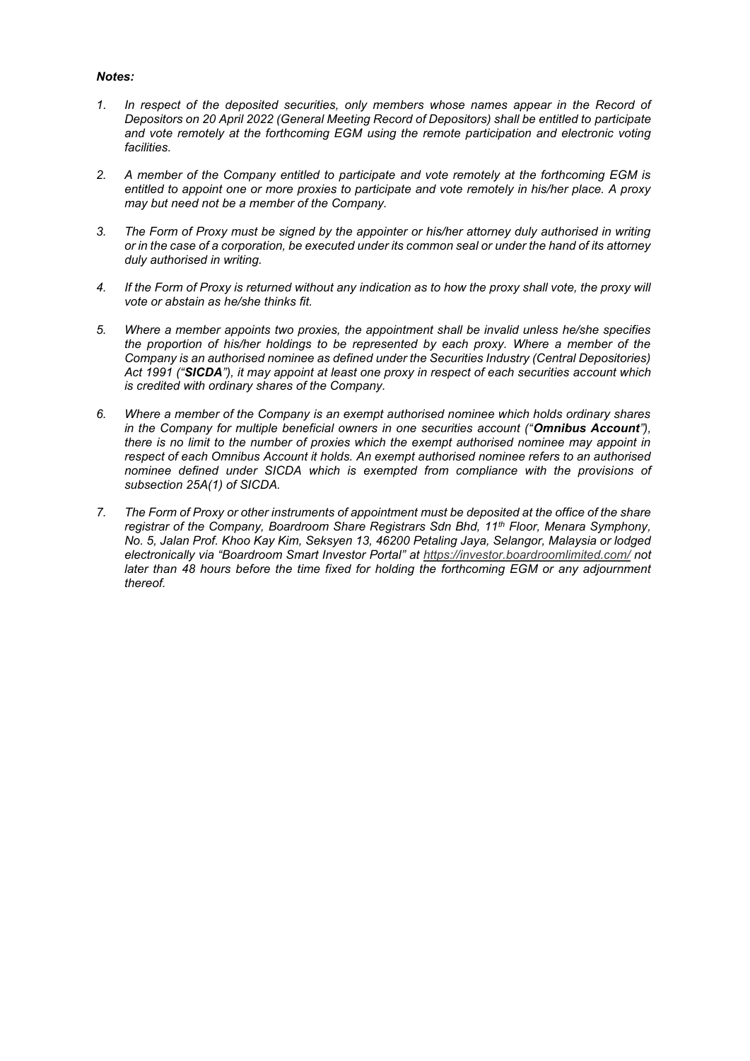***Notes:***

1. *In respect of the deposited securities, only members whose names appear in the Record of Depositors on 20 April 2022 (General Meeting Record of Depositors) shall be entitled to participate and vote remotely at the forthcoming EGM using the remote participation and electronic voting facilities.*

2. *A member of the Company entitled to participate and vote remotely at the forthcoming EGM is entitled to appoint one or more proxies to participate and vote remotely in his/her place. A proxy may but need not be a member of the Company.*

3. *The Form of Proxy must be signed by the appointer or his/her attorney duly authorised in writing or in the case of a corporation, be executed under its common seal or under the hand of its attorney duly authorised in writing.*

4. *If the Form of Proxy is returned without any indication as to how the proxy shall vote, the proxy will vote or abstain as he/she thinks fit.*

5. *Where a member appoints two proxies, the appointment shall be invalid unless he/she specifies the proportion of his/her holdings to be represented by each proxy. Where a member of the Company is an authorised nominee as defined under the Securities Industry (Central Depositories) Act 1991 ("**SICDA**"), it may appoint at least one proxy in respect of each securities account which is credited with ordinary shares of the Company.*

6. *Where a member of the Company is an exempt authorised nominee which holds ordinary shares in the Company for multiple beneficial owners in one securities account ("**Omnibus Account**"), there is no limit to the number of proxies which the exempt authorised nominee may appoint in respect of each Omnibus Account it holds. An exempt authorised nominee refers to an authorised nominee defined under SICDA which is exempted from compliance with the provisions of subsection 25A(1) of SICDA.*

7. *The Form of Proxy or other instruments of appointment must be deposited at the office of the share registrar of the Company, Boardroom Share Registrars Sdn Bhd, 11th Floor, Menara Symphony, No. 5, Jalan Prof. Khoo Kay Kim, Seksyen 13, 46200 Petaling Jaya, Selangor, Malaysia or lodged electronically via "Boardroom Smart Investor Portal" at https://investor.boardroomlimited.com/ not later than 48 hours before the time fixed for holding the forthcoming EGM or any adjournment thereof.*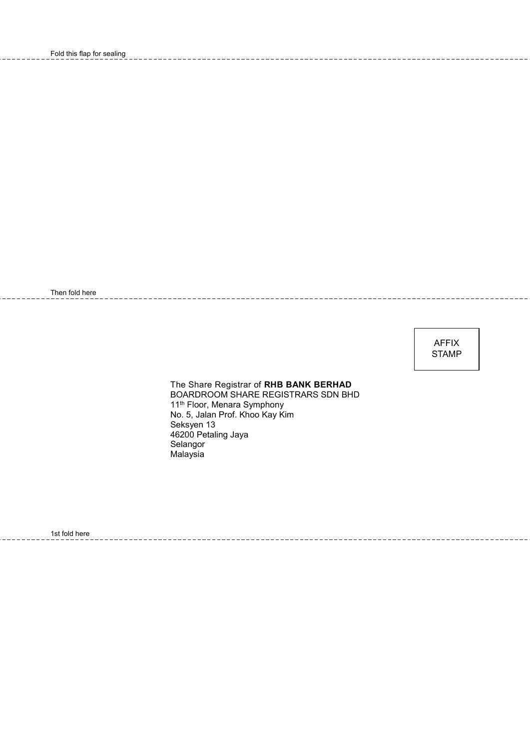Fold this flap for sealing

Then fold here

AFFIX
STAMP

The Share Registrar of **RHB BANK BERHAD**
BOARDROOM SHARE REGISTRARS SDN BHD
11th Floor, Menara Symphony
No. 5, Jalan Prof. Khoo Kay Kim
Seksyen 13
46200 Petaling Jaya
Selangor
Malaysia

1st fold here